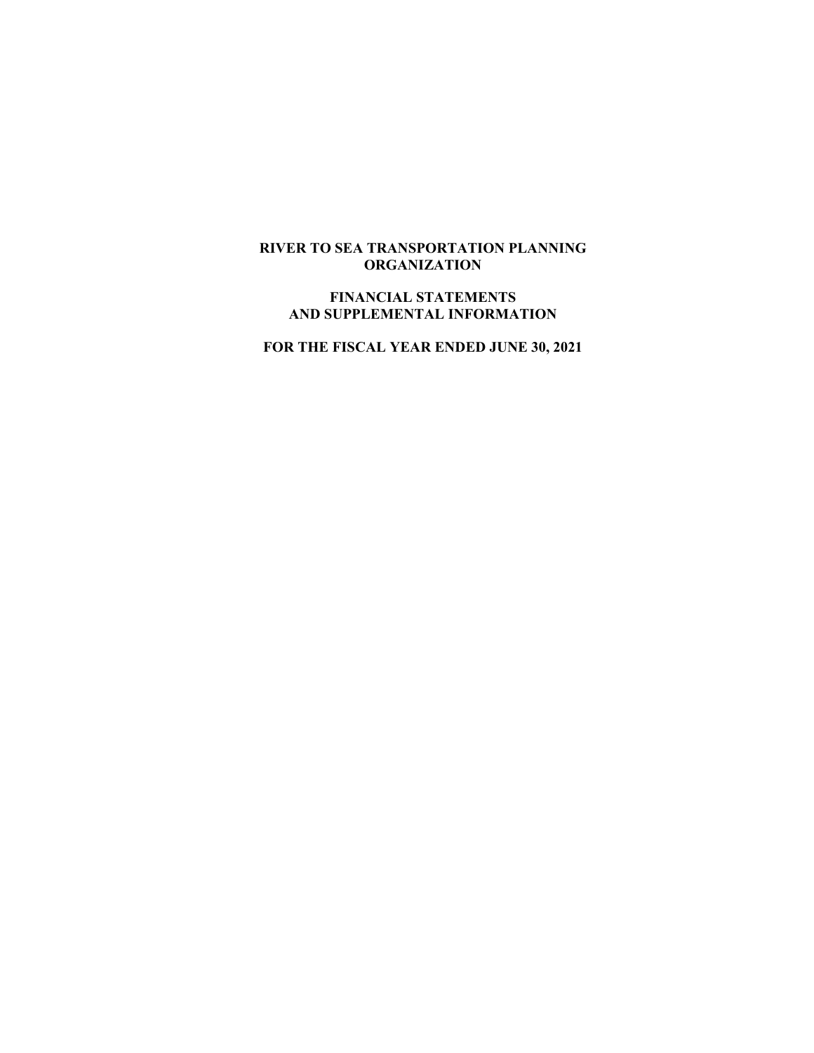# RIVER TO SEA TRANSPORTATION PLANNING ORGANIZATION

## FINANCIAL STATEMENTS AND SUPPLEMENTAL INFORMATION

## FOR THE FISCAL YEAR ENDED JUNE 30, 2021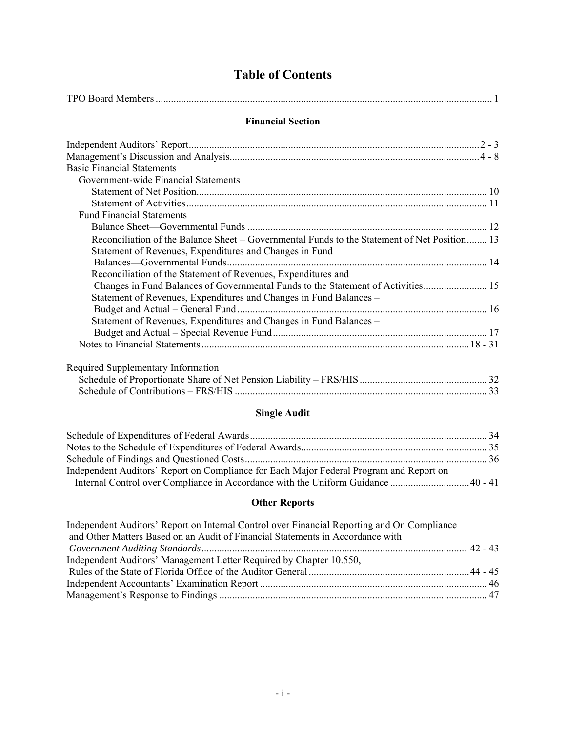# Table of Contents

TPO Board Members ..... 1

### Financial Section

Independent Auditors' Report ..... 2 - 3
Management's Discussion and Analysis ..... 4 - 8
Basic Financial Statements
- Government-wide Financial Statements
  - Statement of Net Position ..... 10
  - Statement of Activities ..... 11
- Fund Financial Statements
  - Balance Sheet—Governmental Funds ..... 12
  - Reconciliation of the Balance Sheet – Governmental Funds to the Statement of Net Position ..... 13
  - Statement of Revenues, Expenditures and Changes in Fund Balances—Governmental Funds ..... 14
  - Reconciliation of the Statement of Revenues, Expenditures and Changes in Fund Balances of Governmental Funds to the Statement of Activities ..... 15
  - Statement of Revenues, Expenditures and Changes in Fund Balances – Budget and Actual – General Fund ..... 16
  - Statement of Revenues, Expenditures and Changes in Fund Balances – Budget and Actual – Special Revenue Fund ..... 17
- Notes to Financial Statements ..... 18 - 31

Required Supplementary Information
- Schedule of Proportionate Share of Net Pension Liability – FRS/HIS ..... 32
- Schedule of Contributions – FRS/HIS ..... 33

### Single Audit

Schedule of Expenditures of Federal Awards ..... 34
Notes to the Schedule of Expenditures of Federal Awards ..... 35
Schedule of Findings and Questioned Costs ..... 36
Independent Auditors' Report on Compliance for Each Major Federal Program and Report on Internal Control over Compliance in Accordance with the Uniform Guidance ..... 40 - 41

### Other Reports

Independent Auditors' Report on Internal Control over Financial Reporting and On Compliance and Other Matters Based on an Audit of Financial Statements in Accordance with *Government Auditing Standards* ..... 42 - 43
Independent Auditors' Management Letter Required by Chapter 10.550, Rules of the State of Florida Office of the Auditor General ..... 44 - 45
Independent Accountants' Examination Report ..... 46
Management's Response to Findings ..... 47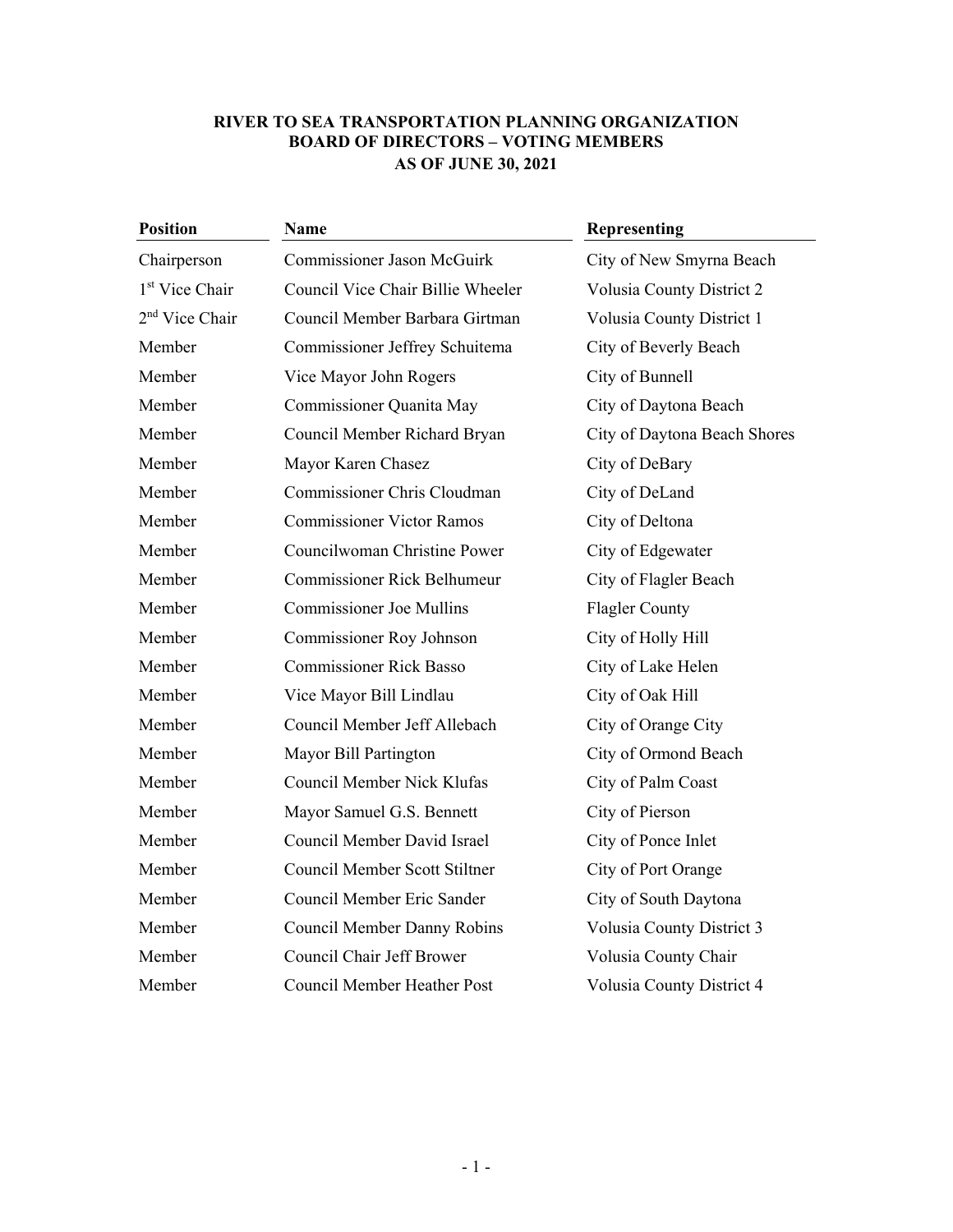**RIVER TO SEA TRANSPORTATION PLANNING ORGANIZATION**
**BOARD OF DIRECTORS – VOTING MEMBERS**
**AS OF JUNE 30, 2021**

| Position | Name | Representing |
|---|---|---|
| Chairperson | Commissioner Jason McGuirk | City of New Smyrna Beach |
| 1st Vice Chair | Council Vice Chair Billie Wheeler | Volusia County District 2 |
| 2nd Vice Chair | Council Member Barbara Girtman | Volusia County District 1 |
| Member | Commissioner Jeffrey Schuitema | City of Beverly Beach |
| Member | Vice Mayor John Rogers | City of Bunnell |
| Member | Commissioner Quanita May | City of Daytona Beach |
| Member | Council Member Richard Bryan | City of Daytona Beach Shores |
| Member | Mayor Karen Chasez | City of DeBary |
| Member | Commissioner Chris Cloudman | City of DeLand |
| Member | Commissioner Victor Ramos | City of Deltona |
| Member | Councilwoman Christine Power | City of Edgewater |
| Member | Commissioner Rick Belhumeur | City of Flagler Beach |
| Member | Commissioner Joe Mullins | Flagler County |
| Member | Commissioner Roy Johnson | City of Holly Hill |
| Member | Commissioner Rick Basso | City of Lake Helen |
| Member | Vice Mayor Bill Lindlau | City of Oak Hill |
| Member | Council Member Jeff Allebach | City of Orange City |
| Member | Mayor Bill Partington | City of Ormond Beach |
| Member | Council Member Nick Klufas | City of Palm Coast |
| Member | Mayor Samuel G.S. Bennett | City of Pierson |
| Member | Council Member David Israel | City of Ponce Inlet |
| Member | Council Member Scott Stiltner | City of Port Orange |
| Member | Council Member Eric Sander | City of South Daytona |
| Member | Council Member Danny Robins | Volusia County District 3 |
| Member | Council Chair Jeff Brower | Volusia County Chair |
| Member | Council Member Heather Post | Volusia County District 4 |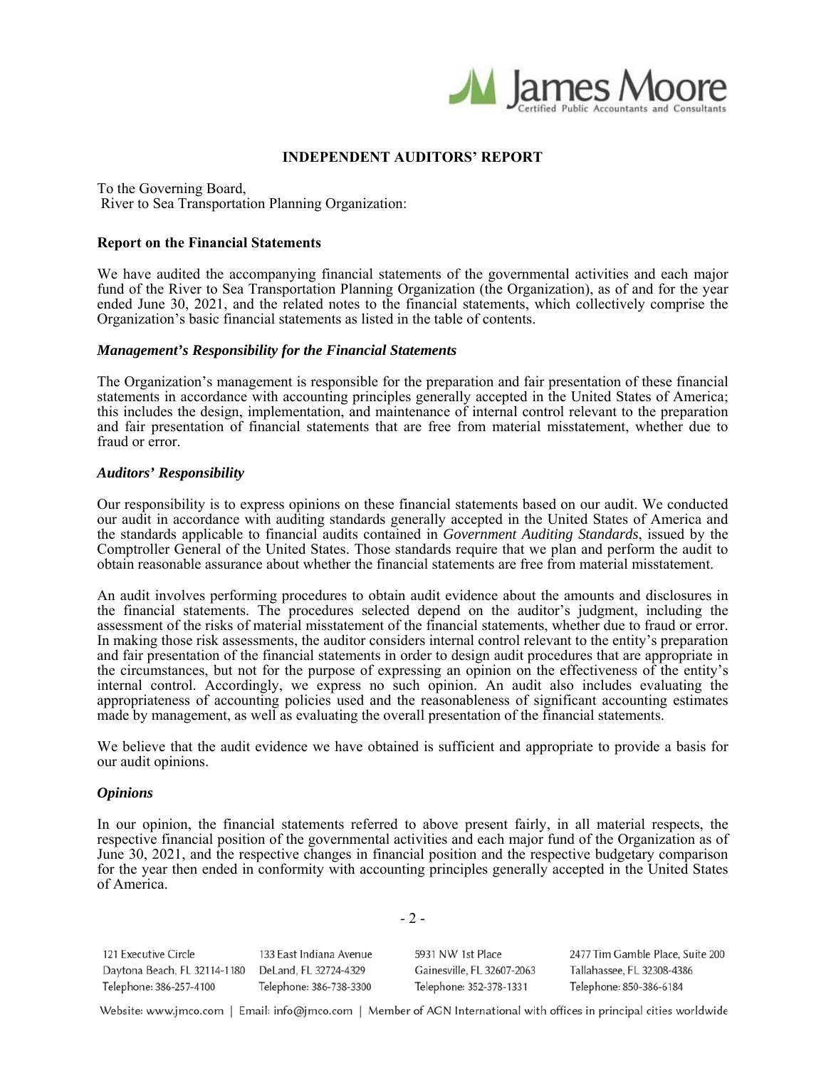# INDEPENDENT AUDITORS' REPORT

To the Governing Board,
River to Sea Transportation Planning Organization:

## Report on the Financial Statements

We have audited the accompanying financial statements of the governmental activities and each major fund of the River to Sea Transportation Planning Organization (the Organization), as of and for the year ended June 30, 2021, and the related notes to the financial statements, which collectively comprise the Organization's basic financial statements as listed in the table of contents.

### *Management's Responsibility for the Financial Statements*

The Organization's management is responsible for the preparation and fair presentation of these financial statements in accordance with accounting principles generally accepted in the United States of America; this includes the design, implementation, and maintenance of internal control relevant to the preparation and fair presentation of financial statements that are free from material misstatement, whether due to fraud or error.

### *Auditors' Responsibility*

Our responsibility is to express opinions on these financial statements based on our audit. We conducted our audit in accordance with auditing standards generally accepted in the United States of America and the standards applicable to financial audits contained in *Government Auditing Standards*, issued by the Comptroller General of the United States. Those standards require that we plan and perform the audit to obtain reasonable assurance about whether the financial statements are free from material misstatement.

An audit involves performing procedures to obtain audit evidence about the amounts and disclosures in the financial statements. The procedures selected depend on the auditor's judgment, including the assessment of the risks of material misstatement of the financial statements, whether due to fraud or error. In making those risk assessments, the auditor considers internal control relevant to the entity's preparation and fair presentation of the financial statements in order to design audit procedures that are appropriate in the circumstances, but not for the purpose of expressing an opinion on the effectiveness of the entity's internal control. Accordingly, we express no such opinion. An audit also includes evaluating the appropriateness of accounting policies used and the reasonableness of significant accounting estimates made by management, as well as evaluating the overall presentation of the financial statements.

We believe that the audit evidence we have obtained is sufficient and appropriate to provide a basis for our audit opinions.

### *Opinions*

In our opinion, the financial statements referred to above present fairly, in all material respects, the respective financial position of the governmental activities and each major fund of the Organization as of June 30, 2021, and the respective changes in financial position and the respective budgetary comparison for the year then ended in conformity with accounting principles generally accepted in the United States of America.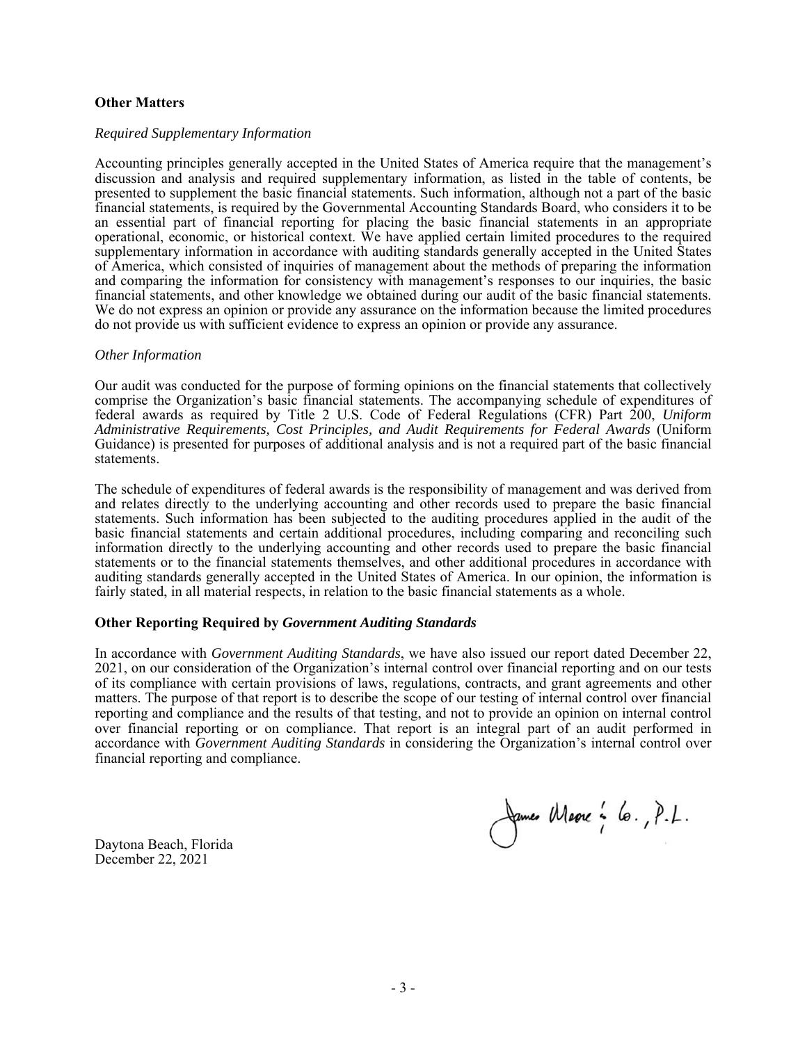## Other Matters

*Required Supplementary Information*

Accounting principles generally accepted in the United States of America require that the management's discussion and analysis and required supplementary information, as listed in the table of contents, be presented to supplement the basic financial statements. Such information, although not a part of the basic financial statements, is required by the Governmental Accounting Standards Board, who considers it to be an essential part of financial reporting for placing the basic financial statements in an appropriate operational, economic, or historical context. We have applied certain limited procedures to the required supplementary information in accordance with auditing standards generally accepted in the United States of America, which consisted of inquiries of management about the methods of preparing the information and comparing the information for consistency with management's responses to our inquiries, the basic financial statements, and other knowledge we obtained during our audit of the basic financial statements. We do not express an opinion or provide any assurance on the information because the limited procedures do not provide us with sufficient evidence to express an opinion or provide any assurance.

*Other Information*

Our audit was conducted for the purpose of forming opinions on the financial statements that collectively comprise the Organization's basic financial statements. The accompanying schedule of expenditures of federal awards as required by Title 2 U.S. Code of Federal Regulations (CFR) Part 200, *Uniform Administrative Requirements, Cost Principles, and Audit Requirements for Federal Awards* (Uniform Guidance) is presented for purposes of additional analysis and is not a required part of the basic financial statements.

The schedule of expenditures of federal awards is the responsibility of management and was derived from and relates directly to the underlying accounting and other records used to prepare the basic financial statements. Such information has been subjected to the auditing procedures applied in the audit of the basic financial statements and certain additional procedures, including comparing and reconciling such information directly to the underlying accounting and other records used to prepare the basic financial statements or to the financial statements themselves, and other additional procedures in accordance with auditing standards generally accepted in the United States of America. In our opinion, the information is fairly stated, in all material respects, in relation to the basic financial statements as a whole.

## Other Reporting Required by *Government Auditing Standards*

In accordance with *Government Auditing Standards*, we have also issued our report dated December 22, 2021, on our consideration of the Organization's internal control over financial reporting and on our tests of its compliance with certain provisions of laws, regulations, contracts, and grant agreements and other matters. The purpose of that report is to describe the scope of our testing of internal control over financial reporting and compliance and the results of that testing, and not to provide an opinion on internal control over financial reporting or on compliance. That report is an integral part of an audit performed in accordance with *Government Auditing Standards* in considering the Organization's internal control over financial reporting and compliance.

James Moore & Co., P.L.

Daytona Beach, Florida
December 22, 2021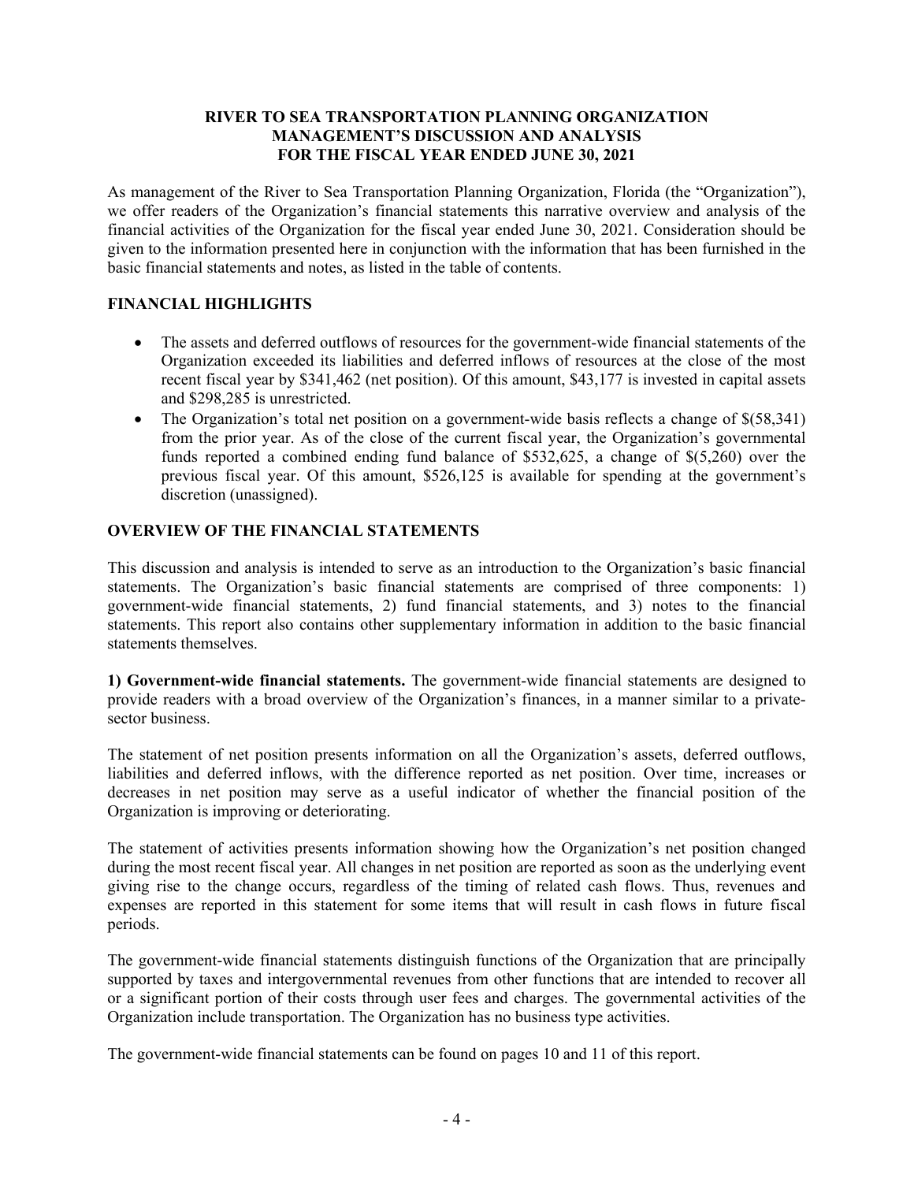# RIVER TO SEA TRANSPORTATION PLANNING ORGANIZATION
# MANAGEMENT'S DISCUSSION AND ANALYSIS
# FOR THE FISCAL YEAR ENDED JUNE 30, 2021

As management of the River to Sea Transportation Planning Organization, Florida (the "Organization"), we offer readers of the Organization's financial statements this narrative overview and analysis of the financial activities of the Organization for the fiscal year ended June 30, 2021. Consideration should be given to the information presented here in conjunction with the information that has been furnished in the basic financial statements and notes, as listed in the table of contents.

## FINANCIAL HIGHLIGHTS

- The assets and deferred outflows of resources for the government-wide financial statements of the Organization exceeded its liabilities and deferred inflows of resources at the close of the most recent fiscal year by $341,462 (net position). Of this amount, $43,177 is invested in capital assets and $298,285 is unrestricted.
- The Organization's total net position on a government-wide basis reflects a change of $(58,341) from the prior year. As of the close of the current fiscal year, the Organization's governmental funds reported a combined ending fund balance of $532,625, a change of $(5,260) over the previous fiscal year. Of this amount, $526,125 is available for spending at the government's discretion (unassigned).

## OVERVIEW OF THE FINANCIAL STATEMENTS

This discussion and analysis is intended to serve as an introduction to the Organization's basic financial statements. The Organization's basic financial statements are comprised of three components: 1) government-wide financial statements, 2) fund financial statements, and 3) notes to the financial statements. This report also contains other supplementary information in addition to the basic financial statements themselves.

**1) Government-wide financial statements.** The government-wide financial statements are designed to provide readers with a broad overview of the Organization's finances, in a manner similar to a private-sector business.

The statement of net position presents information on all the Organization's assets, deferred outflows, liabilities and deferred inflows, with the difference reported as net position. Over time, increases or decreases in net position may serve as a useful indicator of whether the financial position of the Organization is improving or deteriorating.

The statement of activities presents information showing how the Organization's net position changed during the most recent fiscal year. All changes in net position are reported as soon as the underlying event giving rise to the change occurs, regardless of the timing of related cash flows. Thus, revenues and expenses are reported in this statement for some items that will result in cash flows in future fiscal periods.

The government-wide financial statements distinguish functions of the Organization that are principally supported by taxes and intergovernmental revenues from other functions that are intended to recover all or a significant portion of their costs through user fees and charges. The governmental activities of the Organization include transportation. The Organization has no business type activities.

The government-wide financial statements can be found on pages 10 and 11 of this report.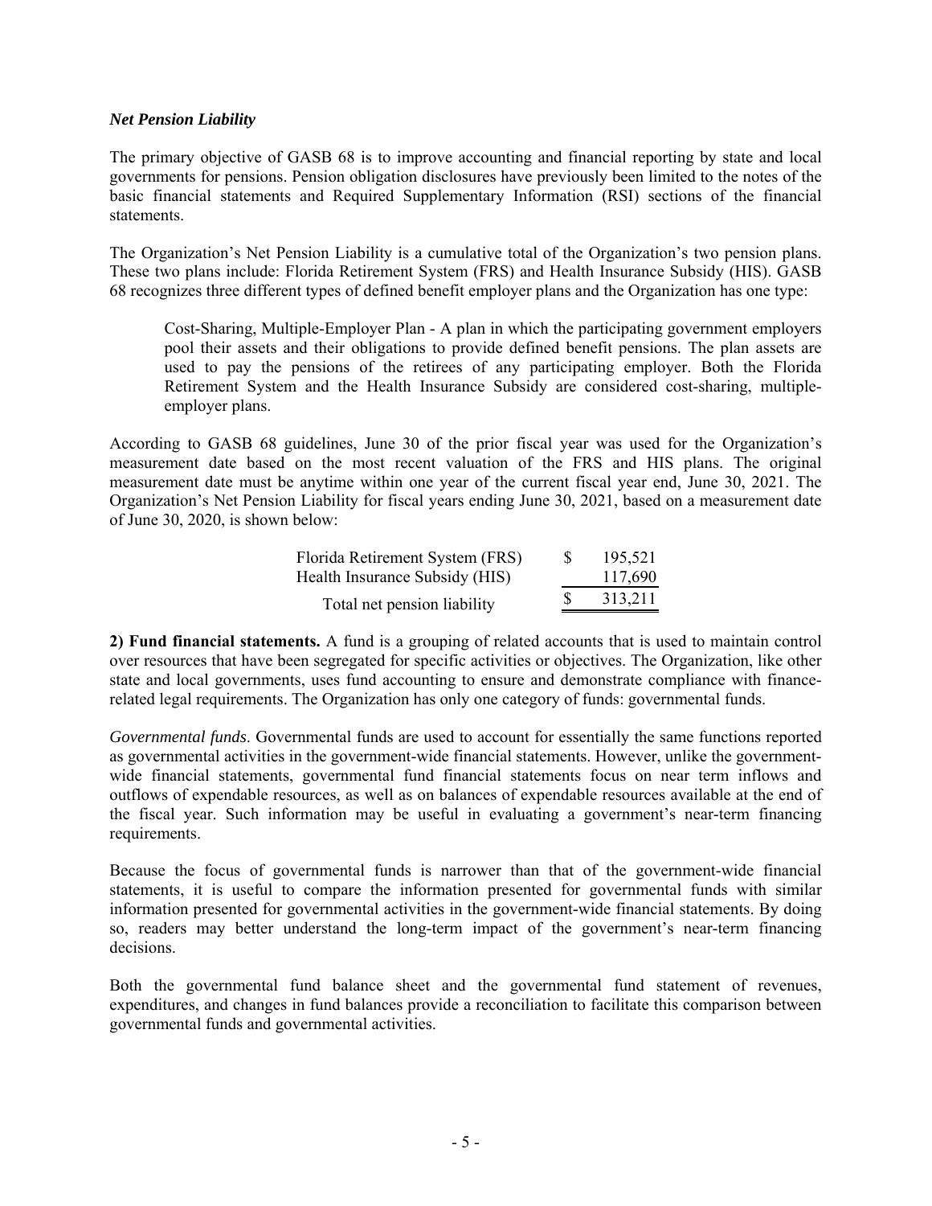***Net Pension Liability***

The primary objective of GASB 68 is to improve accounting and financial reporting by state and local governments for pensions. Pension obligation disclosures have previously been limited to the notes of the basic financial statements and Required Supplementary Information (RSI) sections of the financial statements.

The Organization's Net Pension Liability is a cumulative total of the Organization's two pension plans. These two plans include: Florida Retirement System (FRS) and Health Insurance Subsidy (HIS). GASB 68 recognizes three different types of defined benefit employer plans and the Organization has one type:

> Cost-Sharing, Multiple-Employer Plan - A plan in which the participating government employers pool their assets and their obligations to provide defined benefit pensions. The plan assets are used to pay the pensions of the retirees of any participating employer. Both the Florida Retirement System and the Health Insurance Subsidy are considered cost-sharing, multiple-employer plans.

According to GASB 68 guidelines, June 30 of the prior fiscal year was used for the Organization's measurement date based on the most recent valuation of the FRS and HIS plans. The original measurement date must be anytime within one year of the current fiscal year end, June 30, 2021. The Organization's Net Pension Liability for fiscal years ending June 30, 2021, based on a measurement date of June 30, 2020, is shown below:

| | |
|---|---|
| Florida Retirement System (FRS) | $ 195,521 |
| Health Insurance Subsidy (HIS) | 117,690 |
| Total net pension liability | $ 313,211 |

**2) Fund financial statements.** A fund is a grouping of related accounts that is used to maintain control over resources that have been segregated for specific activities or objectives. The Organization, like other state and local governments, uses fund accounting to ensure and demonstrate compliance with finance-related legal requirements. The Organization has only one category of funds: governmental funds.

*Governmental funds*. Governmental funds are used to account for essentially the same functions reported as governmental activities in the government-wide financial statements. However, unlike the government-wide financial statements, governmental fund financial statements focus on near term inflows and outflows of expendable resources, as well as on balances of expendable resources available at the end of the fiscal year. Such information may be useful in evaluating a government's near-term financing requirements.

Because the focus of governmental funds is narrower than that of the government-wide financial statements, it is useful to compare the information presented for governmental funds with similar information presented for governmental activities in the government-wide financial statements. By doing so, readers may better understand the long-term impact of the government's near-term financing decisions.

Both the governmental fund balance sheet and the governmental fund statement of revenues, expenditures, and changes in fund balances provide a reconciliation to facilitate this comparison between governmental funds and governmental activities.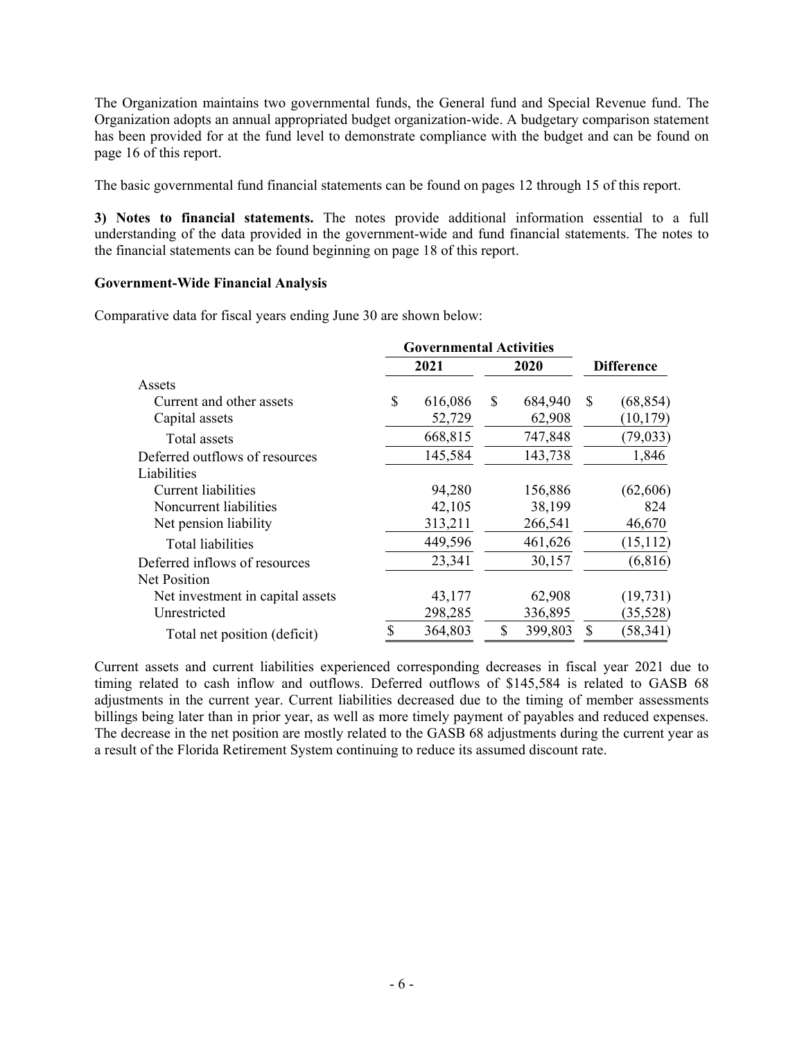The Organization maintains two governmental funds, the General fund and Special Revenue fund. The Organization adopts an annual appropriated budget organization-wide. A budgetary comparison statement has been provided for at the fund level to demonstrate compliance with the budget and can be found on page 16 of this report.

The basic governmental fund financial statements can be found on pages 12 through 15 of this report.

**3) Notes to financial statements.** The notes provide additional information essential to a full understanding of the data provided in the government-wide and fund financial statements. The notes to the financial statements can be found beginning on page 18 of this report.

**Government-Wide Financial Analysis**

Comparative data for fiscal years ending June 30 are shown below:

| | Governmental Activities | | |
|---|---|---|---|
| | 2021 | 2020 | Difference |
| Assets | | | |
| Current and other assets | $ 616,086 | $ 684,940 | $ (68,854) |
| Capital assets | 52,729 | 62,908 | (10,179) |
| Total assets | 668,815 | 747,848 | (79,033) |
| Deferred outflows of resources | 145,584 | 143,738 | 1,846 |
| Liabilities | | | |
| Current liabilities | 94,280 | 156,886 | (62,606) |
| Noncurrent liabilities | 42,105 | 38,199 | 824 |
| Net pension liability | 313,211 | 266,541 | 46,670 |
| Total liabilities | 449,596 | 461,626 | (15,112) |
| Deferred inflows of resources | 23,341 | 30,157 | (6,816) |
| Net Position | | | |
| Net investment in capital assets | 43,177 | 62,908 | (19,731) |
| Unrestricted | 298,285 | 336,895 | (35,528) |
| Total net position (deficit) | $ 364,803 | $ 399,803 | $ (58,341) |

Current assets and current liabilities experienced corresponding decreases in fiscal year 2021 due to timing related to cash inflow and outflows. Deferred outflows of $145,584 is related to GASB 68 adjustments in the current year. Current liabilities decreased due to the timing of member assessments billings being later than in prior year, as well as more timely payment of payables and reduced expenses. The decrease in the net position are mostly related to the GASB 68 adjustments during the current year as a result of the Florida Retirement System continuing to reduce its assumed discount rate.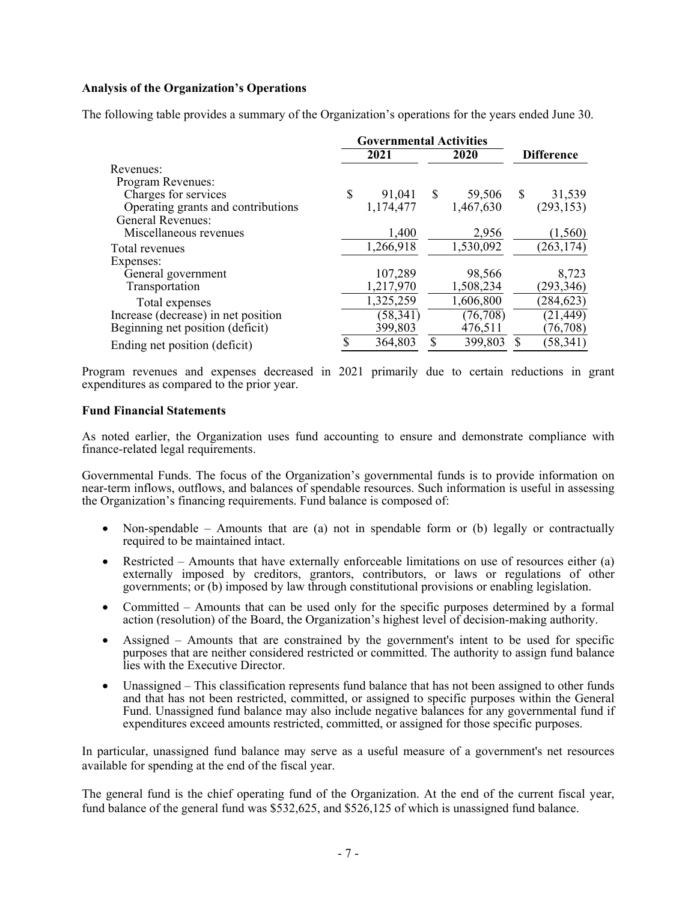**Analysis of the Organization's Operations**

The following table provides a summary of the Organization's operations for the years ended June 30.

| | Governmental Activities | | |
|---|---|---|---|
| | 2021 | 2020 | Difference |
| Revenues: | | | |
| Program Revenues: | | | |
| Charges for services | $ 91,041 | $ 59,506 | $ 31,539 |
| Operating grants and contributions | 1,174,477 | 1,467,630 | (293,153) |
| General Revenues: | | | |
| Miscellaneous revenues | 1,400 | 2,956 | (1,560) |
| Total revenues | 1,266,918 | 1,530,092 | (263,174) |
| Expenses: | | | |
| General government | 107,289 | 98,566 | 8,723 |
| Transportation | 1,217,970 | 1,508,234 | (293,346) |
| Total expenses | 1,325,259 | 1,606,800 | (284,623) |
| Increase (decrease) in net position | (58,341) | (76,708) | (21,449) |
| Beginning net position (deficit) | 399,803 | 476,511 | (76,708) |
| Ending net position (deficit) | $ 364,803 | $ 399,803 | $ (58,341) |

Program revenues and expenses decreased in 2021 primarily due to certain reductions in grant expenditures as compared to the prior year.

**Fund Financial Statements**

As noted earlier, the Organization uses fund accounting to ensure and demonstrate compliance with finance-related legal requirements.

Governmental Funds. The focus of the Organization's governmental funds is to provide information on near-term inflows, outflows, and balances of spendable resources. Such information is useful in assessing the Organization's financing requirements. Fund balance is composed of:

- Non-spendable – Amounts that are (a) not in spendable form or (b) legally or contractually required to be maintained intact.
- Restricted – Amounts that have externally enforceable limitations on use of resources either (a) externally imposed by creditors, grantors, contributors, or laws or regulations of other governments; or (b) imposed by law through constitutional provisions or enabling legislation.
- Committed – Amounts that can be used only for the specific purposes determined by a formal action (resolution) of the Board, the Organization's highest level of decision-making authority.
- Assigned – Amounts that are constrained by the government's intent to be used for specific purposes that are neither considered restricted or committed. The authority to assign fund balance lies with the Executive Director.
- Unassigned – This classification represents fund balance that has not been assigned to other funds and that has not been restricted, committed, or assigned to specific purposes within the General Fund. Unassigned fund balance may also include negative balances for any governmental fund if expenditures exceed amounts restricted, committed, or assigned for those specific purposes.

In particular, unassigned fund balance may serve as a useful measure of a government's net resources available for spending at the end of the fiscal year.

The general fund is the chief operating fund of the Organization. At the end of the current fiscal year, fund balance of the general fund was $532,625, and $526,125 of which is unassigned fund balance.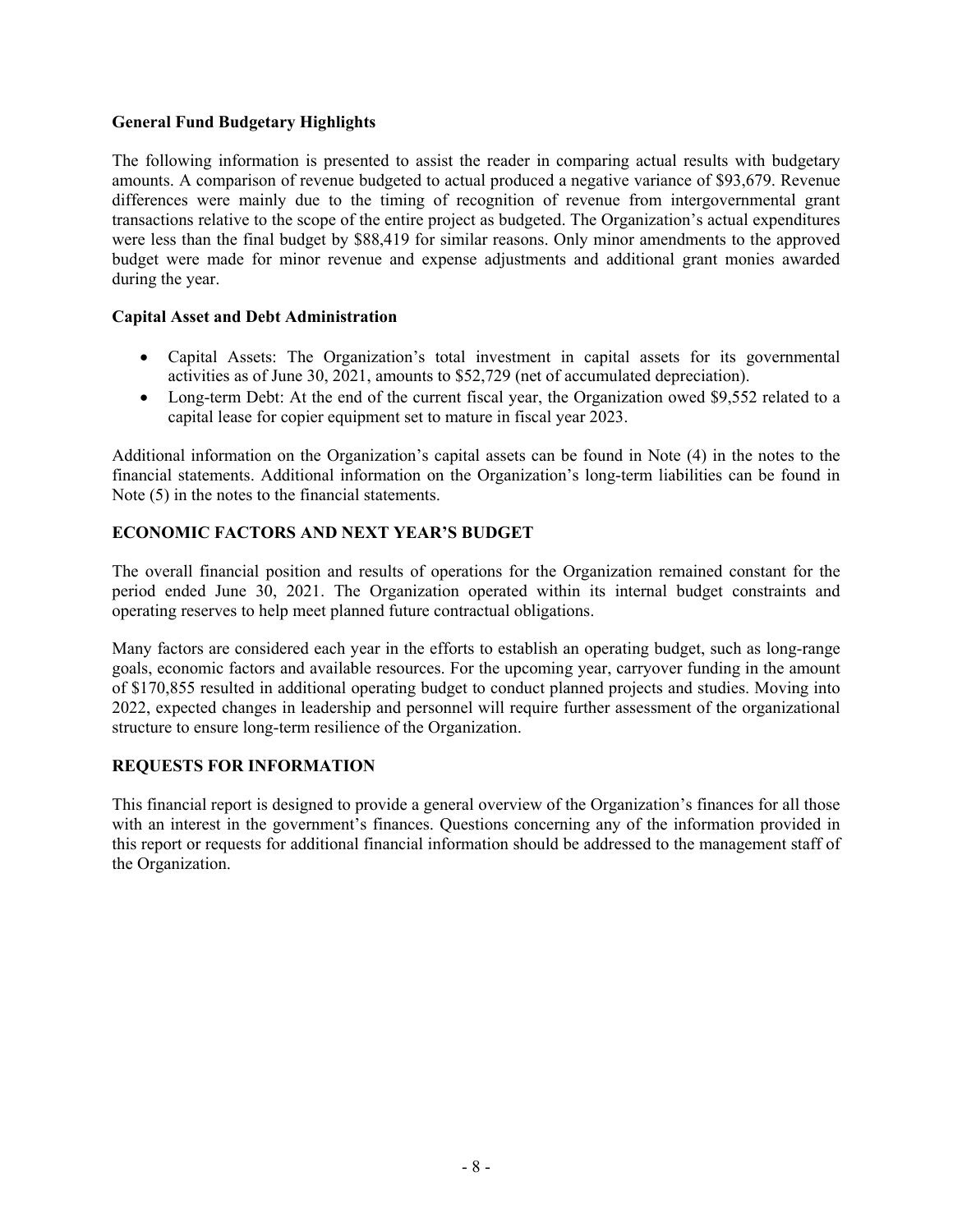### General Fund Budgetary Highlights

The following information is presented to assist the reader in comparing actual results with budgetary amounts. A comparison of revenue budgeted to actual produced a negative variance of $93,679. Revenue differences were mainly due to the timing of recognition of revenue from intergovernmental grant transactions relative to the scope of the entire project as budgeted. The Organization's actual expenditures were less than the final budget by $88,419 for similar reasons. Only minor amendments to the approved budget were made for minor revenue and expense adjustments and additional grant monies awarded during the year.

### Capital Asset and Debt Administration

- Capital Assets: The Organization's total investment in capital assets for its governmental activities as of June 30, 2021, amounts to $52,729 (net of accumulated depreciation).
- Long-term Debt: At the end of the current fiscal year, the Organization owed $9,552 related to a capital lease for copier equipment set to mature in fiscal year 2023.

Additional information on the Organization's capital assets can be found in Note (4) in the notes to the financial statements. Additional information on the Organization's long-term liabilities can be found in Note (5) in the notes to the financial statements.

## ECONOMIC FACTORS AND NEXT YEAR'S BUDGET

The overall financial position and results of operations for the Organization remained constant for the period ended June 30, 2021. The Organization operated within its internal budget constraints and operating reserves to help meet planned future contractual obligations.

Many factors are considered each year in the efforts to establish an operating budget, such as long-range goals, economic factors and available resources. For the upcoming year, carryover funding in the amount of $170,855 resulted in additional operating budget to conduct planned projects and studies. Moving into 2022, expected changes in leadership and personnel will require further assessment of the organizational structure to ensure long-term resilience of the Organization.

## REQUESTS FOR INFORMATION

This financial report is designed to provide a general overview of the Organization's finances for all those with an interest in the government's finances. Questions concerning any of the information provided in this report or requests for additional financial information should be addressed to the management staff of the Organization.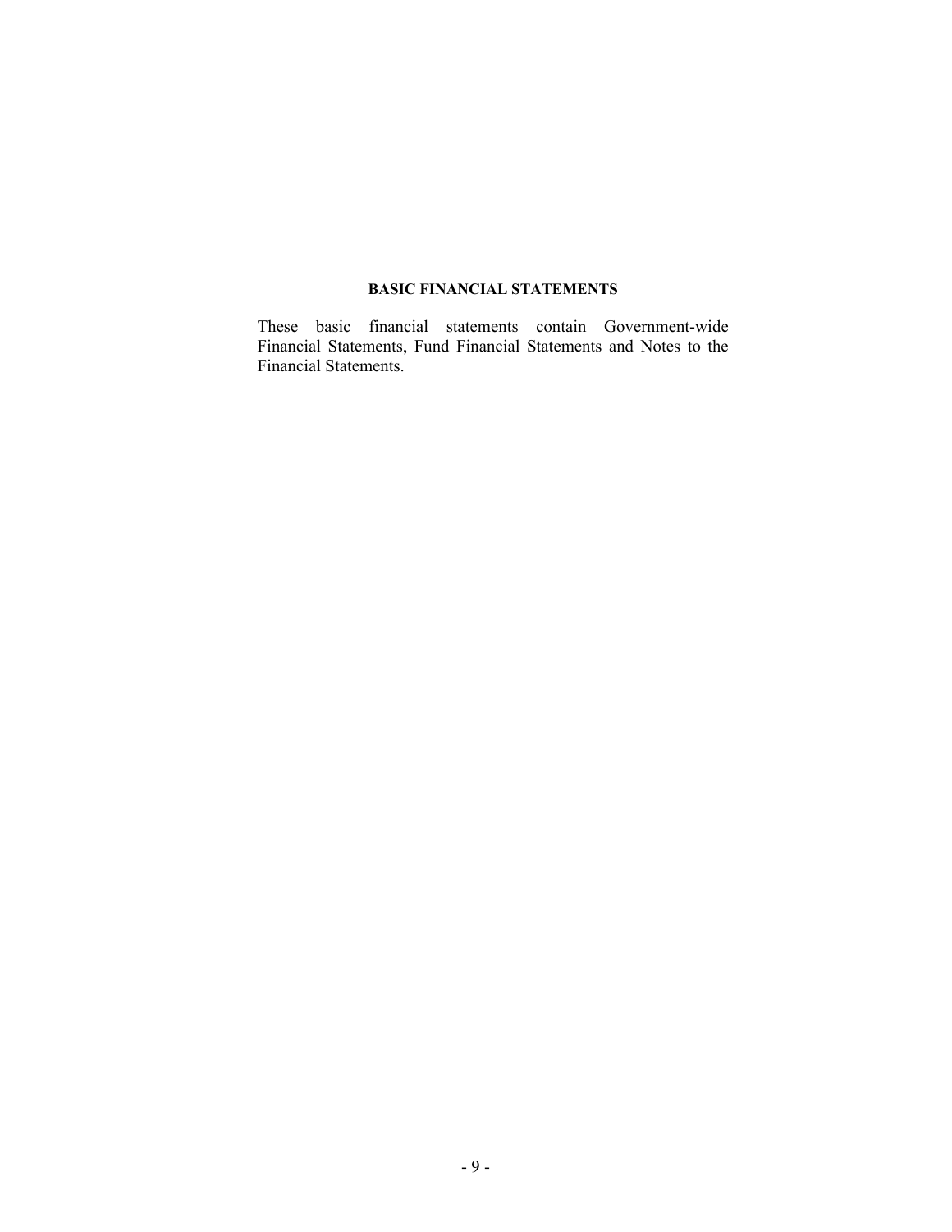# BASIC FINANCIAL STATEMENTS

These basic financial statements contain Government-wide Financial Statements, Fund Financial Statements and Notes to the Financial Statements.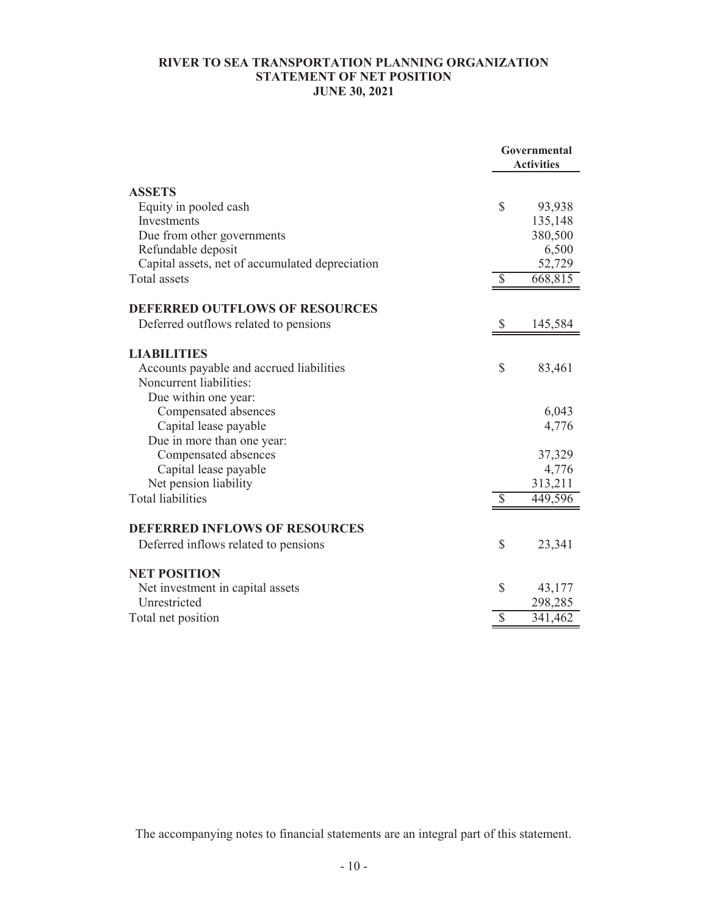# RIVER TO SEA TRANSPORTATION PLANNING ORGANIZATION
## STATEMENT OF NET POSITION
### JUNE 30, 2021

| | Governmental Activities |
|---|---|
| **ASSETS** | |
| Equity in pooled cash | $ 93,938 |
| Investments | 135,148 |
| Due from other governments | 380,500 |
| Refundable deposit | 6,500 |
| Capital assets, net of accumulated depreciation | 52,729 |
| Total assets | $ 668,815 |
| **DEFERRED OUTFLOWS OF RESOURCES** | |
| Deferred outflows related to pensions | $ 145,584 |
| **LIABILITIES** | |
| Accounts payable and accrued liabilities | $ 83,461 |
| Noncurrent liabilities: | |
| Due within one year: | |
| Compensated absences | 6,043 |
| Capital lease payable | 4,776 |
| Due in more than one year: | |
| Compensated absences | 37,329 |
| Capital lease payable | 4,776 |
| Net pension liability | 313,211 |
| Total liabilities | $ 449,596 |
| **DEFERRED INFLOWS OF RESOURCES** | |
| Deferred inflows related to pensions | $ 23,341 |
| **NET POSITION** | |
| Net investment in capital assets | $ 43,177 |
| Unrestricted | 298,285 |
| Total net position | $ 341,462 |

The accompanying notes to financial statements are an integral part of this statement.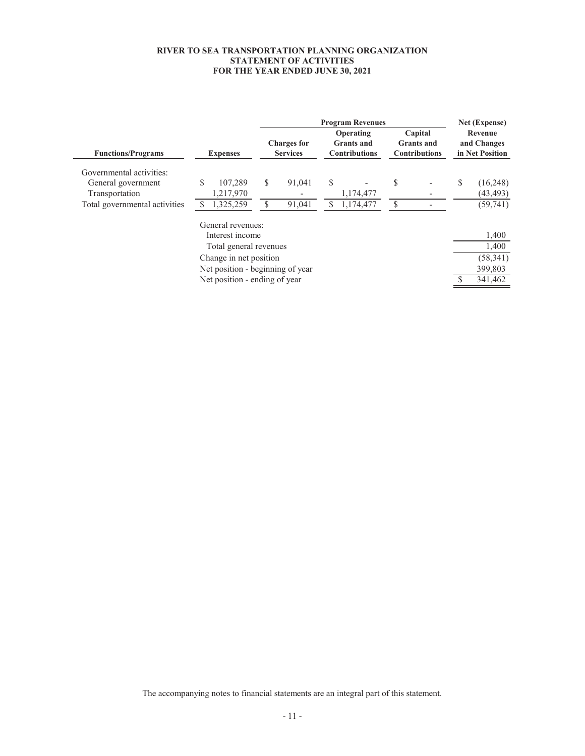**RIVER TO SEA TRANSPORTATION PLANNING ORGANIZATION**
**STATEMENT OF ACTIVITIES**
**FOR THE YEAR ENDED JUNE 30, 2021**

| | | Program Revenues | | | Net (Expense) Revenue and Changes in Net Position |
|---|---|---|---|---|---|
| **Functions/Programs** | **Expenses** | **Charges for Services** | **Operating Grants and Contributions** | **Capital Grants and Contributions** | |
| Governmental activities: | | | | | |
| General government | $ 107,289 | $ 91,041 | $ - | $ - | $ (16,248) |
| Transportation | 1,217,970 | - | 1,174,477 | - | (43,493) |
| Total governmental activities | $ 1,325,259 | $ 91,041 | $ 1,174,477 | $ - | (59,741) |
| | General revenues: | | | | |
| | Interest income | | | | 1,400 |
| | Total general revenues | | | | 1,400 |
| | Change in net position | | | | (58,341) |
| | Net position - beginning of year | | | | 399,803 |
| | Net position - ending of year | | | | $ 341,462 |

The accompanying notes to financial statements are an integral part of this statement.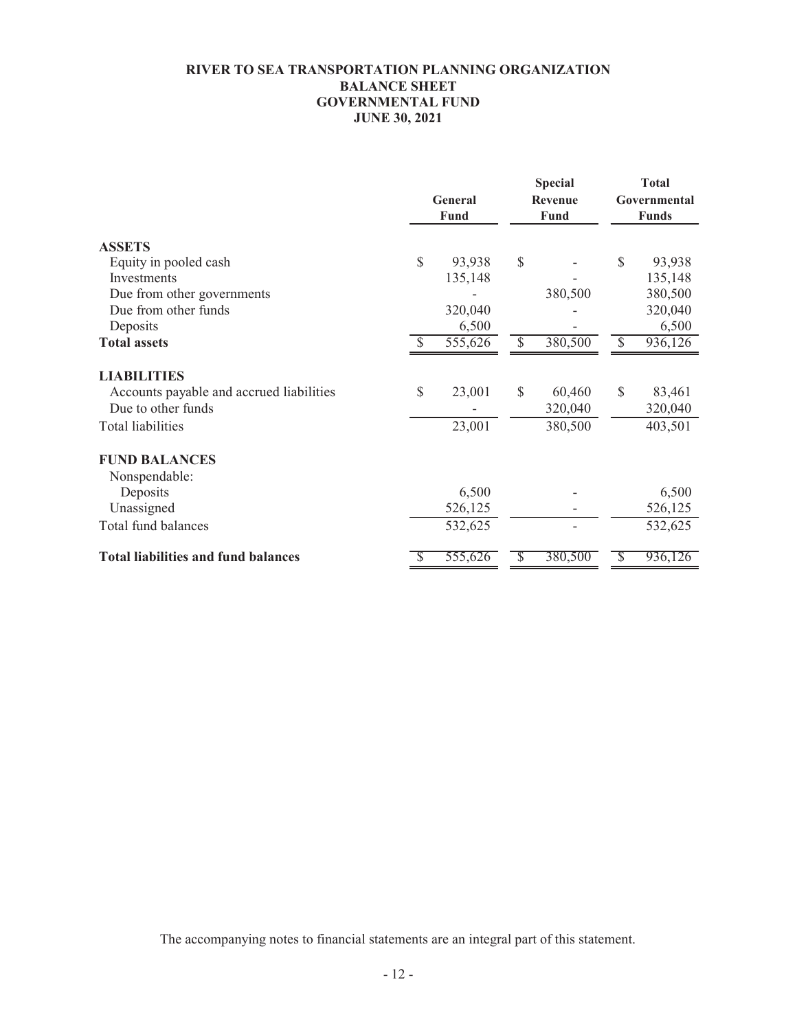# RIVER TO SEA TRANSPORTATION PLANNING ORGANIZATION
## BALANCE SHEET
## GOVERNMENTAL FUND
## JUNE 30, 2021

| | General Fund | Special Revenue Fund | Total Governmental Funds |
|---|---|---|---|
| **ASSETS** | | | |
| Equity in pooled cash | $ 93,938 | $ - | $ 93,938 |
| Investments | 135,148 | - | 135,148 |
| Due from other governments | - | 380,500 | 380,500 |
| Due from other funds | 320,040 | - | 320,040 |
| Deposits | 6,500 | - | 6,500 |
| **Total assets** | $ 555,626 | $ 380,500 | $ 936,126 |
| **LIABILITIES** | | | |
| Accounts payable and accrued liabilities | $ 23,001 | $ 60,460 | $ 83,461 |
| Due to other funds | - | 320,040 | 320,040 |
| Total liabilities | 23,001 | 380,500 | 403,501 |
| **FUND BALANCES** | | | |
| Nonspendable: | | | |
| Deposits | 6,500 | - | 6,500 |
| Unassigned | 526,125 | - | 526,125 |
| Total fund balances | 532,625 | - | 532,625 |
| **Total liabilities and fund balances** | $ 555,626 | $ 380,500 | $ 936,126 |

The accompanying notes to financial statements are an integral part of this statement.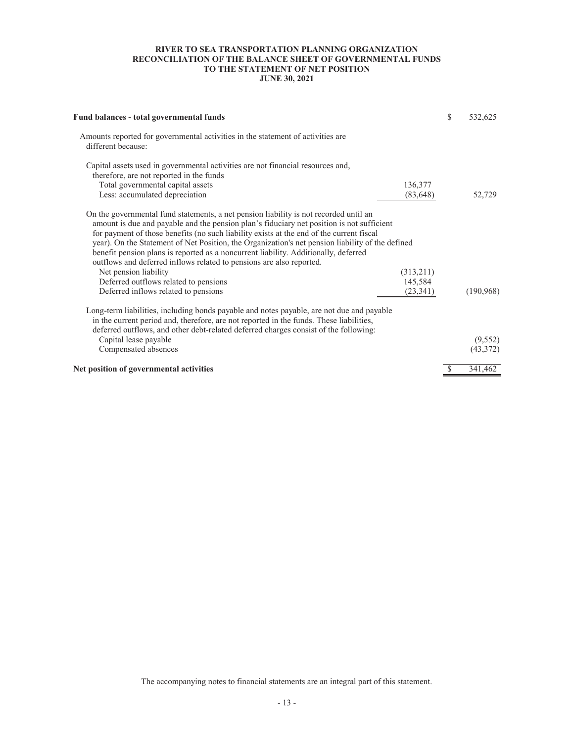**RIVER TO SEA TRANSPORTATION PLANNING ORGANIZATION**
**RECONCILIATION OF THE BALANCE SHEET OF GOVERNMENTAL FUNDS**
**TO THE STATEMENT OF NET POSITION**
**JUNE 30, 2021**

| | | |
|---|---|---|
| **Fund balances - total governmental funds** | | $ 532,625 |
| Amounts reported for governmental activities in the statement of activities are different because: | | |
| Capital assets used in governmental activities are not financial resources and, therefore, are not reported in the funds | | |
| Total governmental capital assets | 136,377 | |
| Less: accumulated depreciation | (83,648) | 52,729 |
| On the governmental fund statements, a net pension liability is not recorded until an amount is due and payable and the pension plan's fiduciary net position is not sufficient for payment of those benefits (no such liability exists at the end of the current fiscal year). On the Statement of Net Position, the Organization's net pension liability of the defined benefit pension plans is reported as a noncurrent liability. Additionally, deferred outflows and deferred inflows related to pensions are also reported. | | |
| Net pension liability | (313,211) | |
| Deferred outflows related to pensions | 145,584 | |
| Deferred inflows related to pensions | (23,341) | (190,968) |
| Long-term liabilities, including bonds payable and notes payable, are not due and payable in the current period and, therefore, are not reported in the funds. These liabilities, deferred outflows, and other debt-related deferred charges consist of the following: | | |
| Capital lease payable | | (9,552) |
| Compensated absences | | (43,372) |
| **Net position of governmental activities** | | $ 341,462 |

The accompanying notes to financial statements are an integral part of this statement.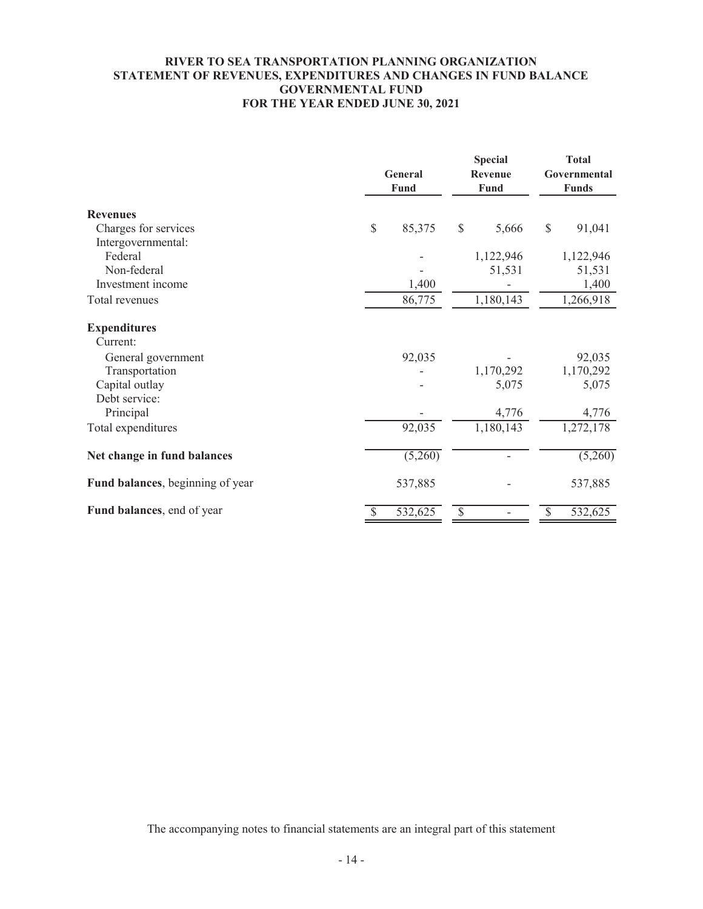# RIVER TO SEA TRANSPORTATION PLANNING ORGANIZATION
## STATEMENT OF REVENUES, EXPENDITURES AND CHANGES IN FUND BALANCE
## GOVERNMENTAL FUND
## FOR THE YEAR ENDED JUNE 30, 2021

| | General Fund | Special Revenue Fund | Total Governmental Funds |
|---|---|---|---|
| **Revenues** | | | |
| Charges for services | $ 85,375 | $ 5,666 | $ 91,041 |
| Intergovernmental: | | | |
| Federal | - | 1,122,946 | 1,122,946 |
| Non-federal | - | 51,531 | 51,531 |
| Investment income | 1,400 | - | 1,400 |
| Total revenues | 86,775 | 1,180,143 | 1,266,918 |
| **Expenditures** | | | |
| Current: | | | |
| General government | 92,035 | - | 92,035 |
| Transportation | - | 1,170,292 | 1,170,292 |
| Capital outlay | - | 5,075 | 5,075 |
| Debt service: | | | |
| Principal | - | 4,776 | 4,776 |
| Total expenditures | 92,035 | 1,180,143 | 1,272,178 |
| **Net change in fund balances** | (5,260) | - | (5,260) |
| **Fund balances**, beginning of year | 537,885 | - | 537,885 |
| **Fund balances**, end of year | $ 532,625 | $ - | $ 532,625 |

The accompanying notes to financial statements are an integral part of this statement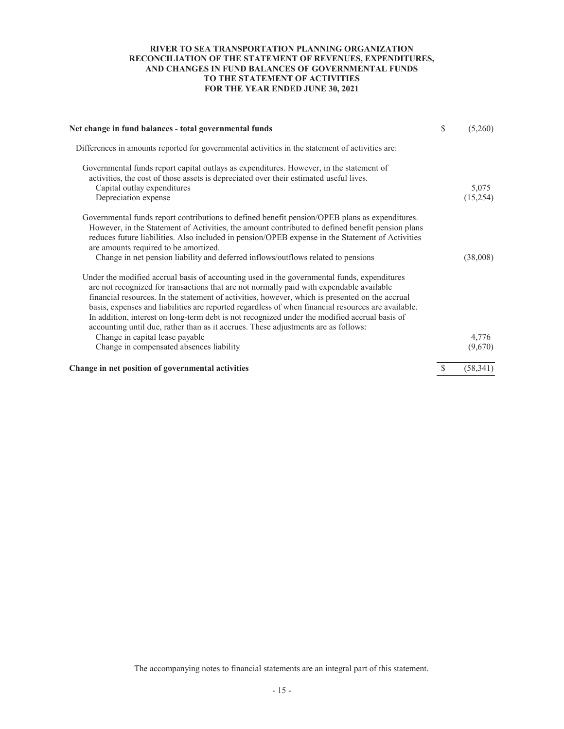# RIVER TO SEA TRANSPORTATION PLANNING ORGANIZATION
## RECONCILIATION OF THE STATEMENT OF REVENUES, EXPENDITURES, AND CHANGES IN FUND BALANCES OF GOVERNMENTAL FUNDS TO THE STATEMENT OF ACTIVITIES
### FOR THE YEAR ENDED JUNE 30, 2021

| | |
|---|---|
| **Net change in fund balances - total governmental funds** | $ (5,260) |
| Differences in amounts reported for governmental activities in the statement of activities are: | |
| Governmental funds report capital outlays as expenditures. However, in the statement of activities, the cost of those assets is depreciated over their estimated useful lives. | |
| Capital outlay expenditures | 5,075 |
| Depreciation expense | (15,254) |
| Governmental funds report contributions to defined benefit pension/OPEB plans as expenditures. However, in the Statement of Activities, the amount contributed to defined benefit pension plans reduces future liabilities. Also included in pension/OPEB expense in the Statement of Activities are amounts required to be amortized. | |
| Change in net pension liability and deferred inflows/outflows related to pensions | (38,008) |
| Under the modified accrual basis of accounting used in the governmental funds, expenditures are not recognized for transactions that are not normally paid with expendable available financial resources. In the statement of activities, however, which is presented on the accrual basis, expenses and liabilities are reported regardless of when financial resources are available. In addition, interest on long-term debt is not recognized under the modified accrual basis of accounting until due, rather than as it accrues. These adjustments are as follows: | |
| Change in capital lease payable | 4,776 |
| Change in compensated absences liability | (9,670) |
| **Change in net position of governmental activities** | $ (58,341) |

The accompanying notes to financial statements are an integral part of this statement.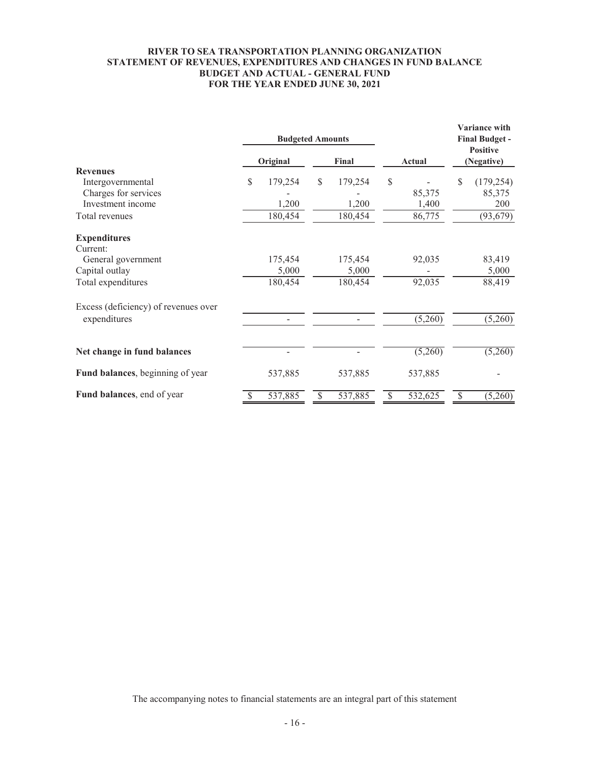# RIVER TO SEA TRANSPORTATION PLANNING ORGANIZATION
## STATEMENT OF REVENUES, EXPENDITURES AND CHANGES IN FUND BALANCE
## BUDGET AND ACTUAL - GENERAL FUND
## FOR THE YEAR ENDED JUNE 30, 2021

| | Budgeted Amounts | | | Variance with Final Budget - Positive |
|---|---|---|---|---|
| | Original | Final | Actual | (Negative) |
| **Revenues** | | | | |
| Intergovernmental | $ 179,254 | $ 179,254 | $ - | $ (179,254) |
| Charges for services | - | - | 85,375 | 85,375 |
| Investment income | 1,200 | 1,200 | 1,400 | 200 |
| Total revenues | 180,454 | 180,454 | 86,775 | (93,679) |
| **Expenditures** | | | | |
| Current: | | | | |
| General government | 175,454 | 175,454 | 92,035 | 83,419 |
| Capital outlay | 5,000 | 5,000 | - | 5,000 |
| Total expenditures | 180,454 | 180,454 | 92,035 | 88,419 |
| Excess (deficiency) of revenues over expenditures | - | - | (5,260) | (5,260) |
| **Net change in fund balances** | - | - | (5,260) | (5,260) |
| **Fund balances**, beginning of year | 537,885 | 537,885 | 537,885 | - |
| **Fund balances**, end of year | $ 537,885 | $ 537,885 | $ 532,625 | $ (5,260) |

The accompanying notes to financial statements are an integral part of this statement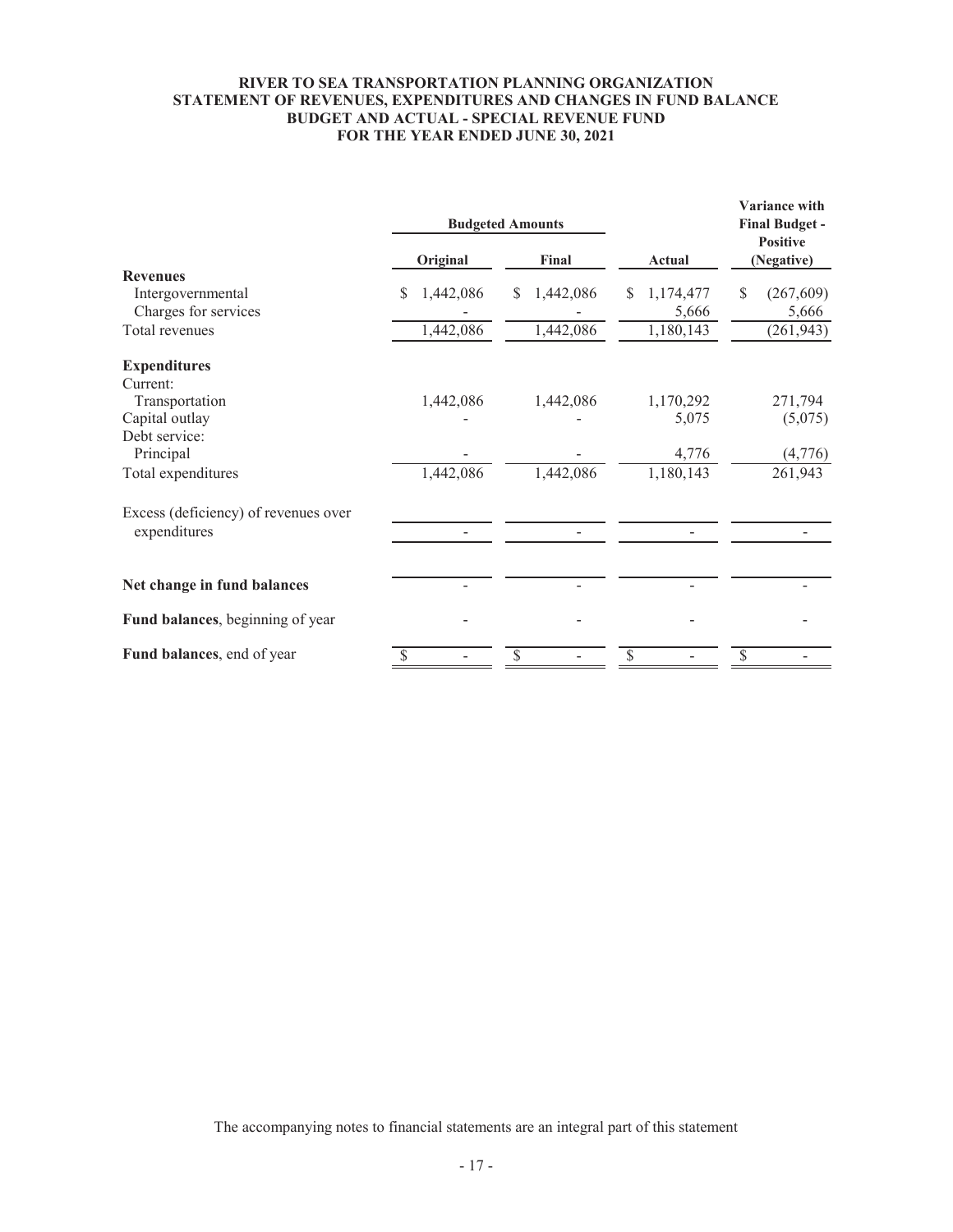**RIVER TO SEA TRANSPORTATION PLANNING ORGANIZATION**
**STATEMENT OF REVENUES, EXPENDITURES AND CHANGES IN FUND BALANCE**
**BUDGET AND ACTUAL - SPECIAL REVENUE FUND**
**FOR THE YEAR ENDED JUNE 30, 2021**

| | Budgeted Amounts | | | Variance with Final Budget - Positive (Negative) |
|---|---|---|---|---|
| | Original | Final | Actual | |
| **Revenues** | | | | |
| Intergovernmental | $ 1,442,086 | $ 1,442,086 | $ 1,174,477 | $ (267,609) |
| Charges for services | - | - | 5,666 | 5,666 |
| Total revenues | 1,442,086 | 1,442,086 | 1,180,143 | (261,943) |
| **Expenditures** | | | | |
| Current: | | | | |
| Transportation | 1,442,086 | 1,442,086 | 1,170,292 | 271,794 |
| Capital outlay | - | - | 5,075 | (5,075) |
| Debt service: | | | | |
| Principal | - | - | 4,776 | (4,776) |
| Total expenditures | 1,442,086 | 1,442,086 | 1,180,143 | 261,943 |
| Excess (deficiency) of revenues over expenditures | - | - | - | - |
| **Net change in fund balances** | - | - | - | - |
| **Fund balances**, beginning of year | - | - | - | - |
| **Fund balances**, end of year | $ - | $ - | $ - | $ - |

The accompanying notes to financial statements are an integral part of this statement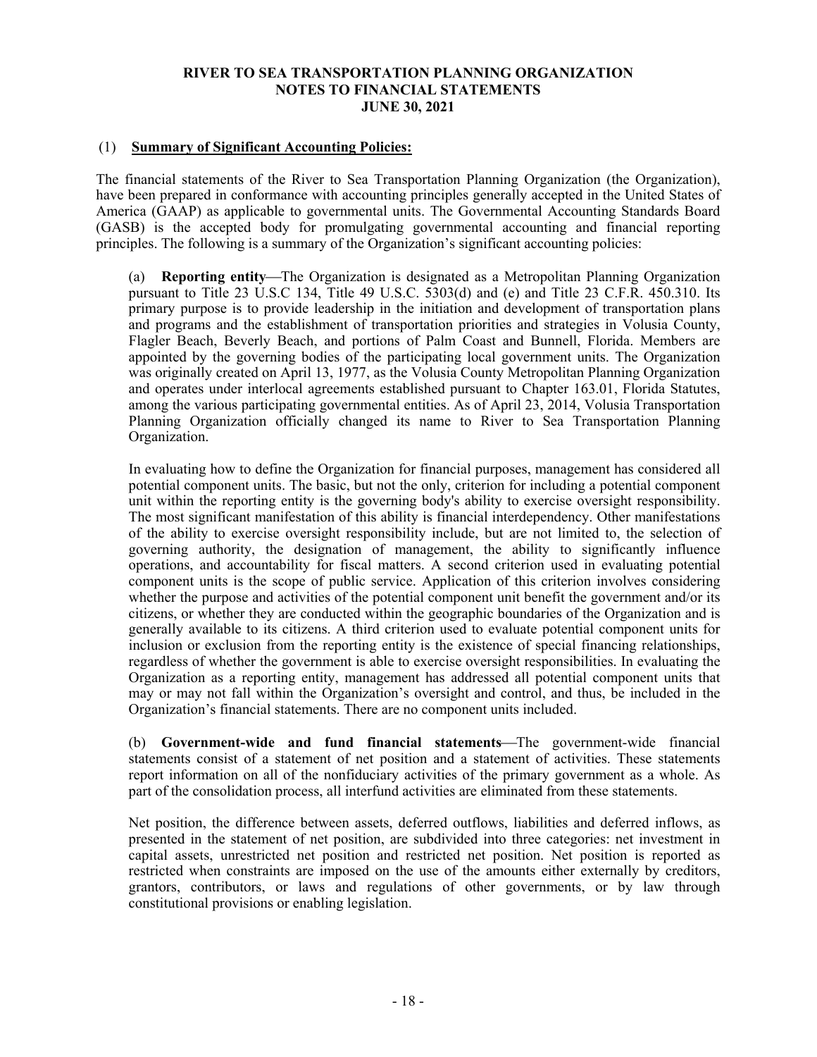# RIVER TO SEA TRANSPORTATION PLANNING ORGANIZATION
## NOTES TO FINANCIAL STATEMENTS
## JUNE 30, 2021

(1) **Summary of Significant Accounting Policies:**

The financial statements of the River to Sea Transportation Planning Organization (the Organization), have been prepared in conformance with accounting principles generally accepted in the United States of America (GAAP) as applicable to governmental units. The Governmental Accounting Standards Board (GASB) is the accepted body for promulgating governmental accounting and financial reporting principles. The following is a summary of the Organization's significant accounting policies:

(a) **Reporting entity**—The Organization is designated as a Metropolitan Planning Organization pursuant to Title 23 U.S.C 134, Title 49 U.S.C. 5303(d) and (e) and Title 23 C.F.R. 450.310. Its primary purpose is to provide leadership in the initiation and development of transportation plans and programs and the establishment of transportation priorities and strategies in Volusia County, Flagler Beach, Beverly Beach, and portions of Palm Coast and Bunnell, Florida. Members are appointed by the governing bodies of the participating local government units. The Organization was originally created on April 13, 1977, as the Volusia County Metropolitan Planning Organization and operates under interlocal agreements established pursuant to Chapter 163.01, Florida Statutes, among the various participating governmental entities. As of April 23, 2014, Volusia Transportation Planning Organization officially changed its name to River to Sea Transportation Planning Organization.

In evaluating how to define the Organization for financial purposes, management has considered all potential component units. The basic, but not the only, criterion for including a potential component unit within the reporting entity is the governing body's ability to exercise oversight responsibility. The most significant manifestation of this ability is financial interdependency. Other manifestations of the ability to exercise oversight responsibility include, but are not limited to, the selection of governing authority, the designation of management, the ability to significantly influence operations, and accountability for fiscal matters. A second criterion used in evaluating potential component units is the scope of public service. Application of this criterion involves considering whether the purpose and activities of the potential component unit benefit the government and/or its citizens, or whether they are conducted within the geographic boundaries of the Organization and is generally available to its citizens. A third criterion used to evaluate potential component units for inclusion or exclusion from the reporting entity is the existence of special financing relationships, regardless of whether the government is able to exercise oversight responsibilities. In evaluating the Organization as a reporting entity, management has addressed all potential component units that may or may not fall within the Organization's oversight and control, and thus, be included in the Organization's financial statements. There are no component units included.

(b) **Government-wide and fund financial statements**—The government-wide financial statements consist of a statement of net position and a statement of activities. These statements report information on all of the nonfiduciary activities of the primary government as a whole. As part of the consolidation process, all interfund activities are eliminated from these statements.

Net position, the difference between assets, deferred outflows, liabilities and deferred inflows, as presented in the statement of net position, are subdivided into three categories: net investment in capital assets, unrestricted net position and restricted net position. Net position is reported as restricted when constraints are imposed on the use of the amounts either externally by creditors, grantors, contributors, or laws and regulations of other governments, or by law through constitutional provisions or enabling legislation.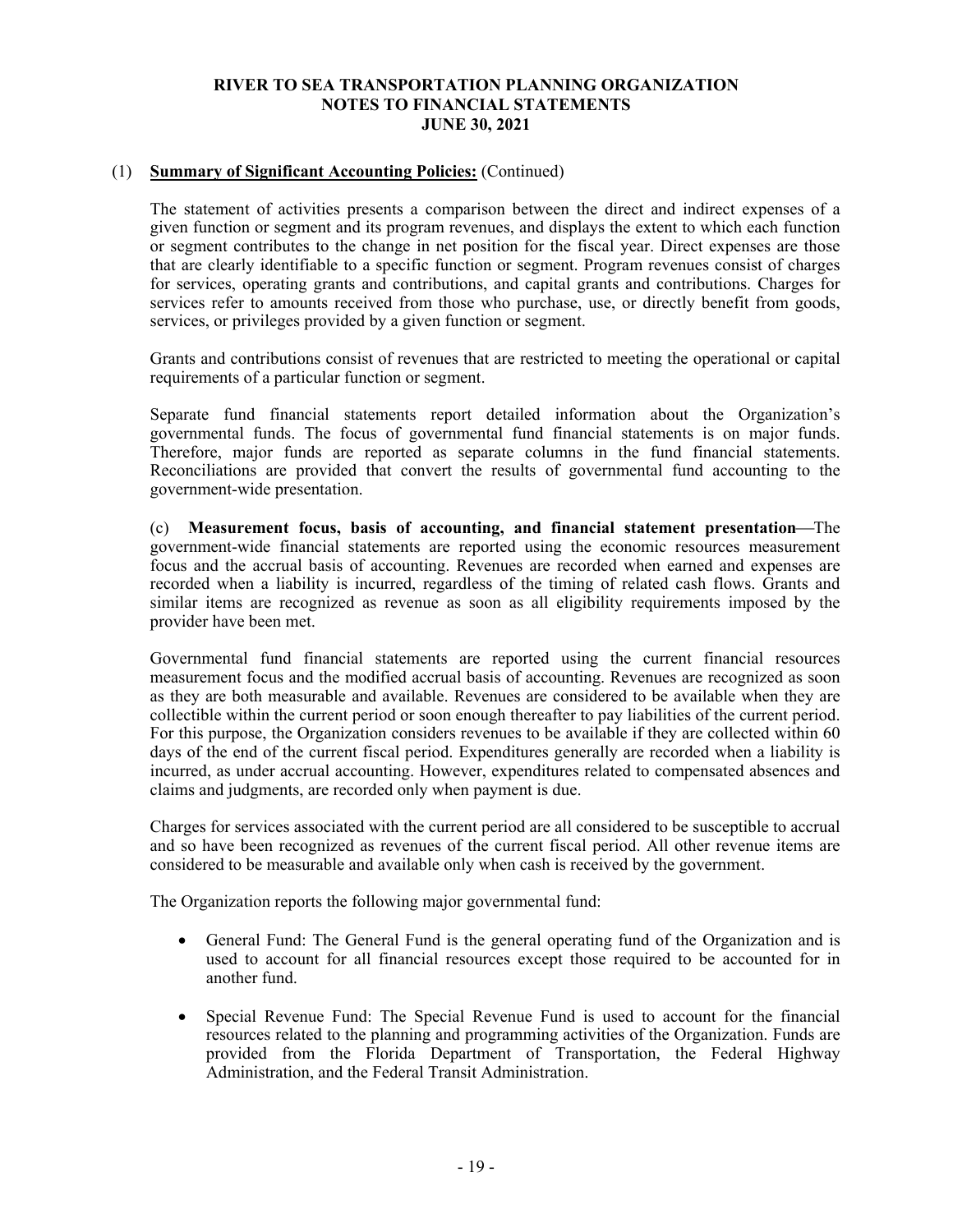(1) **Summary of Significant Accounting Policies:** (Continued)

The statement of activities presents a comparison between the direct and indirect expenses of a given function or segment and its program revenues, and displays the extent to which each function or segment contributes to the change in net position for the fiscal year. Direct expenses are those that are clearly identifiable to a specific function or segment. Program revenues consist of charges for services, operating grants and contributions, and capital grants and contributions. Charges for services refer to amounts received from those who purchase, use, or directly benefit from goods, services, or privileges provided by a given function or segment.

Grants and contributions consist of revenues that are restricted to meeting the operational or capital requirements of a particular function or segment.

Separate fund financial statements report detailed information about the Organization's governmental funds. The focus of governmental fund financial statements is on major funds. Therefore, major funds are reported as separate columns in the fund financial statements. Reconciliations are provided that convert the results of governmental fund accounting to the government-wide presentation.

(c) **Measurement focus, basis of accounting, and financial statement presentation**—The government-wide financial statements are reported using the economic resources measurement focus and the accrual basis of accounting. Revenues are recorded when earned and expenses are recorded when a liability is incurred, regardless of the timing of related cash flows. Grants and similar items are recognized as revenue as soon as all eligibility requirements imposed by the provider have been met.

Governmental fund financial statements are reported using the current financial resources measurement focus and the modified accrual basis of accounting. Revenues are recognized as soon as they are both measurable and available. Revenues are considered to be available when they are collectible within the current period or soon enough thereafter to pay liabilities of the current period. For this purpose, the Organization considers revenues to be available if they are collected within 60 days of the end of the current fiscal period. Expenditures generally are recorded when a liability is incurred, as under accrual accounting. However, expenditures related to compensated absences and claims and judgments, are recorded only when payment is due.

Charges for services associated with the current period are all considered to be susceptible to accrual and so have been recognized as revenues of the current fiscal period. All other revenue items are considered to be measurable and available only when cash is received by the government.

The Organization reports the following major governmental fund:

- General Fund: The General Fund is the general operating fund of the Organization and is used to account for all financial resources except those required to be accounted for in another fund.
- Special Revenue Fund: The Special Revenue Fund is used to account for the financial resources related to the planning and programming activities of the Organization. Funds are provided from the Florida Department of Transportation, the Federal Highway Administration, and the Federal Transit Administration.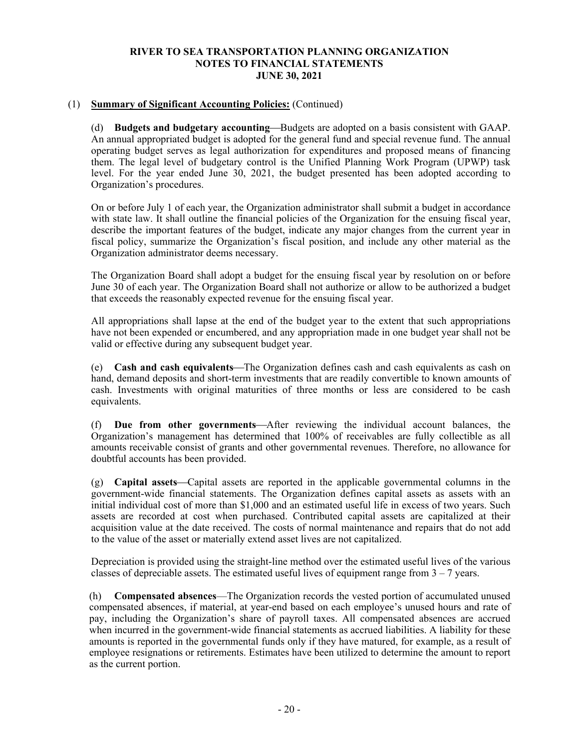**RIVER TO SEA TRANSPORTATION PLANNING ORGANIZATION**
**NOTES TO FINANCIAL STATEMENTS**
**JUNE 30, 2021**

(1) **Summary of Significant Accounting Policies:** (Continued)

(d) **Budgets and budgetary accounting**—Budgets are adopted on a basis consistent with GAAP. An annual appropriated budget is adopted for the general fund and special revenue fund. The annual operating budget serves as legal authorization for expenditures and proposed means of financing them. The legal level of budgetary control is the Unified Planning Work Program (UPWP) task level. For the year ended June 30, 2021, the budget presented has been adopted according to Organization's procedures.

On or before July 1 of each year, the Organization administrator shall submit a budget in accordance with state law. It shall outline the financial policies of the Organization for the ensuing fiscal year, describe the important features of the budget, indicate any major changes from the current year in fiscal policy, summarize the Organization's fiscal position, and include any other material as the Organization administrator deems necessary.

The Organization Board shall adopt a budget for the ensuing fiscal year by resolution on or before June 30 of each year. The Organization Board shall not authorize or allow to be authorized a budget that exceeds the reasonably expected revenue for the ensuing fiscal year.

All appropriations shall lapse at the end of the budget year to the extent that such appropriations have not been expended or encumbered, and any appropriation made in one budget year shall not be valid or effective during any subsequent budget year.

(e) **Cash and cash equivalents**—The Organization defines cash and cash equivalents as cash on hand, demand deposits and short-term investments that are readily convertible to known amounts of cash. Investments with original maturities of three months or less are considered to be cash equivalents.

(f) **Due from other governments**—After reviewing the individual account balances, the Organization's management has determined that 100% of receivables are fully collectible as all amounts receivable consist of grants and other governmental revenues. Therefore, no allowance for doubtful accounts has been provided.

(g) **Capital assets**—Capital assets are reported in the applicable governmental columns in the government-wide financial statements. The Organization defines capital assets as assets with an initial individual cost of more than $1,000 and an estimated useful life in excess of two years. Such assets are recorded at cost when purchased. Contributed capital assets are capitalized at their acquisition value at the date received. The costs of normal maintenance and repairs that do not add to the value of the asset or materially extend asset lives are not capitalized.

Depreciation is provided using the straight-line method over the estimated useful lives of the various classes of depreciable assets. The estimated useful lives of equipment range from 3 – 7 years.

(h) **Compensated absences**—The Organization records the vested portion of accumulated unused compensated absences, if material, at year-end based on each employee's unused hours and rate of pay, including the Organization's share of payroll taxes. All compensated absences are accrued when incurred in the government-wide financial statements as accrued liabilities. A liability for these amounts is reported in the governmental funds only if they have matured, for example, as a result of employee resignations or retirements. Estimates have been utilized to determine the amount to report as the current portion.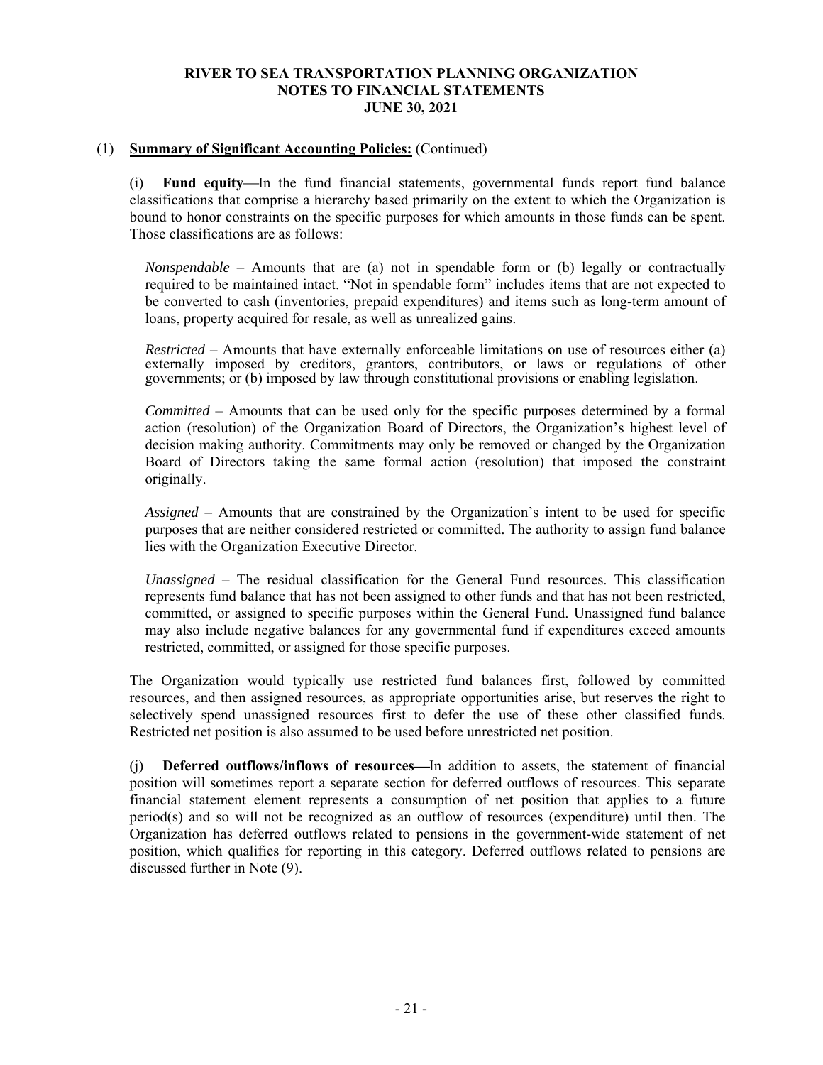(1) **Summary of Significant Accounting Policies:** (Continued)

(i) **Fund equity**—In the fund financial statements, governmental funds report fund balance classifications that comprise a hierarchy based primarily on the extent to which the Organization is bound to honor constraints on the specific purposes for which amounts in those funds can be spent. Those classifications are as follows:

*Nonspendable* – Amounts that are (a) not in spendable form or (b) legally or contractually required to be maintained intact. "Not in spendable form" includes items that are not expected to be converted to cash (inventories, prepaid expenditures) and items such as long-term amount of loans, property acquired for resale, as well as unrealized gains.

*Restricted* – Amounts that have externally enforceable limitations on use of resources either (a) externally imposed by creditors, grantors, contributors, or laws or regulations of other governments; or (b) imposed by law through constitutional provisions or enabling legislation.

*Committed* – Amounts that can be used only for the specific purposes determined by a formal action (resolution) of the Organization Board of Directors, the Organization's highest level of decision making authority. Commitments may only be removed or changed by the Organization Board of Directors taking the same formal action (resolution) that imposed the constraint originally.

*Assigned* – Amounts that are constrained by the Organization's intent to be used for specific purposes that are neither considered restricted or committed. The authority to assign fund balance lies with the Organization Executive Director.

*Unassigned* – The residual classification for the General Fund resources. This classification represents fund balance that has not been assigned to other funds and that has not been restricted, committed, or assigned to specific purposes within the General Fund. Unassigned fund balance may also include negative balances for any governmental fund if expenditures exceed amounts restricted, committed, or assigned for those specific purposes.

The Organization would typically use restricted fund balances first, followed by committed resources, and then assigned resources, as appropriate opportunities arise, but reserves the right to selectively spend unassigned resources first to defer the use of these other classified funds. Restricted net position is also assumed to be used before unrestricted net position.

(j) **Deferred outflows/inflows of resources**—In addition to assets, the statement of financial position will sometimes report a separate section for deferred outflows of resources. This separate financial statement element represents a consumption of net position that applies to a future period(s) and so will not be recognized as an outflow of resources (expenditure) until then. The Organization has deferred outflows related to pensions in the government-wide statement of net position, which qualifies for reporting in this category. Deferred outflows related to pensions are discussed further in Note (9).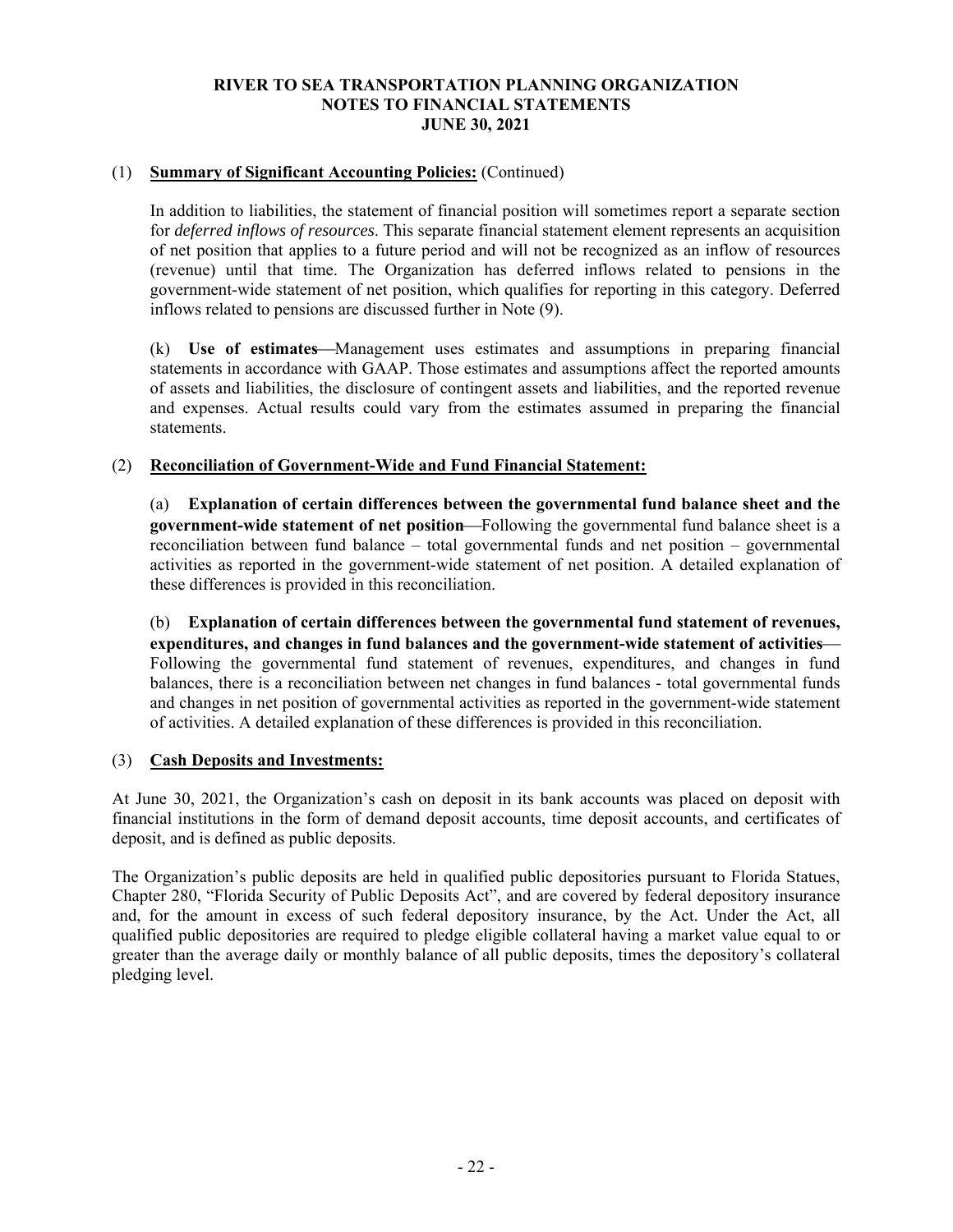(1) **Summary of Significant Accounting Policies:** (Continued)

In addition to liabilities, the statement of financial position will sometimes report a separate section for *deferred inflows of resources*. This separate financial statement element represents an acquisition of net position that applies to a future period and will not be recognized as an inflow of resources (revenue) until that time. The Organization has deferred inflows related to pensions in the government-wide statement of net position, which qualifies for reporting in this category. Deferred inflows related to pensions are discussed further in Note (9).

(k) **Use of estimates**—Management uses estimates and assumptions in preparing financial statements in accordance with GAAP. Those estimates and assumptions affect the reported amounts of assets and liabilities, the disclosure of contingent assets and liabilities, and the reported revenue and expenses. Actual results could vary from the estimates assumed in preparing the financial statements.

(2) **Reconciliation of Government-Wide and Fund Financial Statement:**

(a) **Explanation of certain differences between the governmental fund balance sheet and the government-wide statement of net position**—Following the governmental fund balance sheet is a reconciliation between fund balance – total governmental funds and net position – governmental activities as reported in the government-wide statement of net position. A detailed explanation of these differences is provided in this reconciliation.

(b) **Explanation of certain differences between the governmental fund statement of revenues, expenditures, and changes in fund balances and the government-wide statement of activities**—Following the governmental fund statement of revenues, expenditures, and changes in fund balances, there is a reconciliation between net changes in fund balances - total governmental funds and changes in net position of governmental activities as reported in the government-wide statement of activities. A detailed explanation of these differences is provided in this reconciliation.

(3) **Cash Deposits and Investments:**

At June 30, 2021, the Organization's cash on deposit in its bank accounts was placed on deposit with financial institutions in the form of demand deposit accounts, time deposit accounts, and certificates of deposit, and is defined as public deposits.

The Organization's public deposits are held in qualified public depositories pursuant to Florida Statues, Chapter 280, "Florida Security of Public Deposits Act", and are covered by federal depository insurance and, for the amount in excess of such federal depository insurance, by the Act. Under the Act, all qualified public depositories are required to pledge eligible collateral having a market value equal to or greater than the average daily or monthly balance of all public deposits, times the depository's collateral pledging level.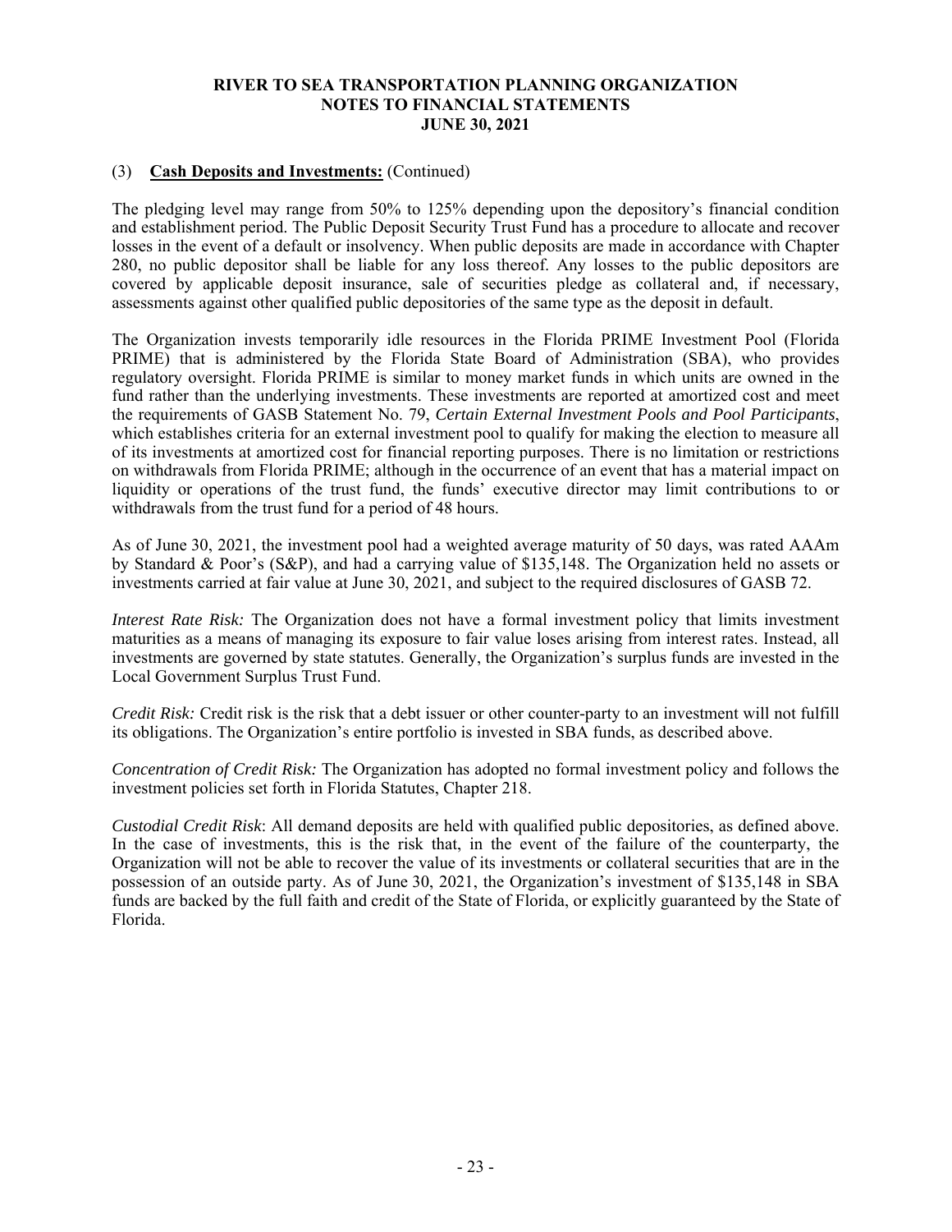(3) **Cash Deposits and Investments:** (Continued)

The pledging level may range from 50% to 125% depending upon the depository's financial condition and establishment period. The Public Deposit Security Trust Fund has a procedure to allocate and recover losses in the event of a default or insolvency. When public deposits are made in accordance with Chapter 280, no public depositor shall be liable for any loss thereof. Any losses to the public depositors are covered by applicable deposit insurance, sale of securities pledge as collateral and, if necessary, assessments against other qualified public depositories of the same type as the deposit in default.

The Organization invests temporarily idle resources in the Florida PRIME Investment Pool (Florida PRIME) that is administered by the Florida State Board of Administration (SBA), who provides regulatory oversight. Florida PRIME is similar to money market funds in which units are owned in the fund rather than the underlying investments. These investments are reported at amortized cost and meet the requirements of GASB Statement No. 79, *Certain External Investment Pools and Pool Participants*, which establishes criteria for an external investment pool to qualify for making the election to measure all of its investments at amortized cost for financial reporting purposes. There is no limitation or restrictions on withdrawals from Florida PRIME; although in the occurrence of an event that has a material impact on liquidity or operations of the trust fund, the funds' executive director may limit contributions to or withdrawals from the trust fund for a period of 48 hours.

As of June 30, 2021, the investment pool had a weighted average maturity of 50 days, was rated AAAm by Standard & Poor's (S&P), and had a carrying value of $135,148. The Organization held no assets or investments carried at fair value at June 30, 2021, and subject to the required disclosures of GASB 72.

*Interest Rate Risk:* The Organization does not have a formal investment policy that limits investment maturities as a means of managing its exposure to fair value loses arising from interest rates. Instead, all investments are governed by state statutes. Generally, the Organization's surplus funds are invested in the Local Government Surplus Trust Fund.

*Credit Risk:* Credit risk is the risk that a debt issuer or other counter-party to an investment will not fulfill its obligations. The Organization's entire portfolio is invested in SBA funds, as described above.

*Concentration of Credit Risk:* The Organization has adopted no formal investment policy and follows the investment policies set forth in Florida Statutes, Chapter 218.

*Custodial Credit Risk*: All demand deposits are held with qualified public depositories, as defined above. In the case of investments, this is the risk that, in the event of the failure of the counterparty, the Organization will not be able to recover the value of its investments or collateral securities that are in the possession of an outside party. As of June 30, 2021, the Organization's investment of $135,148 in SBA funds are backed by the full faith and credit of the State of Florida, or explicitly guaranteed by the State of Florida.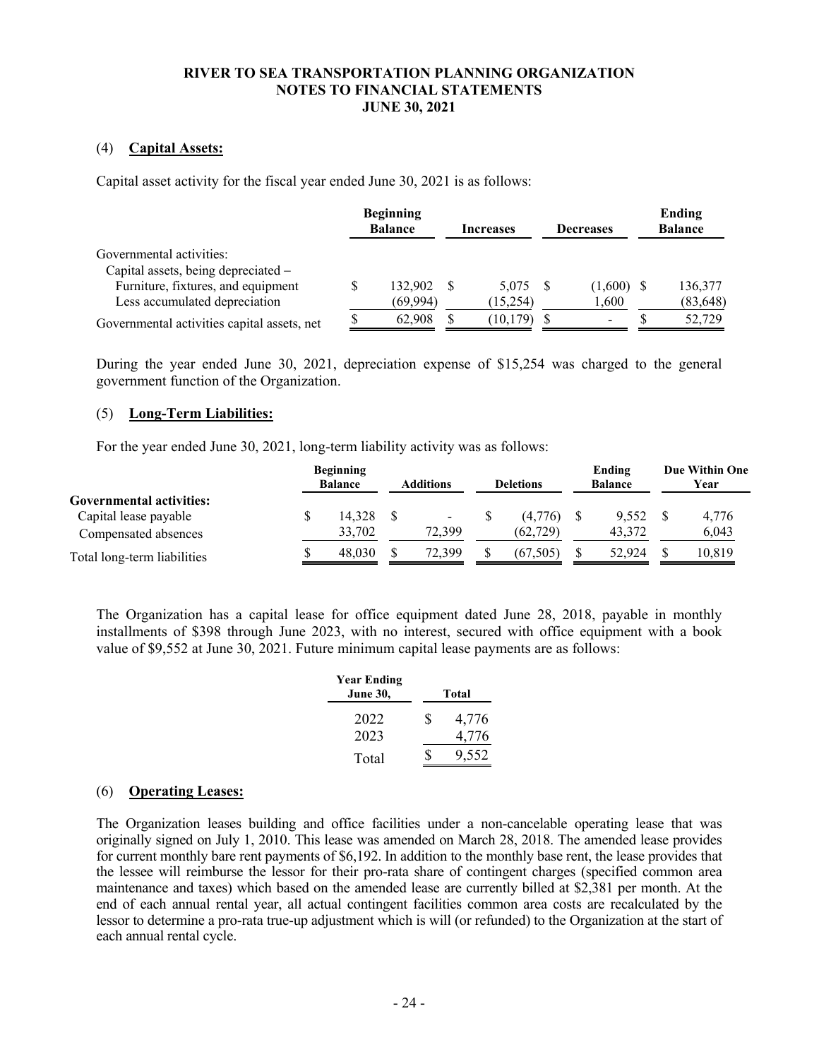**RIVER TO SEA TRANSPORTATION PLANNING ORGANIZATION**
**NOTES TO FINANCIAL STATEMENTS**
**JUNE 30, 2021**

(4) **Capital Assets:**

Capital asset activity for the fiscal year ended June 30, 2021 is as follows:

| | Beginning Balance | Increases | Decreases | Ending Balance |
|---|---|---|---|---|
| Governmental activities: | | | | |
| Capital assets, being depreciated – | | | | |
| Furniture, fixtures, and equipment | $ 132,902 | $ 5,075 | $ (1,600) | $ 136,377 |
| Less accumulated depreciation | (69,994) | (15,254) | 1,600 | (83,648) |
| Governmental activities capital assets, net | $ 62,908 | $ (10,179) | $ - | $ 52,729 |

During the year ended June 30, 2021, depreciation expense of $15,254 was charged to the general government function of the Organization.

(5) **Long-Term Liabilities:**

For the year ended June 30, 2021, long-term liability activity was as follows:

| | Beginning Balance | Additions | Deletions | Ending Balance | Due Within One Year |
|---|---|---|---|---|---|
| **Governmental activities:** | | | | | |
| Capital lease payable | $ 14,328 | $ - | $ (4,776) | $ 9,552 | $ 4,776 |
| Compensated absences | 33,702 | 72,399 | (62,729) | 43,372 | 6,043 |
| Total long-term liabilities | $ 48,030 | $ 72,399 | $ (67,505) | $ 52,924 | $ 10,819 |

The Organization has a capital lease for office equipment dated June 28, 2018, payable in monthly installments of $398 through June 2023, with no interest, secured with office equipment with a book value of $9,552 at June 30, 2021. Future minimum capital lease payments are as follows:

| Year Ending June 30, | Total |
|---|---|
| 2022 | $ 4,776 |
| 2023 | 4,776 |
| Total | $ 9,552 |

(6) **Operating Leases:**

The Organization leases building and office facilities under a non-cancelable operating lease that was originally signed on July 1, 2010. This lease was amended on March 28, 2018. The amended lease provides for current monthly bare rent payments of $6,192. In addition to the monthly base rent, the lease provides that the lessee will reimburse the lessor for their pro-rata share of contingent charges (specified common area maintenance and taxes) which based on the amended lease are currently billed at $2,381 per month. At the end of each annual rental year, all actual contingent facilities common area costs are recalculated by the lessor to determine a pro-rata true-up adjustment which is will (or refunded) to the Organization at the start of each annual rental cycle.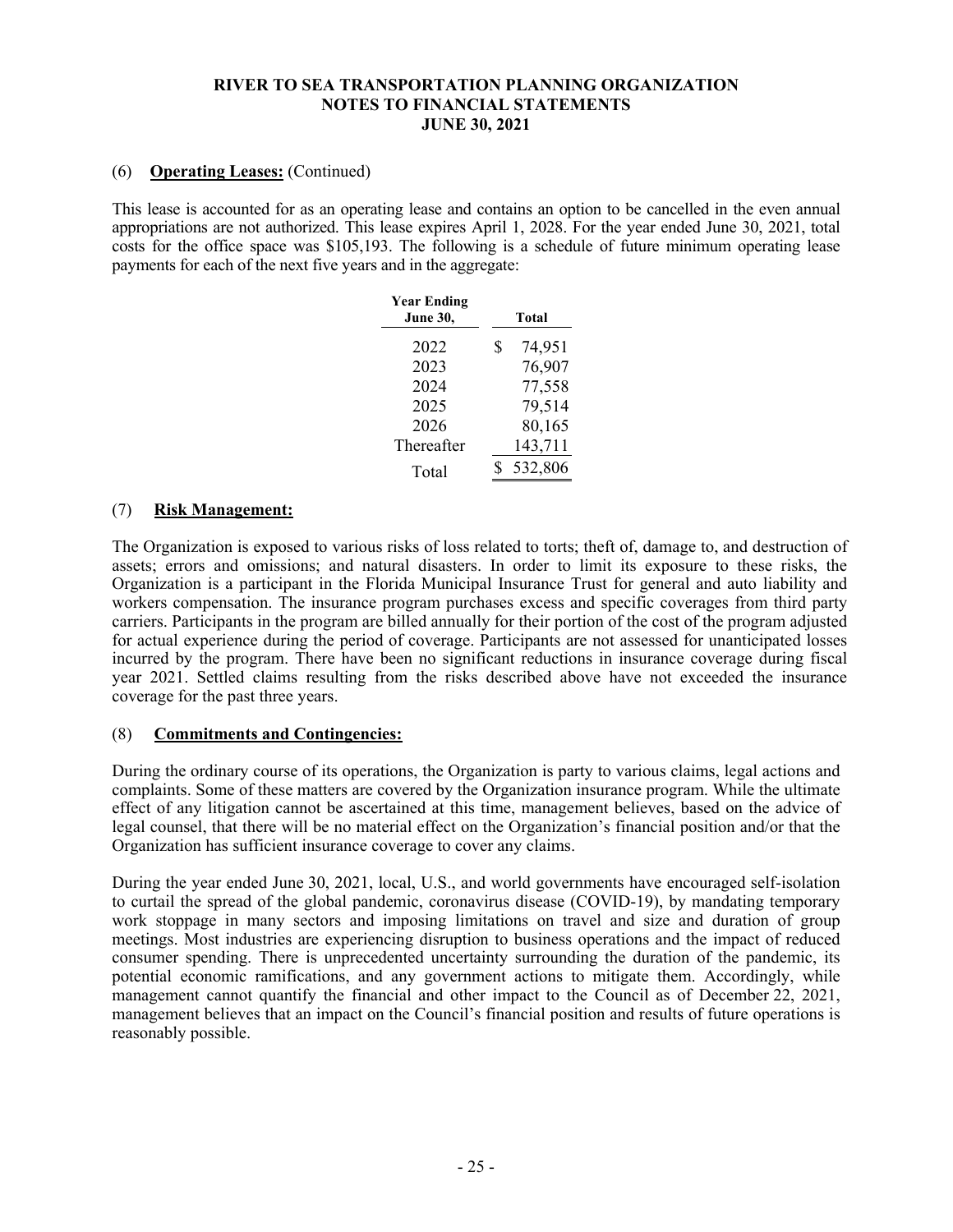**RIVER TO SEA TRANSPORTATION PLANNING ORGANIZATION**
**NOTES TO FINANCIAL STATEMENTS**
**JUNE 30, 2021**

(6) **Operating Leases:** (Continued)

This lease is accounted for as an operating lease and contains an option to be cancelled in the even annual appropriations are not authorized. This lease expires April 1, 2028. For the year ended June 30, 2021, total costs for the office space was $105,193. The following is a schedule of future minimum operating lease payments for each of the next five years and in the aggregate:

| Year Ending June 30, | Total |
|---|---|
| 2022 | $ 74,951 |
| 2023 | 76,907 |
| 2024 | 77,558 |
| 2025 | 79,514 |
| 2026 | 80,165 |
| Thereafter | 143,711 |
| Total | $ 532,806 |

(7) **Risk Management:**

The Organization is exposed to various risks of loss related to torts; theft of, damage to, and destruction of assets; errors and omissions; and natural disasters. In order to limit its exposure to these risks, the Organization is a participant in the Florida Municipal Insurance Trust for general and auto liability and workers compensation. The insurance program purchases excess and specific coverages from third party carriers. Participants in the program are billed annually for their portion of the cost of the program adjusted for actual experience during the period of coverage. Participants are not assessed for unanticipated losses incurred by the program. There have been no significant reductions in insurance coverage during fiscal year 2021. Settled claims resulting from the risks described above have not exceeded the insurance coverage for the past three years.

(8) **Commitments and Contingencies:**

During the ordinary course of its operations, the Organization is party to various claims, legal actions and complaints. Some of these matters are covered by the Organization insurance program. While the ultimate effect of any litigation cannot be ascertained at this time, management believes, based on the advice of legal counsel, that there will be no material effect on the Organization's financial position and/or that the Organization has sufficient insurance coverage to cover any claims.

During the year ended June 30, 2021, local, U.S., and world governments have encouraged self-isolation to curtail the spread of the global pandemic, coronavirus disease (COVID-19), by mandating temporary work stoppage in many sectors and imposing limitations on travel and size and duration of group meetings. Most industries are experiencing disruption to business operations and the impact of reduced consumer spending. There is unprecedented uncertainty surrounding the duration of the pandemic, its potential economic ramifications, and any government actions to mitigate them. Accordingly, while management cannot quantify the financial and other impact to the Council as of December 22, 2021, management believes that an impact on the Council's financial position and results of future operations is reasonably possible.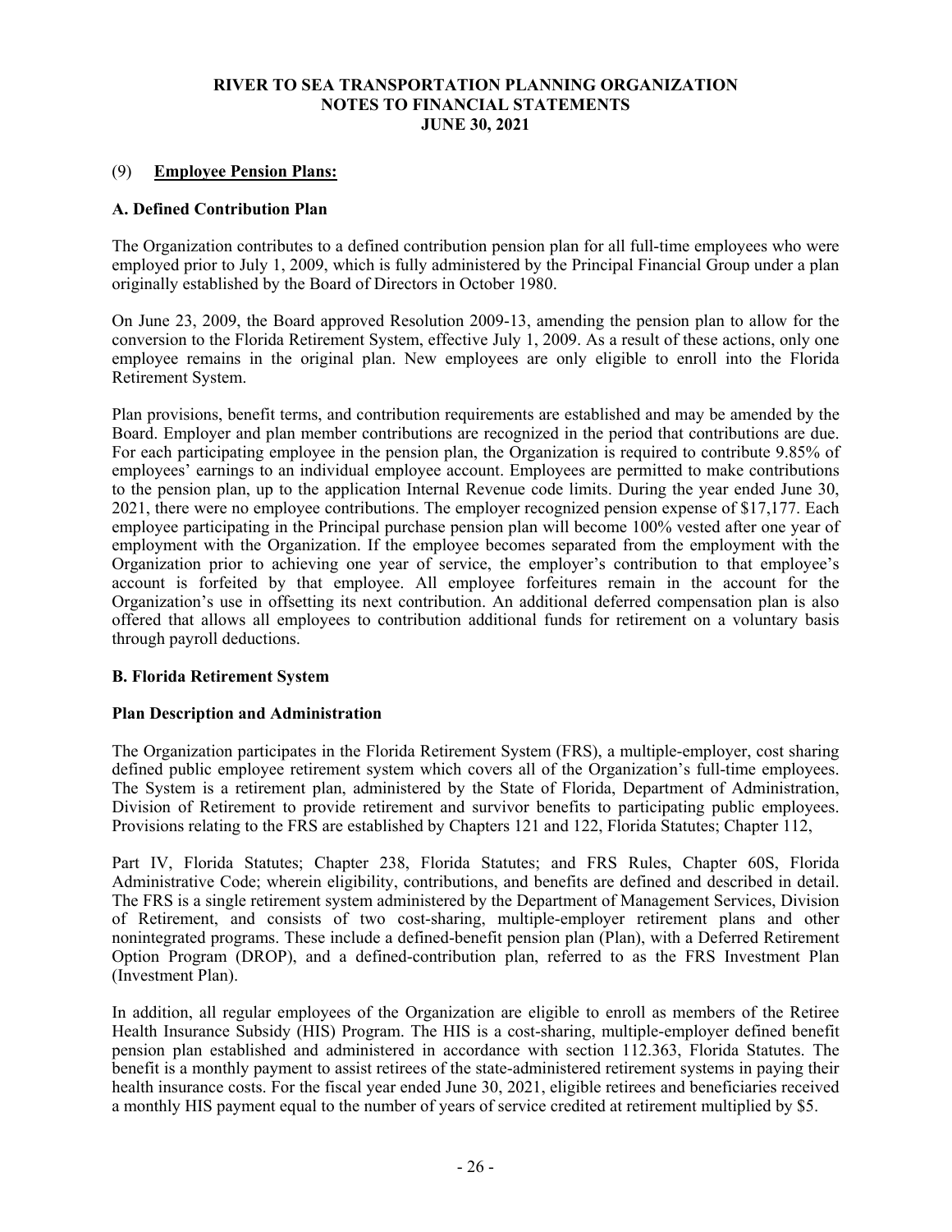## (9) **Employee Pension Plans:**

### A. Defined Contribution Plan

The Organization contributes to a defined contribution pension plan for all full-time employees who were employed prior to July 1, 2009, which is fully administered by the Principal Financial Group under a plan originally established by the Board of Directors in October 1980.

On June 23, 2009, the Board approved Resolution 2009-13, amending the pension plan to allow for the conversion to the Florida Retirement System, effective July 1, 2009. As a result of these actions, only one employee remains in the original plan. New employees are only eligible to enroll into the Florida Retirement System.

Plan provisions, benefit terms, and contribution requirements are established and may be amended by the Board. Employer and plan member contributions are recognized in the period that contributions are due. For each participating employee in the pension plan, the Organization is required to contribute 9.85% of employees' earnings to an individual employee account. Employees are permitted to make contributions to the pension plan, up to the application Internal Revenue code limits. During the year ended June 30, 2021, there were no employee contributions. The employer recognized pension expense of $17,177. Each employee participating in the Principal purchase pension plan will become 100% vested after one year of employment with the Organization. If the employee becomes separated from the employment with the Organization prior to achieving one year of service, the employer's contribution to that employee's account is forfeited by that employee. All employee forfeitures remain in the account for the Organization's use in offsetting its next contribution. An additional deferred compensation plan is also offered that allows all employees to contribution additional funds for retirement on a voluntary basis through payroll deductions.

### B. Florida Retirement System

#### Plan Description and Administration

The Organization participates in the Florida Retirement System (FRS), a multiple-employer, cost sharing defined public employee retirement system which covers all of the Organization's full-time employees. The System is a retirement plan, administered by the State of Florida, Department of Administration, Division of Retirement to provide retirement and survivor benefits to participating public employees. Provisions relating to the FRS are established by Chapters 121 and 122, Florida Statutes; Chapter 112, Part IV, Florida Statutes; Chapter 238, Florida Statutes; and FRS Rules, Chapter 60S, Florida Administrative Code; wherein eligibility, contributions, and benefits are defined and described in detail. The FRS is a single retirement system administered by the Department of Management Services, Division of Retirement, and consists of two cost-sharing, multiple-employer retirement plans and other nonintegrated programs. These include a defined-benefit pension plan (Plan), with a Deferred Retirement Option Program (DROP), and a defined-contribution plan, referred to as the FRS Investment Plan (Investment Plan).

In addition, all regular employees of the Organization are eligible to enroll as members of the Retiree Health Insurance Subsidy (HIS) Program. The HIS is a cost-sharing, multiple-employer defined benefit pension plan established and administered in accordance with section 112.363, Florida Statutes. The benefit is a monthly payment to assist retirees of the state-administered retirement systems in paying their health insurance costs. For the fiscal year ended June 30, 2021, eligible retirees and beneficiaries received a monthly HIS payment equal to the number of years of service credited at retirement multiplied by $5.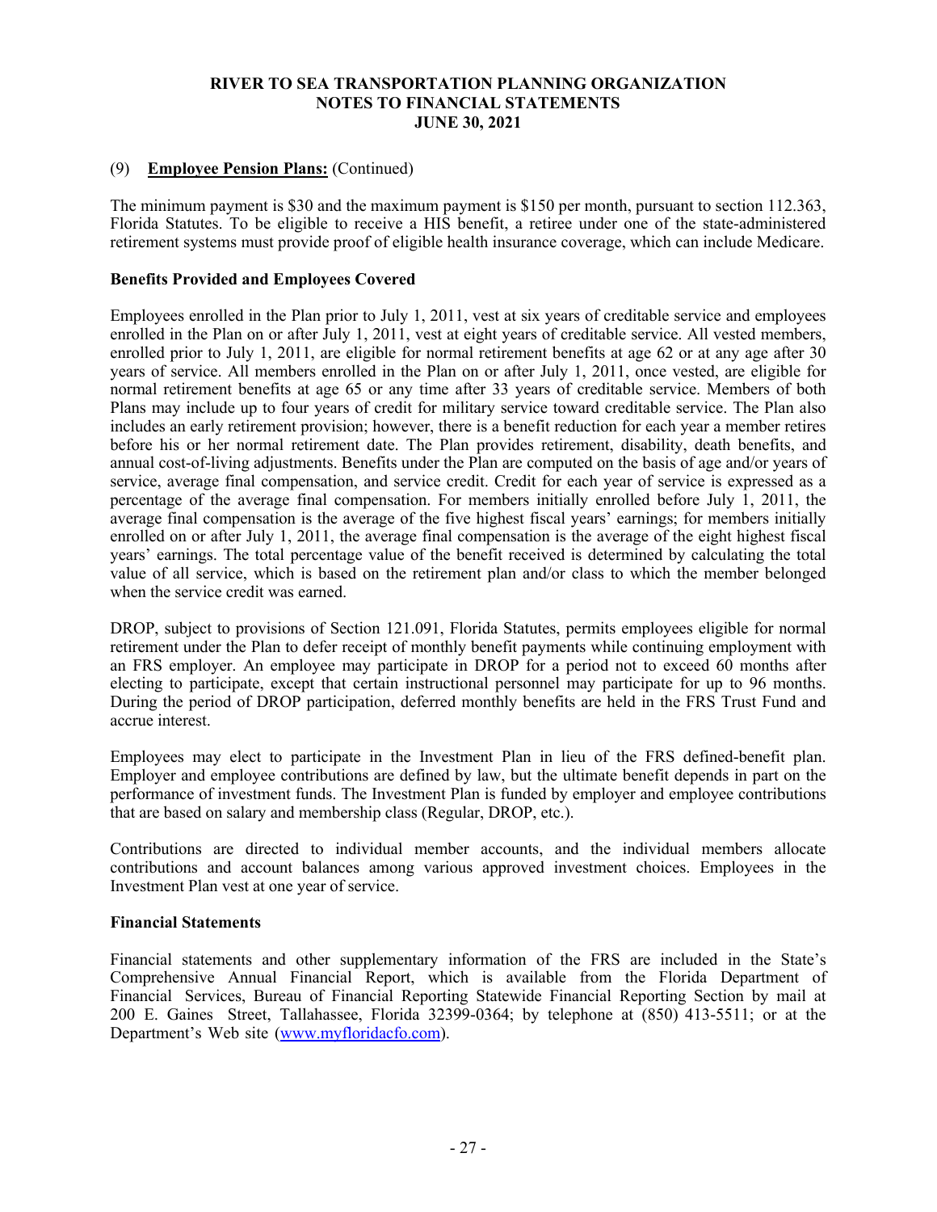(9) **Employee Pension Plans:** (Continued)

The minimum payment is $30 and the maximum payment is $150 per month, pursuant to section 112.363, Florida Statutes. To be eligible to receive a HIS benefit, a retiree under one of the state-administered retirement systems must provide proof of eligible health insurance coverage, which can include Medicare.

**Benefits Provided and Employees Covered**

Employees enrolled in the Plan prior to July 1, 2011, vest at six years of creditable service and employees enrolled in the Plan on or after July 1, 2011, vest at eight years of creditable service. All vested members, enrolled prior to July 1, 2011, are eligible for normal retirement benefits at age 62 or at any age after 30 years of service. All members enrolled in the Plan on or after July 1, 2011, once vested, are eligible for normal retirement benefits at age 65 or any time after 33 years of creditable service. Members of both Plans may include up to four years of credit for military service toward creditable service. The Plan also includes an early retirement provision; however, there is a benefit reduction for each year a member retires before his or her normal retirement date. The Plan provides retirement, disability, death benefits, and annual cost-of-living adjustments. Benefits under the Plan are computed on the basis of age and/or years of service, average final compensation, and service credit. Credit for each year of service is expressed as a percentage of the average final compensation. For members initially enrolled before July 1, 2011, the average final compensation is the average of the five highest fiscal years' earnings; for members initially enrolled on or after July 1, 2011, the average final compensation is the average of the eight highest fiscal years' earnings. The total percentage value of the benefit received is determined by calculating the total value of all service, which is based on the retirement plan and/or class to which the member belonged when the service credit was earned.

DROP, subject to provisions of Section 121.091, Florida Statutes, permits employees eligible for normal retirement under the Plan to defer receipt of monthly benefit payments while continuing employment with an FRS employer. An employee may participate in DROP for a period not to exceed 60 months after electing to participate, except that certain instructional personnel may participate for up to 96 months. During the period of DROP participation, deferred monthly benefits are held in the FRS Trust Fund and accrue interest.

Employees may elect to participate in the Investment Plan in lieu of the FRS defined-benefit plan. Employer and employee contributions are defined by law, but the ultimate benefit depends in part on the performance of investment funds. The Investment Plan is funded by employer and employee contributions that are based on salary and membership class (Regular, DROP, etc.).

Contributions are directed to individual member accounts, and the individual members allocate contributions and account balances among various approved investment choices. Employees in the Investment Plan vest at one year of service.

**Financial Statements**

Financial statements and other supplementary information of the FRS are included in the State's Comprehensive Annual Financial Report, which is available from the Florida Department of Financial Services, Bureau of Financial Reporting Statewide Financial Reporting Section by mail at 200 E. Gaines Street, Tallahassee, Florida 32399-0364; by telephone at (850) 413-5511; or at the Department's Web site (www.myfloridacfo.com).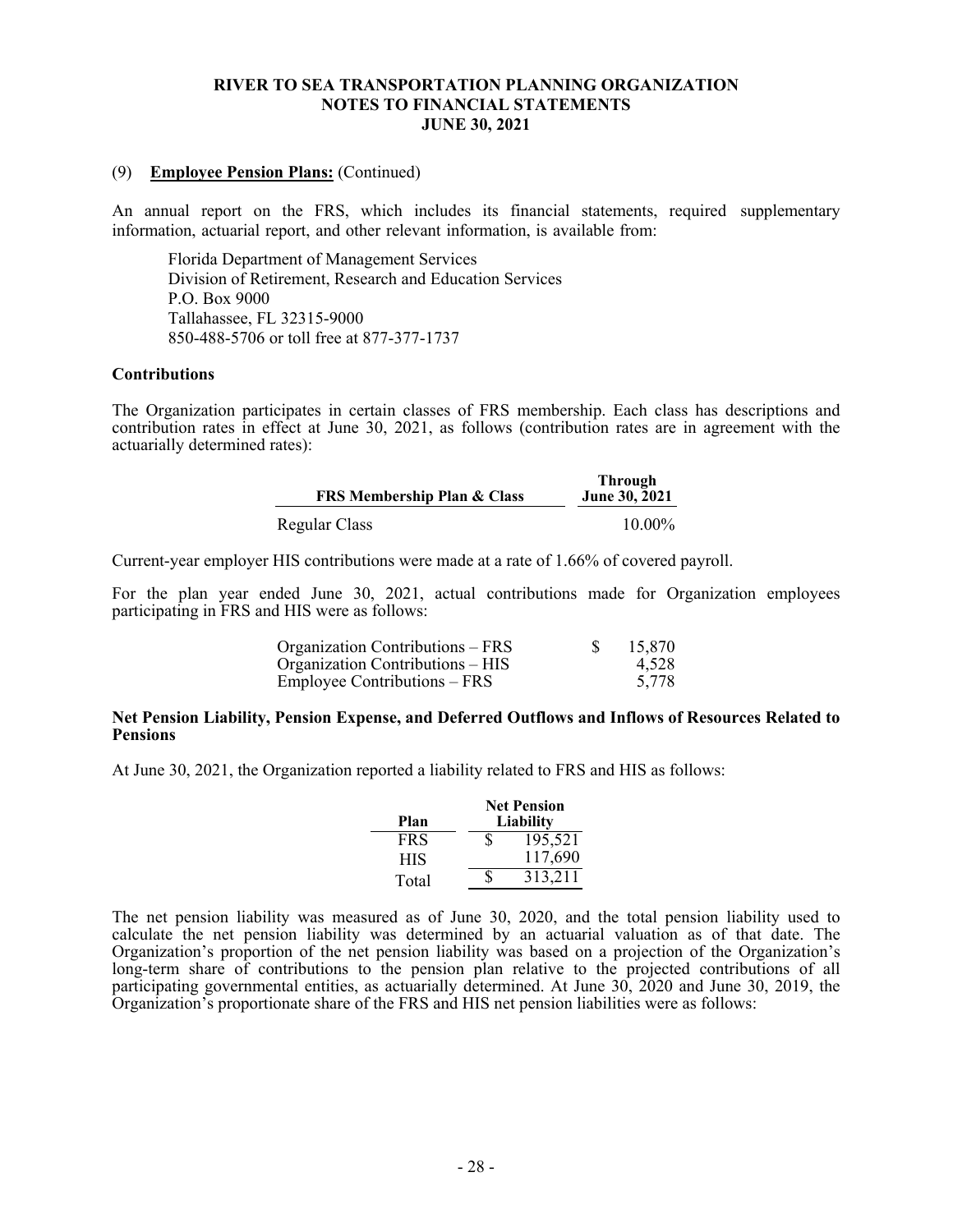(9) **Employee Pension Plans:** (Continued)

An annual report on the FRS, which includes its financial statements, required supplementary information, actuarial report, and other relevant information, is available from:

Florida Department of Management Services
Division of Retirement, Research and Education Services
P.O. Box 9000
Tallahassee, FL 32315-9000
850-488-5706 or toll free at 877-377-1737

**Contributions**

The Organization participates in certain classes of FRS membership. Each class has descriptions and contribution rates in effect at June 30, 2021, as follows (contribution rates are in agreement with the actuarially determined rates):

| FRS Membership Plan & Class | Through June 30, 2021 |
|---|---|
| Regular Class | 10.00% |

Current-year employer HIS contributions were made at a rate of 1.66% of covered payroll.

For the plan year ended June 30, 2021, actual contributions made for Organization employees participating in FRS and HIS were as follows:

| | |
|---|---|
| Organization Contributions – FRS | $ 15,870 |
| Organization Contributions – HIS | 4,528 |
| Employee Contributions – FRS | 5,778 |

**Net Pension Liability, Pension Expense, and Deferred Outflows and Inflows of Resources Related to Pensions**

At June 30, 2021, the Organization reported a liability related to FRS and HIS as follows:

| Plan | Net Pension Liability |
|---|---|
| FRS | $ 195,521 |
| HIS | 117,690 |
| Total | $ 313,211 |

The net pension liability was measured as of June 30, 2020, and the total pension liability used to calculate the net pension liability was determined by an actuarial valuation as of that date. The Organization's proportion of the net pension liability was based on a projection of the Organization's long-term share of contributions to the pension plan relative to the projected contributions of all participating governmental entities, as actuarially determined. At June 30, 2020 and June 30, 2019, the Organization's proportionate share of the FRS and HIS net pension liabilities were as follows: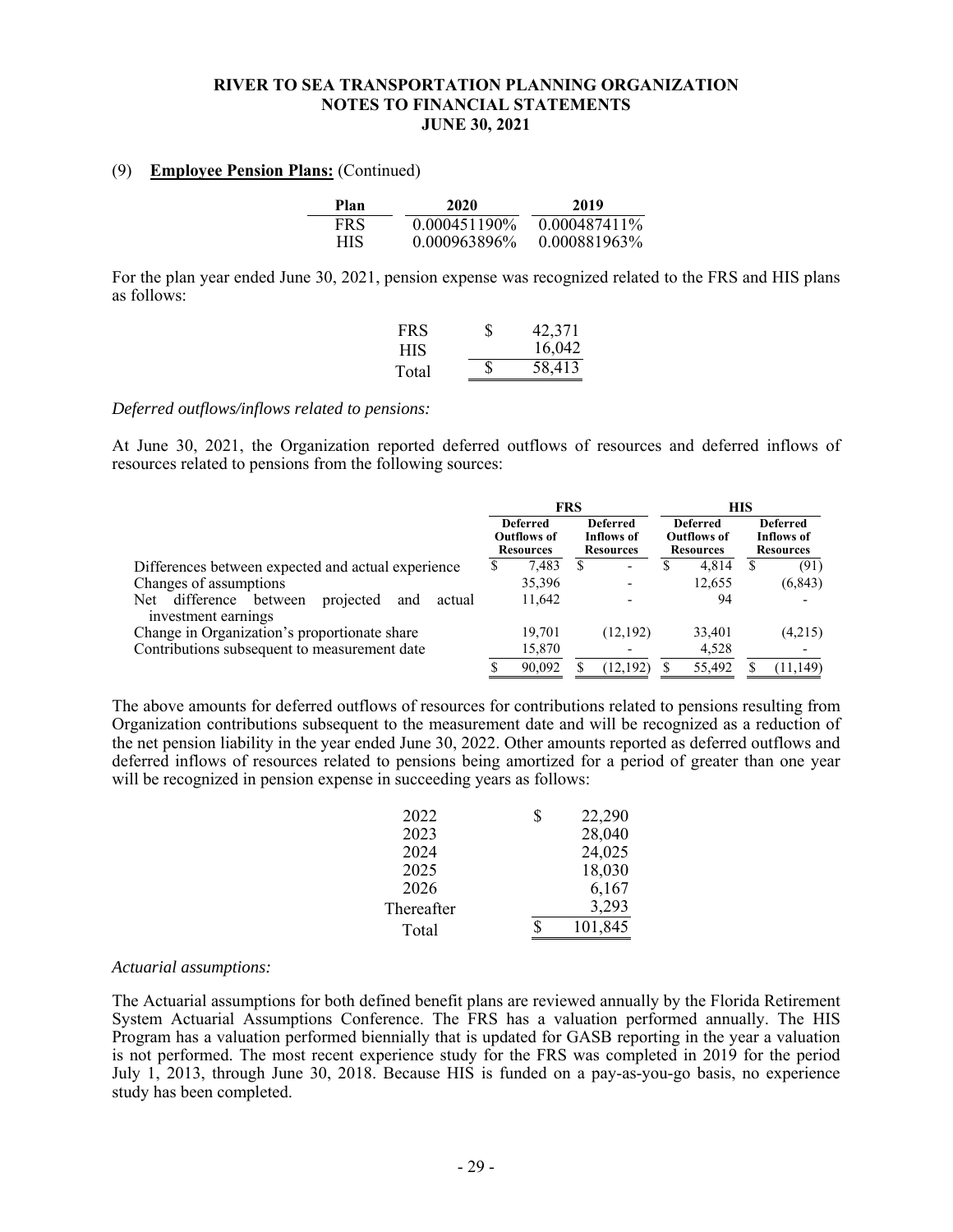(9) **Employee Pension Plans:** (Continued)

| Plan | 2020 | 2019 |
|---|---|---|
| FRS | 0.000451190% | 0.000487411% |
| HIS | 0.000963896% | 0.000881963% |

For the plan year ended June 30, 2021, pension expense was recognized related to the FRS and HIS plans as follows:

| | |
|---|---|
| FRS | $ 42,371 |
| HIS | 16,042 |
| Total | $ 58,413 |

*Deferred outflows/inflows related to pensions:*

At June 30, 2021, the Organization reported deferred outflows of resources and deferred inflows of resources related to pensions from the following sources:

| | FRS | | HIS | |
|---|---|---|---|---|
| | Deferred Outflows of Resources | Deferred Inflows of Resources | Deferred Outflows of Resources | Deferred Inflows of Resources |
| Differences between expected and actual experience | $ 7,483 | $ - | $ 4,814 | $ (91) |
| Changes of assumptions | 35,396 | - | 12,655 | (6,843) |
| Net difference between projected and actual investment earnings | 11,642 | - | 94 | - |
| Change in Organization's proportionate share | 19,701 | (12,192) | 33,401 | (4,215) |
| Contributions subsequent to measurement date | 15,870 | - | 4,528 | - |
| | $ 90,092 | $ (12,192) | $ 55,492 | $ (11,149) |

The above amounts for deferred outflows of resources for contributions related to pensions resulting from Organization contributions subsequent to the measurement date and will be recognized as a reduction of the net pension liability in the year ended June 30, 2022. Other amounts reported as deferred outflows and deferred inflows of resources related to pensions being amortized for a period of greater than one year will be recognized in pension expense in succeeding years as follows:

| | |
|---|---|
| 2022 | $ 22,290 |
| 2023 | 28,040 |
| 2024 | 24,025 |
| 2025 | 18,030 |
| 2026 | 6,167 |
| Thereafter | 3,293 |
| Total | $ 101,845 |

*Actuarial assumptions:*

The Actuarial assumptions for both defined benefit plans are reviewed annually by the Florida Retirement System Actuarial Assumptions Conference. The FRS has a valuation performed annually. The HIS Program has a valuation performed biennially that is updated for GASB reporting in the year a valuation is not performed. The most recent experience study for the FRS was completed in 2019 for the period July 1, 2013, through June 30, 2018. Because HIS is funded on a pay-as-you-go basis, no experience study has been completed.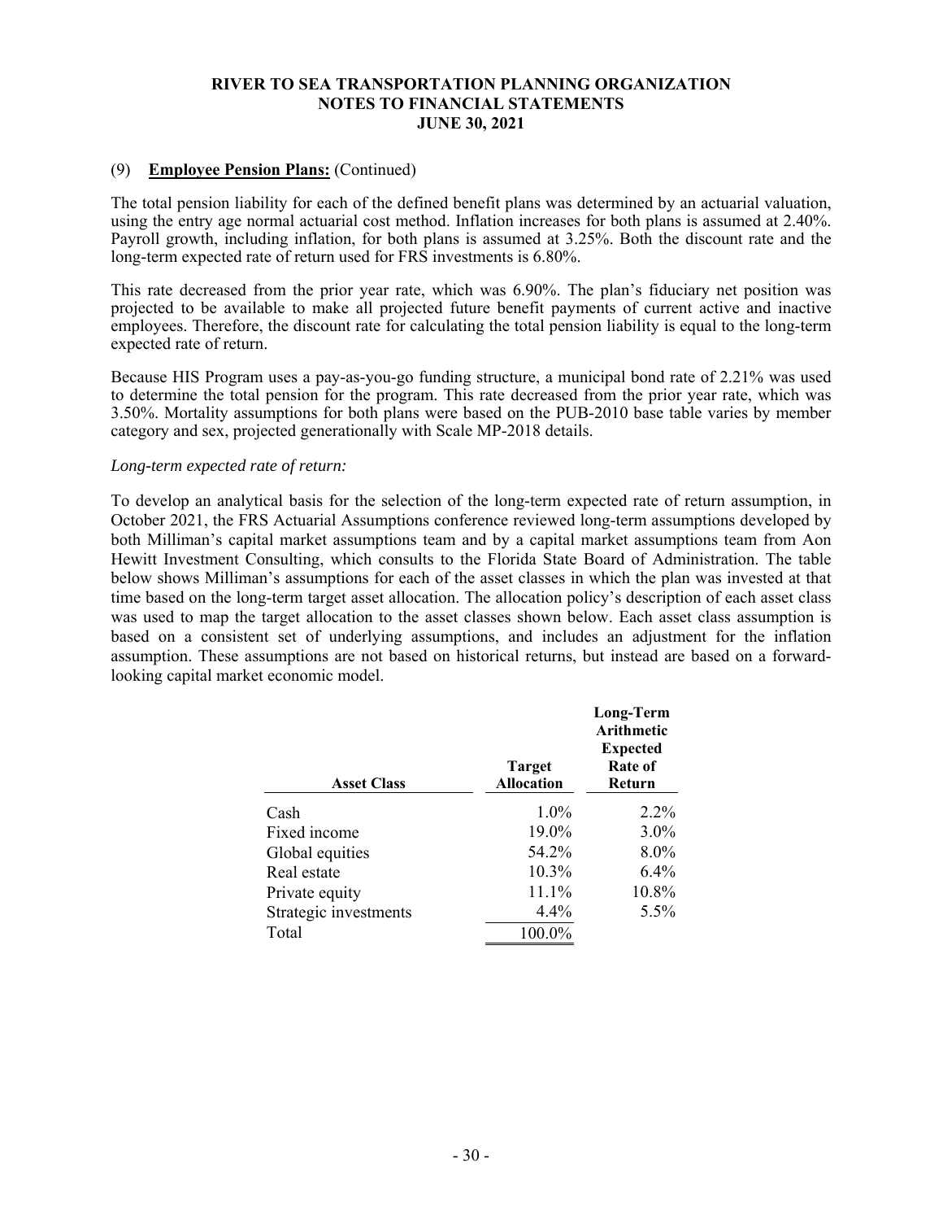### (9) **Employee Pension Plans:** (Continued)

The total pension liability for each of the defined benefit plans was determined by an actuarial valuation, using the entry age normal actuarial cost method. Inflation increases for both plans is assumed at 2.40%. Payroll growth, including inflation, for both plans is assumed at 3.25%. Both the discount rate and the long-term expected rate of return used for FRS investments is 6.80%.

This rate decreased from the prior year rate, which was 6.90%. The plan's fiduciary net position was projected to be available to make all projected future benefit payments of current active and inactive employees. Therefore, the discount rate for calculating the total pension liability is equal to the long-term expected rate of return.

Because HIS Program uses a pay-as-you-go funding structure, a municipal bond rate of 2.21% was used to determine the total pension for the program. This rate decreased from the prior year rate, which was 3.50%. Mortality assumptions for both plans were based on the PUB-2010 base table varies by member category and sex, projected generationally with Scale MP-2018 details.

*Long-term expected rate of return:*

To develop an analytical basis for the selection of the long-term expected rate of return assumption, in October 2021, the FRS Actuarial Assumptions conference reviewed long-term assumptions developed by both Milliman's capital market assumptions team and by a capital market assumptions team from Aon Hewitt Investment Consulting, which consults to the Florida State Board of Administration. The table below shows Milliman's assumptions for each of the asset classes in which the plan was invested at that time based on the long-term target asset allocation. The allocation policy's description of each asset class was used to map the target allocation to the asset classes shown below. Each asset class assumption is based on a consistent set of underlying assumptions, and includes an adjustment for the inflation assumption. These assumptions are not based on historical returns, but instead are based on a forward-looking capital market economic model.

| Asset Class | Target Allocation | Long-Term Arithmetic Expected Rate of Return |
|---|---|---|
| Cash | 1.0% | 2.2% |
| Fixed income | 19.0% | 3.0% |
| Global equities | 54.2% | 8.0% |
| Real estate | 10.3% | 6.4% |
| Private equity | 11.1% | 10.8% |
| Strategic investments | 4.4% | 5.5% |
| Total | 100.0% | |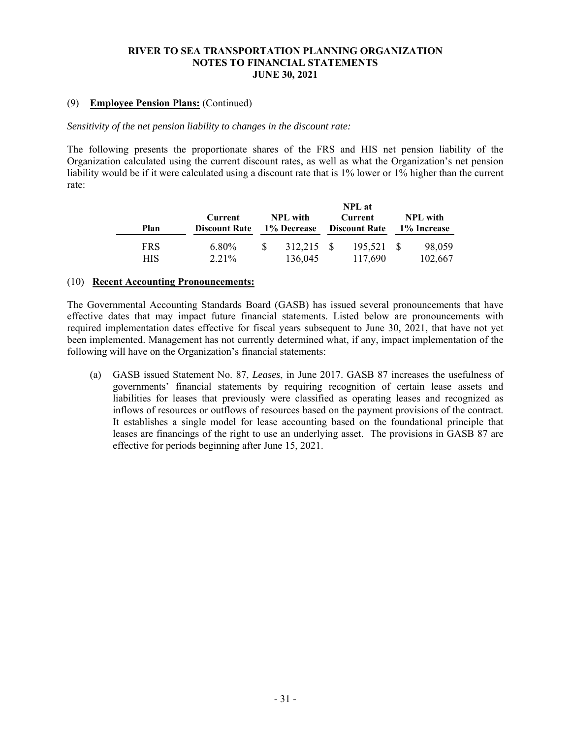(9) **Employee Pension Plans:** (Continued)

*Sensitivity of the net pension liability to changes in the discount rate:*

The following presents the proportionate shares of the FRS and HIS net pension liability of the Organization calculated using the current discount rates, as well as what the Organization's net pension liability would be if it were calculated using a discount rate that is 1% lower or 1% higher than the current rate:

| Plan | Current Discount Rate | NPL with 1% Decrease | NPL at Current Discount Rate | NPL with 1% Increase |
|---|---|---|---|---|
| FRS | 6.80% | $ 312,215 | $ 195,521 | $ 98,059 |
| HIS | 2.21% | 136,045 | 117,690 | 102,667 |

(10) **Recent Accounting Pronouncements:**

The Governmental Accounting Standards Board (GASB) has issued several pronouncements that have effective dates that may impact future financial statements. Listed below are pronouncements with required implementation dates effective for fiscal years subsequent to June 30, 2021, that have not yet been implemented. Management has not currently determined what, if any, impact implementation of the following will have on the Organization's financial statements:

(a) GASB issued Statement No. 87, *Leases*, in June 2017. GASB 87 increases the usefulness of governments' financial statements by requiring recognition of certain lease assets and liabilities for leases that previously were classified as operating leases and recognized as inflows of resources or outflows of resources based on the payment provisions of the contract. It establishes a single model for lease accounting based on the foundational principle that leases are financings of the right to use an underlying asset. The provisions in GASB 87 are effective for periods beginning after June 15, 2021.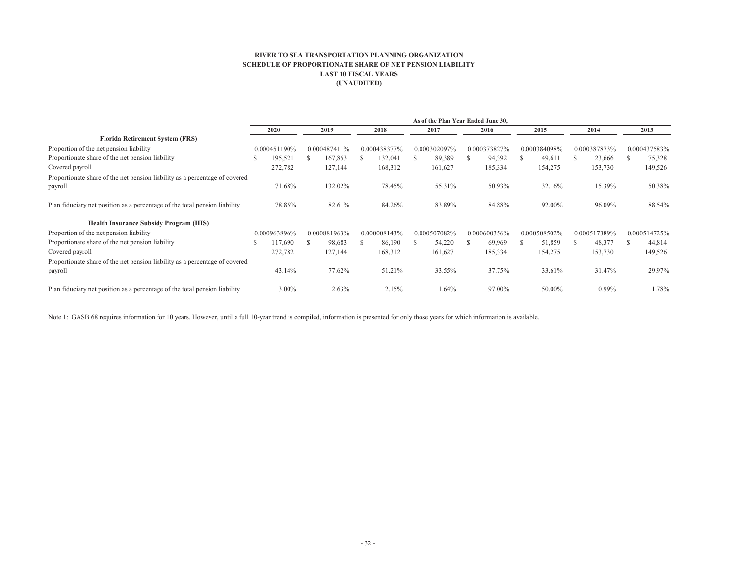**RIVER TO SEA TRANSPORTATION PLANNING ORGANIZATION**
**SCHEDULE OF PROPORTIONATE SHARE OF NET PENSION LIABILITY**
**LAST 10 FISCAL YEARS**
**(UNAUDITED)**

| | As of the Plan Year Ended June 30, | | | | | | | |
|---|---|---|---|---|---|---|---|---|
| | **2020** | **2019** | **2018** | **2017** | **2016** | **2015** | **2014** | **2013** |
| **Florida Retirement System (FRS)** | | | | | | | | |
| Proportion of the net pension liability | 0.000451190% | 0.000487411% | 0.000438377% | 0.000302097% | 0.000373827% | 0.000384098% | 0.000387873% | 0.000437583% |
| Proportionate share of the net pension liability | $ 195,521 | $ 167,853 | $ 132,041 | $ 89,389 | $ 94,392 | $ 49,611 | $ 23,666 | $ 75,328 |
| Covered payroll | 272,782 | 127,144 | 168,312 | 161,627 | 185,334 | 154,275 | 153,730 | 149,526 |
| Proportionate share of the net pension liability as a percentage of covered payroll | 71.68% | 132.02% | 78.45% | 55.31% | 50.93% | 32.16% | 15.39% | 50.38% |
| Plan fiduciary net position as a percentage of the total pension liability | 78.85% | 82.61% | 84.26% | 83.89% | 84.88% | 92.00% | 96.09% | 88.54% |
| **Health Insurance Subsidy Program (HIS)** | | | | | | | | |
| Proportion of the net pension liability | 0.000963896% | 0.000881963% | 0.000008143% | 0.000507082% | 0.000600356% | 0.000508502% | 0.000517389% | 0.000514725% |
| Proportionate share of the net pension liability | $ 117,690 | $ 98,683 | $ 86,190 | $ 54,220 | $ 69,969 | $ 51,859 | $ 48,377 | $ 44,814 |
| Covered payroll | 272,782 | 127,144 | 168,312 | 161,627 | 185,334 | 154,275 | 153,730 | 149,526 |
| Proportionate share of the net pension liability as a percentage of covered payroll | 43.14% | 77.62% | 51.21% | 33.55% | 37.75% | 33.61% | 31.47% | 29.97% |
| Plan fiduciary net position as a percentage of the total pension liability | 3.00% | 2.63% | 2.15% | 1.64% | 97.00% | 50.00% | 0.99% | 1.78% |

Note 1: GASB 68 requires information for 10 years. However, until a full 10-year trend is compiled, information is presented for only those years for which information is available.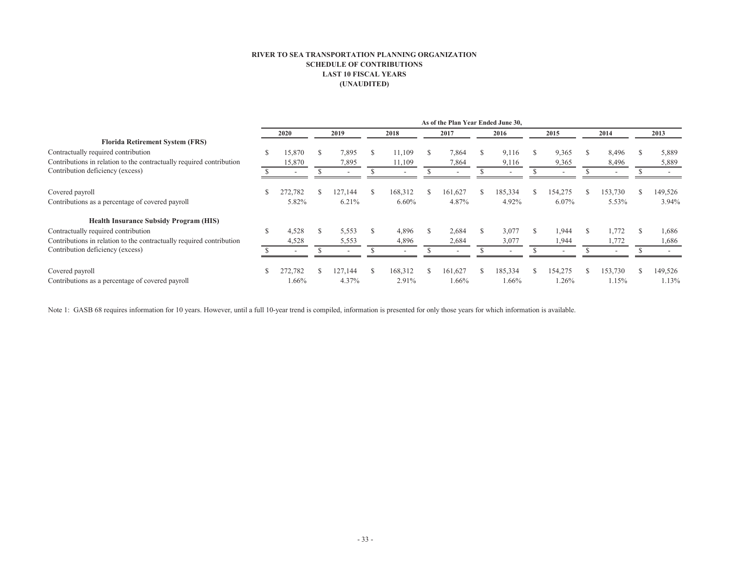**RIVER TO SEA TRANSPORTATION PLANNING ORGANIZATION**
**SCHEDULE OF CONTRIBUTIONS**
**LAST 10 FISCAL YEARS**
**(UNAUDITED)**

| | As of the Plan Year Ended June 30, | | | | | | | |
|---|---|---|---|---|---|---|---|---|
| | 2020 | 2019 | 2018 | 2017 | 2016 | 2015 | 2014 | 2013 |
| **Florida Retirement System (FRS)** | | | | | | | | |
| Contractually required contribution | $ 15,870 | $ 7,895 | $ 11,109 | $ 7,864 | $ 9,116 | $ 9,365 | $ 8,496 | $ 5,889 |
| Contributions in relation to the contractually required contribution | 15,870 | 7,895 | 11,109 | 7,864 | 9,116 | 9,365 | 8,496 | 5,889 |
| Contribution deficiency (excess) | $ - | $ - | $ - | $ - | $ - | $ - | $ - | $ - |
| Covered payroll | $ 272,782 | $ 127,144 | $ 168,312 | $ 161,627 | $ 185,334 | $ 154,275 | $ 153,730 | $ 149,526 |
| Contributions as a percentage of covered payroll | 5.82% | 6.21% | 6.60% | 4.87% | 4.92% | 6.07% | 5.53% | 3.94% |
| **Health Insurance Subsidy Program (HIS)** | | | | | | | | |
| Contractually required contribution | $ 4,528 | $ 5,553 | $ 4,896 | $ 2,684 | $ 3,077 | $ 1,944 | $ 1,772 | $ 1,686 |
| Contributions in relation to the contractually required contribution | 4,528 | 5,553 | 4,896 | 2,684 | 3,077 | 1,944 | 1,772 | 1,686 |
| Contribution deficiency (excess) | $ - | $ - | $ - | $ - | $ - | $ - | $ - | $ - |
| Covered payroll | $ 272,782 | $ 127,144 | $ 168,312 | $ 161,627 | $ 185,334 | $ 154,275 | $ 153,730 | $ 149,526 |
| Contributions as a percentage of covered payroll | 1.66% | 4.37% | 2.91% | 1.66% | 1.66% | 1.26% | 1.15% | 1.13% |

Note 1: GASB 68 requires information for 10 years. However, until a full 10-year trend is compiled, information is presented for only those years for which information is available.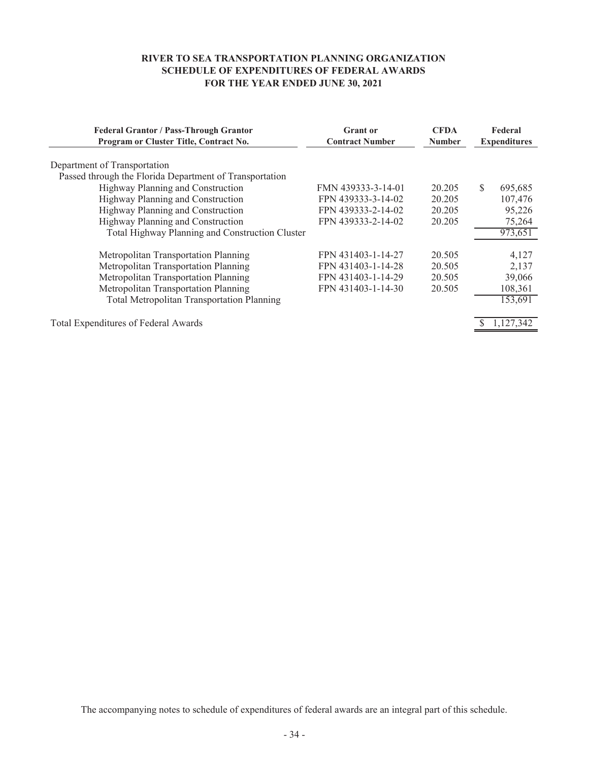# RIVER TO SEA TRANSPORTATION PLANNING ORGANIZATION
## SCHEDULE OF EXPENDITURES OF FEDERAL AWARDS
### FOR THE YEAR ENDED JUNE 30, 2021

| Federal Grantor / Pass-Through Grantor Program or Cluster Title, Contract No. | Grant or Contract Number | CFDA Number | Federal Expenditures |
|---|---|---|---|
| Department of Transportation | | | |
| Passed through the Florida Department of Transportation | | | |
| Highway Planning and Construction | FMN 439333-3-14-01 | 20.205 | $ 695,685 |
| Highway Planning and Construction | FPN 439333-3-14-02 | 20.205 | 107,476 |
| Highway Planning and Construction | FPN 439333-2-14-02 | 20.205 | 95,226 |
| Highway Planning and Construction | FPN 439333-2-14-02 | 20.205 | 75,264 |
| Total Highway Planning and Construction Cluster | | | 973,651 |
| Metropolitan Transportation Planning | FPN 431403-1-14-27 | 20.505 | 4,127 |
| Metropolitan Transportation Planning | FPN 431403-1-14-28 | 20.505 | 2,137 |
| Metropolitan Transportation Planning | FPN 431403-1-14-29 | 20.505 | 39,066 |
| Metropolitan Transportation Planning | FPN 431403-1-14-30 | 20.505 | 108,361 |
| Total Metropolitan Transportation Planning | | | 153,691 |
| Total Expenditures of Federal Awards | | | $ 1,127,342 |

The accompanying notes to schedule of expenditures of federal awards are an integral part of this schedule.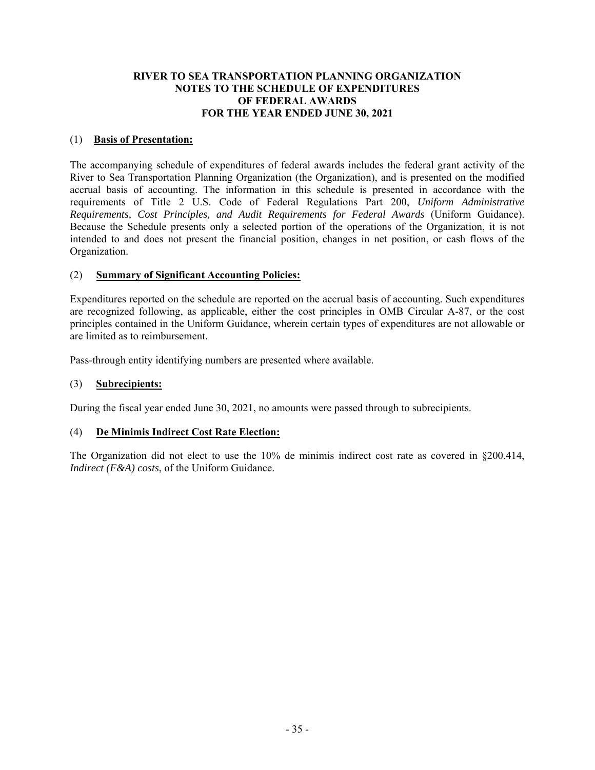# RIVER TO SEA TRANSPORTATION PLANNING ORGANIZATION
# NOTES TO THE SCHEDULE OF EXPENDITURES OF FEDERAL AWARDS
# FOR THE YEAR ENDED JUNE 30, 2021

## (1) Basis of Presentation:

The accompanying schedule of expenditures of federal awards includes the federal grant activity of the River to Sea Transportation Planning Organization (the Organization), and is presented on the modified accrual basis of accounting. The information in this schedule is presented in accordance with the requirements of Title 2 U.S. Code of Federal Regulations Part 200, *Uniform Administrative Requirements, Cost Principles, and Audit Requirements for Federal Awards* (Uniform Guidance). Because the Schedule presents only a selected portion of the operations of the Organization, it is not intended to and does not present the financial position, changes in net position, or cash flows of the Organization.

## (2) Summary of Significant Accounting Policies:

Expenditures reported on the schedule are reported on the accrual basis of accounting. Such expenditures are recognized following, as applicable, either the cost principles in OMB Circular A-87, or the cost principles contained in the Uniform Guidance, wherein certain types of expenditures are not allowable or are limited as to reimbursement.

Pass-through entity identifying numbers are presented where available.

## (3) Subrecipients:

During the fiscal year ended June 30, 2021, no amounts were passed through to subrecipients.

## (4) De Minimis Indirect Cost Rate Election:

The Organization did not elect to use the 10% de minimis indirect cost rate as covered in §200.414, *Indirect (F&A) costs*, of the Uniform Guidance.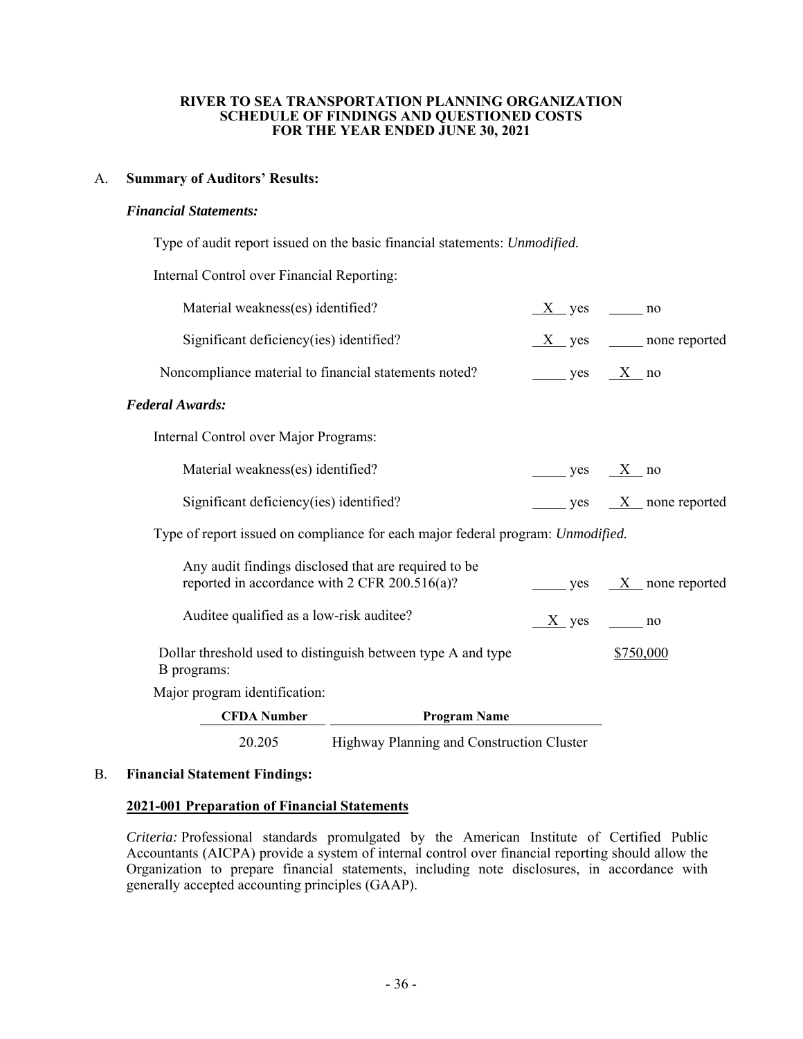**RIVER TO SEA TRANSPORTATION PLANNING ORGANIZATION**
**SCHEDULE OF FINDINGS AND QUESTIONED COSTS**
**FOR THE YEAR ENDED JUNE 30, 2021**

## A. Summary of Auditors' Results:

### *Financial Statements:*

Type of audit report issued on the basic financial statements: *Unmodified.*

Internal Control over Financial Reporting:

| | | |
|---|---|---|
| Material weakness(es) identified? | X yes | ___ no |
| Significant deficiency(ies) identified? | X yes | ___ none reported |
| Noncompliance material to financial statements noted? | ___ yes | X no |

### *Federal Awards:*

Internal Control over Major Programs:

| | | |
|---|---|---|
| Material weakness(es) identified? | ___ yes | X no |
| Significant deficiency(ies) identified? | ___ yes | X none reported |

Type of report issued on compliance for each major federal program: *Unmodified.*

| | | |
|---|---|---|
| Any audit findings disclosed that are required to be reported in accordance with 2 CFR 200.516(a)? | ___ yes | X none reported |
| Auditee qualified as a low-risk auditee? | X yes | ___ no |
| Dollar threshold used to distinguish between type A and type B programs: | | $750,000 |

Major program identification:

| CFDA Number | Program Name |
|---|---|
| 20.205 | Highway Planning and Construction Cluster |

## B. Financial Statement Findings:

**2021-001 Preparation of Financial Statements**

*Criteria:* Professional standards promulgated by the American Institute of Certified Public Accountants (AICPA) provide a system of internal control over financial reporting should allow the Organization to prepare financial statements, including note disclosures, in accordance with generally accepted accounting principles (GAAP).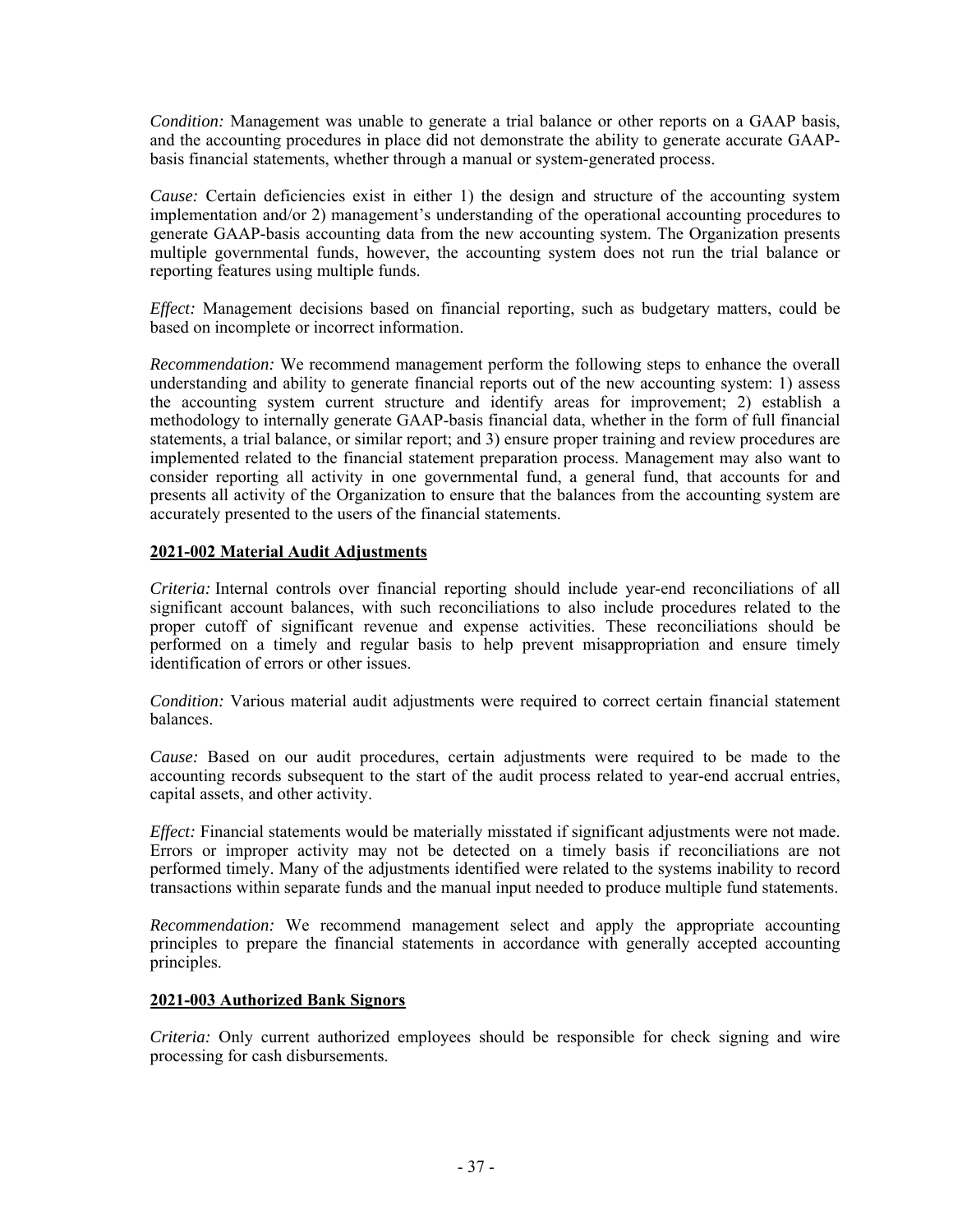*Condition:* Management was unable to generate a trial balance or other reports on a GAAP basis, and the accounting procedures in place did not demonstrate the ability to generate accurate GAAP-basis financial statements, whether through a manual or system-generated process.

*Cause:* Certain deficiencies exist in either 1) the design and structure of the accounting system implementation and/or 2) management's understanding of the operational accounting procedures to generate GAAP-basis accounting data from the new accounting system. The Organization presents multiple governmental funds, however, the accounting system does not run the trial balance or reporting features using multiple funds.

*Effect:* Management decisions based on financial reporting, such as budgetary matters, could be based on incomplete or incorrect information.

*Recommendation:* We recommend management perform the following steps to enhance the overall understanding and ability to generate financial reports out of the new accounting system: 1) assess the accounting system current structure and identify areas for improvement; 2) establish a methodology to internally generate GAAP-basis financial data, whether in the form of full financial statements, a trial balance, or similar report; and 3) ensure proper training and review procedures are implemented related to the financial statement preparation process. Management may also want to consider reporting all activity in one governmental fund, a general fund, that accounts for and presents all activity of the Organization to ensure that the balances from the accounting system are accurately presented to the users of the financial statements.

**2021-002 Material Audit Adjustments**

*Criteria:* Internal controls over financial reporting should include year-end reconciliations of all significant account balances, with such reconciliations to also include procedures related to the proper cutoff of significant revenue and expense activities. These reconciliations should be performed on a timely and regular basis to help prevent misappropriation and ensure timely identification of errors or other issues.

*Condition:* Various material audit adjustments were required to correct certain financial statement balances.

*Cause:* Based on our audit procedures, certain adjustments were required to be made to the accounting records subsequent to the start of the audit process related to year-end accrual entries, capital assets, and other activity.

*Effect:* Financial statements would be materially misstated if significant adjustments were not made. Errors or improper activity may not be detected on a timely basis if reconciliations are not performed timely. Many of the adjustments identified were related to the systems inability to record transactions within separate funds and the manual input needed to produce multiple fund statements.

*Recommendation:* We recommend management select and apply the appropriate accounting principles to prepare the financial statements in accordance with generally accepted accounting principles.

**2021-003 Authorized Bank Signors**

*Criteria:* Only current authorized employees should be responsible for check signing and wire processing for cash disbursements.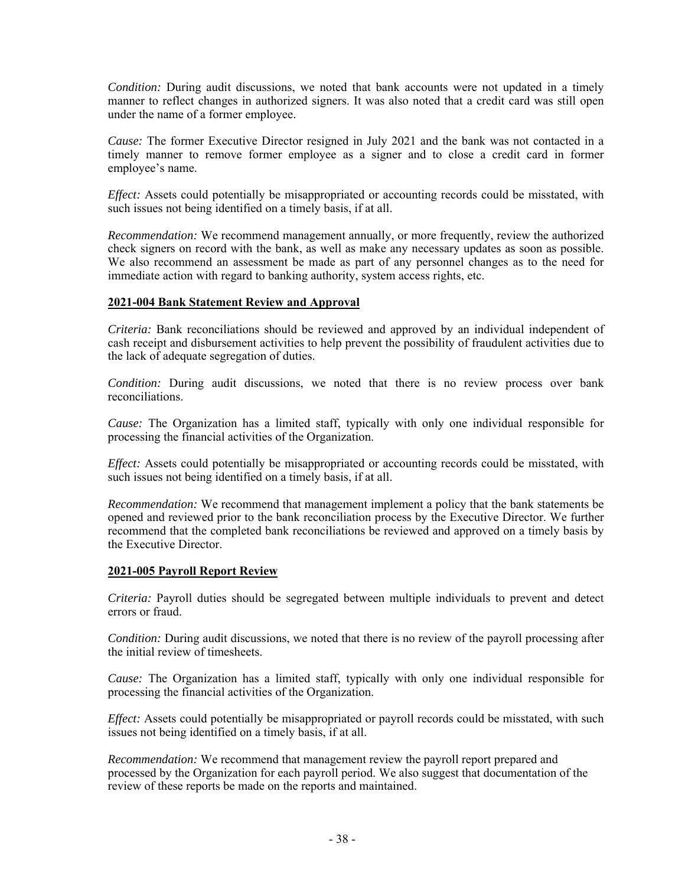*Condition:* During audit discussions, we noted that bank accounts were not updated in a timely manner to reflect changes in authorized signers. It was also noted that a credit card was still open under the name of a former employee.

*Cause:* The former Executive Director resigned in July 2021 and the bank was not contacted in a timely manner to remove former employee as a signer and to close a credit card in former employee's name.

*Effect:* Assets could potentially be misappropriated or accounting records could be misstated, with such issues not being identified on a timely basis, if at all.

*Recommendation:* We recommend management annually, or more frequently, review the authorized check signers on record with the bank, as well as make any necessary updates as soon as possible. We also recommend an assessment be made as part of any personnel changes as to the need for immediate action with regard to banking authority, system access rights, etc.

### 2021-004 Bank Statement Review and Approval

*Criteria:* Bank reconciliations should be reviewed and approved by an individual independent of cash receipt and disbursement activities to help prevent the possibility of fraudulent activities due to the lack of adequate segregation of duties.

*Condition:* During audit discussions, we noted that there is no review process over bank reconciliations.

*Cause:* The Organization has a limited staff, typically with only one individual responsible for processing the financial activities of the Organization.

*Effect:* Assets could potentially be misappropriated or accounting records could be misstated, with such issues not being identified on a timely basis, if at all.

*Recommendation:* We recommend that management implement a policy that the bank statements be opened and reviewed prior to the bank reconciliation process by the Executive Director. We further recommend that the completed bank reconciliations be reviewed and approved on a timely basis by the Executive Director.

### 2021-005 Payroll Report Review

*Criteria:* Payroll duties should be segregated between multiple individuals to prevent and detect errors or fraud.

*Condition:* During audit discussions, we noted that there is no review of the payroll processing after the initial review of timesheets.

*Cause:* The Organization has a limited staff, typically with only one individual responsible for processing the financial activities of the Organization.

*Effect:* Assets could potentially be misappropriated or payroll records could be misstated, with such issues not being identified on a timely basis, if at all.

*Recommendation:* We recommend that management review the payroll report prepared and processed by the Organization for each payroll period. We also suggest that documentation of the review of these reports be made on the reports and maintained.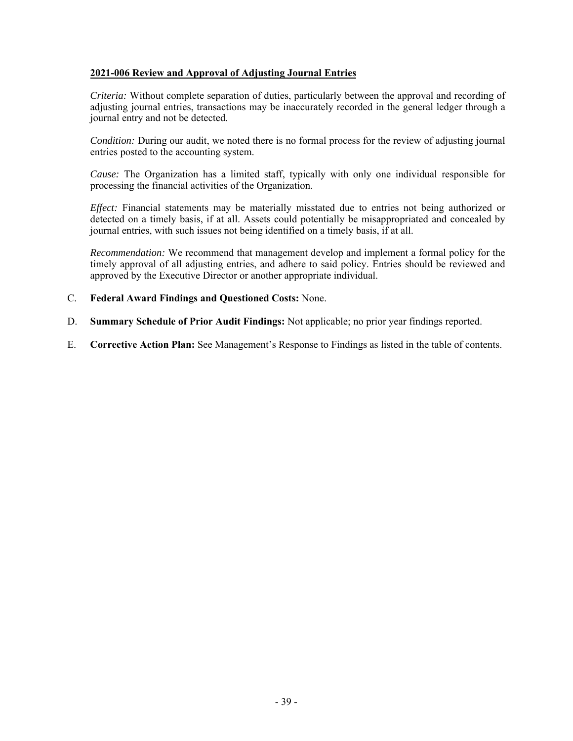**2021-006 Review and Approval of Adjusting Journal Entries**

*Criteria:* Without complete separation of duties, particularly between the approval and recording of adjusting journal entries, transactions may be inaccurately recorded in the general ledger through a journal entry and not be detected.

*Condition:* During our audit, we noted there is no formal process for the review of adjusting journal entries posted to the accounting system.

*Cause:* The Organization has a limited staff, typically with only one individual responsible for processing the financial activities of the Organization.

*Effect:* Financial statements may be materially misstated due to entries not being authorized or detected on a timely basis, if at all. Assets could potentially be misappropriated and concealed by journal entries, with such issues not being identified on a timely basis, if at all.

*Recommendation:* We recommend that management develop and implement a formal policy for the timely approval of all adjusting entries, and adhere to said policy. Entries should be reviewed and approved by the Executive Director or another appropriate individual.

C. **Federal Award Findings and Questioned Costs:** None.

D. **Summary Schedule of Prior Audit Findings:** Not applicable; no prior year findings reported.

E. **Corrective Action Plan:** See Management's Response to Findings as listed in the table of contents.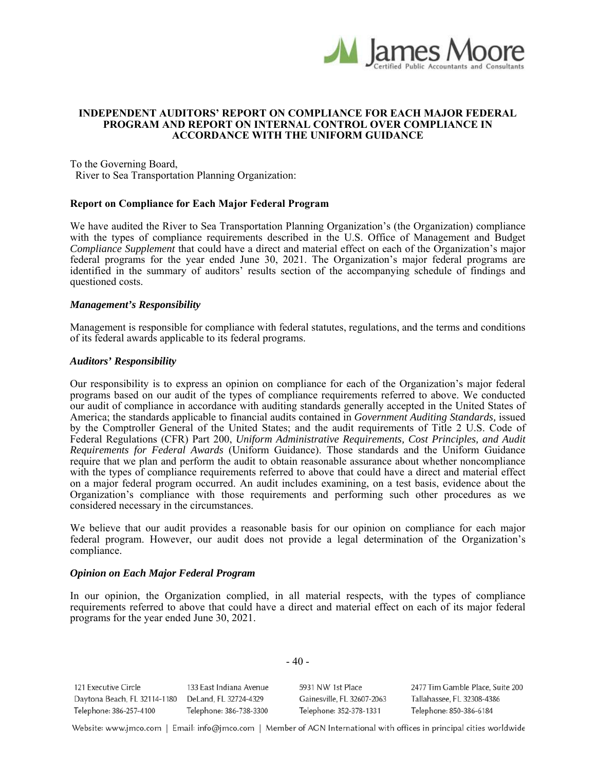# INDEPENDENT AUDITORS' REPORT ON COMPLIANCE FOR EACH MAJOR FEDERAL PROGRAM AND REPORT ON INTERNAL CONTROL OVER COMPLIANCE IN ACCORDANCE WITH THE UNIFORM GUIDANCE

To the Governing Board,
River to Sea Transportation Planning Organization:

## Report on Compliance for Each Major Federal Program

We have audited the River to Sea Transportation Planning Organization's (the Organization) compliance with the types of compliance requirements described in the U.S. Office of Management and Budget *Compliance Supplement* that could have a direct and material effect on each of the Organization's major federal programs for the year ended June 30, 2021. The Organization's major federal programs are identified in the summary of auditors' results section of the accompanying schedule of findings and questioned costs.

### *Management's Responsibility*

Management is responsible for compliance with federal statutes, regulations, and the terms and conditions of its federal awards applicable to its federal programs.

### *Auditors' Responsibility*

Our responsibility is to express an opinion on compliance for each of the Organization's major federal programs based on our audit of the types of compliance requirements referred to above. We conducted our audit of compliance in accordance with auditing standards generally accepted in the United States of America; the standards applicable to financial audits contained in *Government Auditing Standards,* issued by the Comptroller General of the United States; and the audit requirements of Title 2 U.S. Code of Federal Regulations (CFR) Part 200, *Uniform Administrative Requirements, Cost Principles, and Audit Requirements for Federal Awards* (Uniform Guidance). Those standards and the Uniform Guidance require that we plan and perform the audit to obtain reasonable assurance about whether noncompliance with the types of compliance requirements referred to above that could have a direct and material effect on a major federal program occurred. An audit includes examining, on a test basis, evidence about the Organization's compliance with those requirements and performing such other procedures as we considered necessary in the circumstances.

We believe that our audit provides a reasonable basis for our opinion on compliance for each major federal program. However, our audit does not provide a legal determination of the Organization's compliance.

### *Opinion on Each Major Federal Program*

In our opinion, the Organization complied, in all material respects, with the types of compliance requirements referred to above that could have a direct and material effect on each of its major federal programs for the year ended June 30, 2021.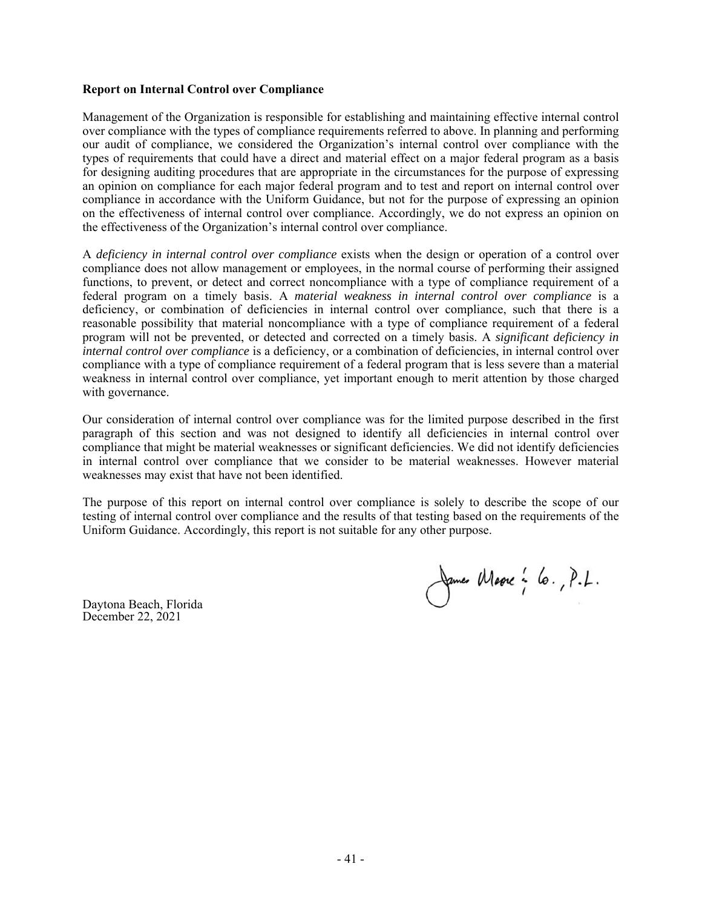**Report on Internal Control over Compliance**

Management of the Organization is responsible for establishing and maintaining effective internal control over compliance with the types of compliance requirements referred to above. In planning and performing our audit of compliance, we considered the Organization's internal control over compliance with the types of requirements that could have a direct and material effect on a major federal program as a basis for designing auditing procedures that are appropriate in the circumstances for the purpose of expressing an opinion on compliance for each major federal program and to test and report on internal control over compliance in accordance with the Uniform Guidance, but not for the purpose of expressing an opinion on the effectiveness of internal control over compliance. Accordingly, we do not express an opinion on the effectiveness of the Organization's internal control over compliance.

A *deficiency in internal control over compliance* exists when the design or operation of a control over compliance does not allow management or employees, in the normal course of performing their assigned functions, to prevent, or detect and correct noncompliance with a type of compliance requirement of a federal program on a timely basis. A *material weakness in internal control over compliance* is a deficiency, or combination of deficiencies in internal control over compliance, such that there is a reasonable possibility that material noncompliance with a type of compliance requirement of a federal program will not be prevented, or detected and corrected on a timely basis. A *significant deficiency in internal control over compliance* is a deficiency, or a combination of deficiencies, in internal control over compliance with a type of compliance requirement of a federal program that is less severe than a material weakness in internal control over compliance, yet important enough to merit attention by those charged with governance.

Our consideration of internal control over compliance was for the limited purpose described in the first paragraph of this section and was not designed to identify all deficiencies in internal control over compliance that might be material weaknesses or significant deficiencies. We did not identify deficiencies in internal control over compliance that we consider to be material weaknesses. However material weaknesses may exist that have not been identified.

The purpose of this report on internal control over compliance is solely to describe the scope of our testing of internal control over compliance and the results of that testing based on the requirements of the Uniform Guidance. Accordingly, this report is not suitable for any other purpose.

James Moore & Co., P.L.

Daytona Beach, Florida
December 22, 2021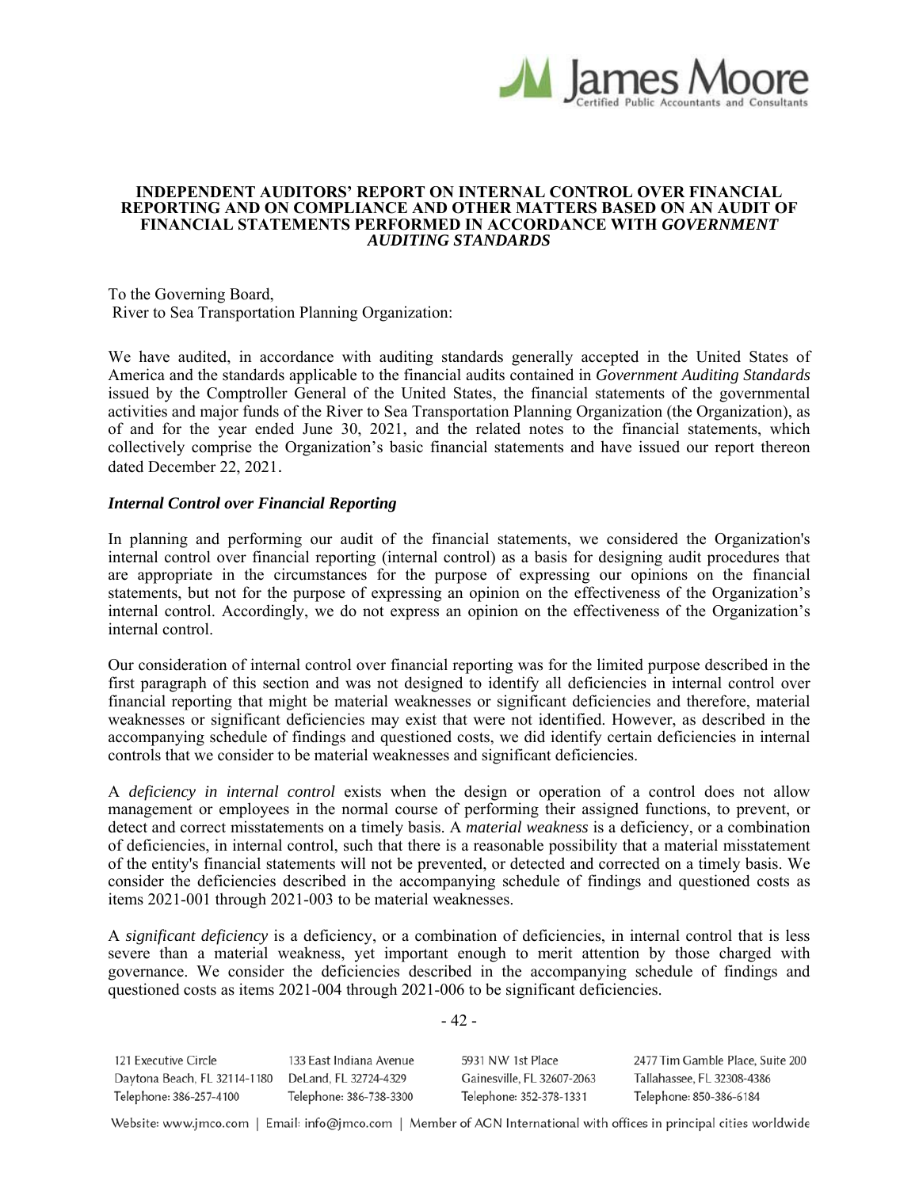# INDEPENDENT AUDITORS' REPORT ON INTERNAL CONTROL OVER FINANCIAL REPORTING AND ON COMPLIANCE AND OTHER MATTERS BASED ON AN AUDIT OF FINANCIAL STATEMENTS PERFORMED IN ACCORDANCE WITH *GOVERNMENT AUDITING STANDARDS*

To the Governing Board,
River to Sea Transportation Planning Organization:

We have audited, in accordance with auditing standards generally accepted in the United States of America and the standards applicable to the financial audits contained in *Government Auditing Standards* issued by the Comptroller General of the United States, the financial statements of the governmental activities and major funds of the River to Sea Transportation Planning Organization (the Organization), as of and for the year ended June 30, 2021, and the related notes to the financial statements, which collectively comprise the Organization's basic financial statements and have issued our report thereon dated December 22, 2021.

### *Internal Control over Financial Reporting*

In planning and performing our audit of the financial statements, we considered the Organization's internal control over financial reporting (internal control) as a basis for designing audit procedures that are appropriate in the circumstances for the purpose of expressing our opinions on the financial statements, but not for the purpose of expressing an opinion on the effectiveness of the Organization's internal control. Accordingly, we do not express an opinion on the effectiveness of the Organization's internal control.

Our consideration of internal control over financial reporting was for the limited purpose described in the first paragraph of this section and was not designed to identify all deficiencies in internal control over financial reporting that might be material weaknesses or significant deficiencies and therefore, material weaknesses or significant deficiencies may exist that were not identified. However, as described in the accompanying schedule of findings and questioned costs, we did identify certain deficiencies in internal controls that we consider to be material weaknesses and significant deficiencies.

A *deficiency in internal control* exists when the design or operation of a control does not allow management or employees in the normal course of performing their assigned functions, to prevent, or detect and correct misstatements on a timely basis. A *material weakness* is a deficiency, or a combination of deficiencies, in internal control, such that there is a reasonable possibility that a material misstatement of the entity's financial statements will not be prevented, or detected and corrected on a timely basis. We consider the deficiencies described in the accompanying schedule of findings and questioned costs as items 2021-001 through 2021-003 to be material weaknesses.

A *significant deficiency* is a deficiency, or a combination of deficiencies, in internal control that is less severe than a material weakness, yet important enough to merit attention by those charged with governance. We consider the deficiencies described in the accompanying schedule of findings and questioned costs as items 2021-004 through 2021-006 to be significant deficiencies.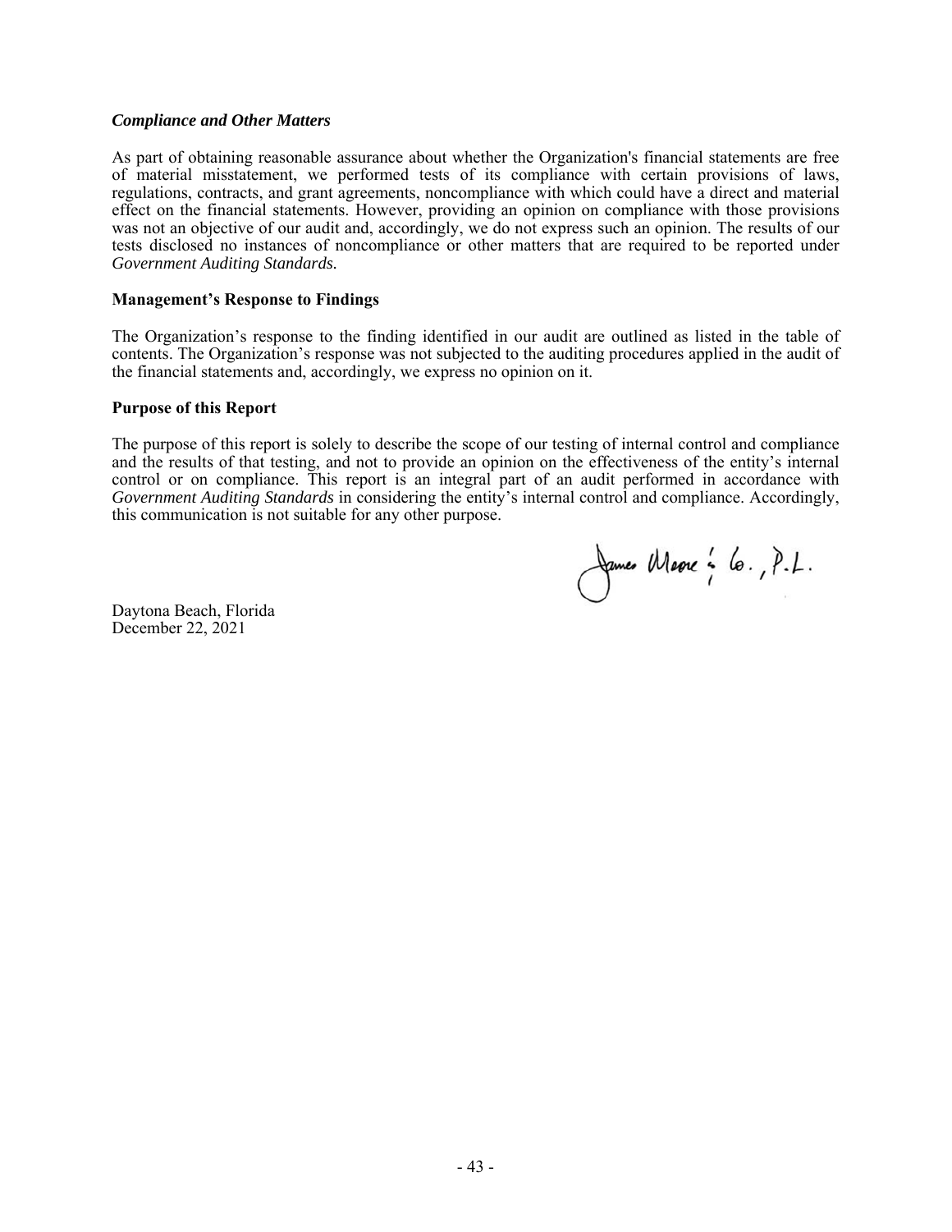### *Compliance and Other Matters*

As part of obtaining reasonable assurance about whether the Organization's financial statements are free of material misstatement, we performed tests of its compliance with certain provisions of laws, regulations, contracts, and grant agreements, noncompliance with which could have a direct and material effect on the financial statements. However, providing an opinion on compliance with those provisions was not an objective of our audit and, accordingly, we do not express such an opinion. The results of our tests disclosed no instances of noncompliance or other matters that are required to be reported under *Government Auditing Standards.*

### Management's Response to Findings

The Organization's response to the finding identified in our audit are outlined as listed in the table of contents. The Organization's response was not subjected to the auditing procedures applied in the audit of the financial statements and, accordingly, we express no opinion on it.

### Purpose of this Report

The purpose of this report is solely to describe the scope of our testing of internal control and compliance and the results of that testing, and not to provide an opinion on the effectiveness of the entity's internal control or on compliance. This report is an integral part of an audit performed in accordance with *Government Auditing Standards* in considering the entity's internal control and compliance. Accordingly, this communication is not suitable for any other purpose.

James Moore & Co., P.L.

Daytona Beach, Florida
December 22, 2021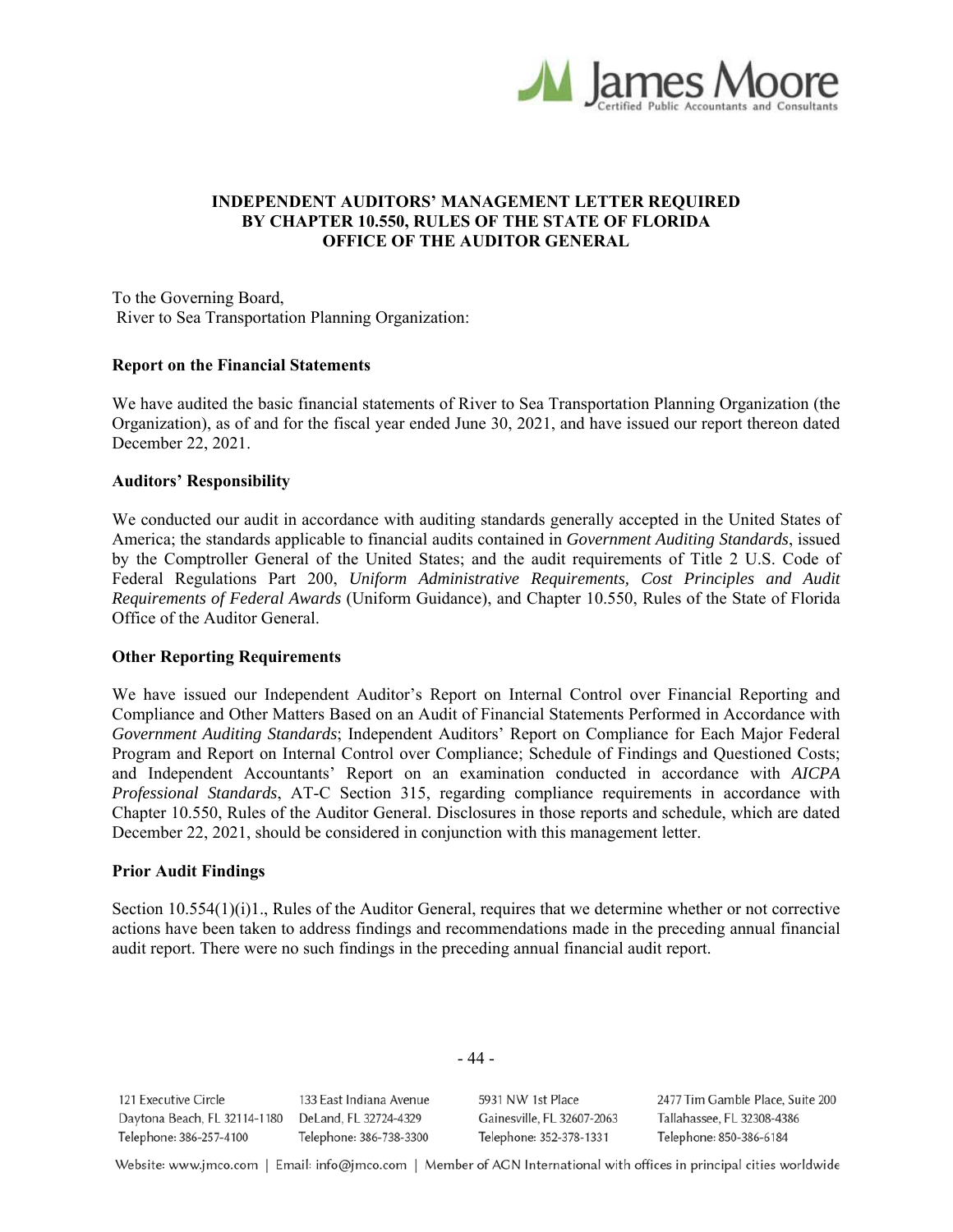# INDEPENDENT AUDITORS' MANAGEMENT LETTER REQUIRED BY CHAPTER 10.550, RULES OF THE STATE OF FLORIDA OFFICE OF THE AUDITOR GENERAL

To the Governing Board,
River to Sea Transportation Planning Organization:

**Report on the Financial Statements**

We have audited the basic financial statements of River to Sea Transportation Planning Organization (the Organization), as of and for the fiscal year ended June 30, 2021, and have issued our report thereon dated December 22, 2021.

**Auditors' Responsibility**

We conducted our audit in accordance with auditing standards generally accepted in the United States of America; the standards applicable to financial audits contained in *Government Auditing Standards*, issued by the Comptroller General of the United States; and the audit requirements of Title 2 U.S. Code of Federal Regulations Part 200, *Uniform Administrative Requirements, Cost Principles and Audit Requirements of Federal Awards* (Uniform Guidance), and Chapter 10.550, Rules of the State of Florida Office of the Auditor General.

**Other Reporting Requirements**

We have issued our Independent Auditor's Report on Internal Control over Financial Reporting and Compliance and Other Matters Based on an Audit of Financial Statements Performed in Accordance with *Government Auditing Standards*; Independent Auditors' Report on Compliance for Each Major Federal Program and Report on Internal Control over Compliance; Schedule of Findings and Questioned Costs; and Independent Accountants' Report on an examination conducted in accordance with *AICPA Professional Standards*, AT-C Section 315, regarding compliance requirements in accordance with Chapter 10.550, Rules of the Auditor General. Disclosures in those reports and schedule, which are dated December 22, 2021, should be considered in conjunction with this management letter.

**Prior Audit Findings**

Section 10.554(1)(i)1., Rules of the Auditor General, requires that we determine whether or not corrective actions have been taken to address findings and recommendations made in the preceding annual financial audit report. There were no such findings in the preceding annual financial audit report.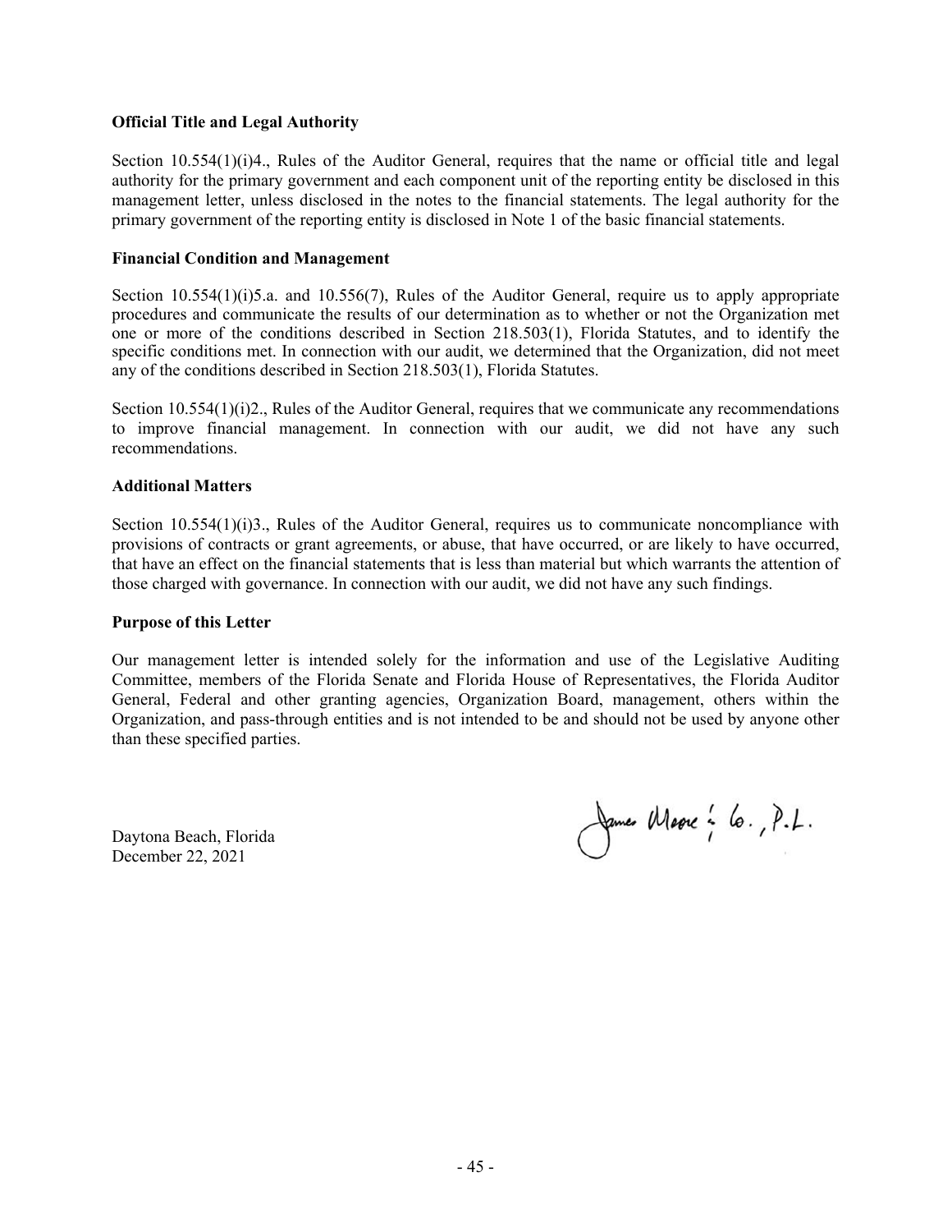**Official Title and Legal Authority**

Section 10.554(1)(i)4., Rules of the Auditor General, requires that the name or official title and legal authority for the primary government and each component unit of the reporting entity be disclosed in this management letter, unless disclosed in the notes to the financial statements. The legal authority for the primary government of the reporting entity is disclosed in Note 1 of the basic financial statements.

**Financial Condition and Management**

Section 10.554(1)(i)5.a. and 10.556(7), Rules of the Auditor General, require us to apply appropriate procedures and communicate the results of our determination as to whether or not the Organization met one or more of the conditions described in Section 218.503(1), Florida Statutes, and to identify the specific conditions met. In connection with our audit, we determined that the Organization, did not meet any of the conditions described in Section 218.503(1), Florida Statutes.

Section 10.554(1)(i)2., Rules of the Auditor General, requires that we communicate any recommendations to improve financial management. In connection with our audit, we did not have any such recommendations.

**Additional Matters**

Section 10.554(1)(i)3., Rules of the Auditor General, requires us to communicate noncompliance with provisions of contracts or grant agreements, or abuse, that have occurred, or are likely to have occurred, that have an effect on the financial statements that is less than material but which warrants the attention of those charged with governance. In connection with our audit, we did not have any such findings.

**Purpose of this Letter**

Our management letter is intended solely for the information and use of the Legislative Auditing Committee, members of the Florida Senate and Florida House of Representatives, the Florida Auditor General, Federal and other granting agencies, Organization Board, management, others within the Organization, and pass-through entities and is not intended to be and should not be used by anyone other than these specified parties.

James Moore & Co., P.L.

Daytona Beach, Florida
December 22, 2021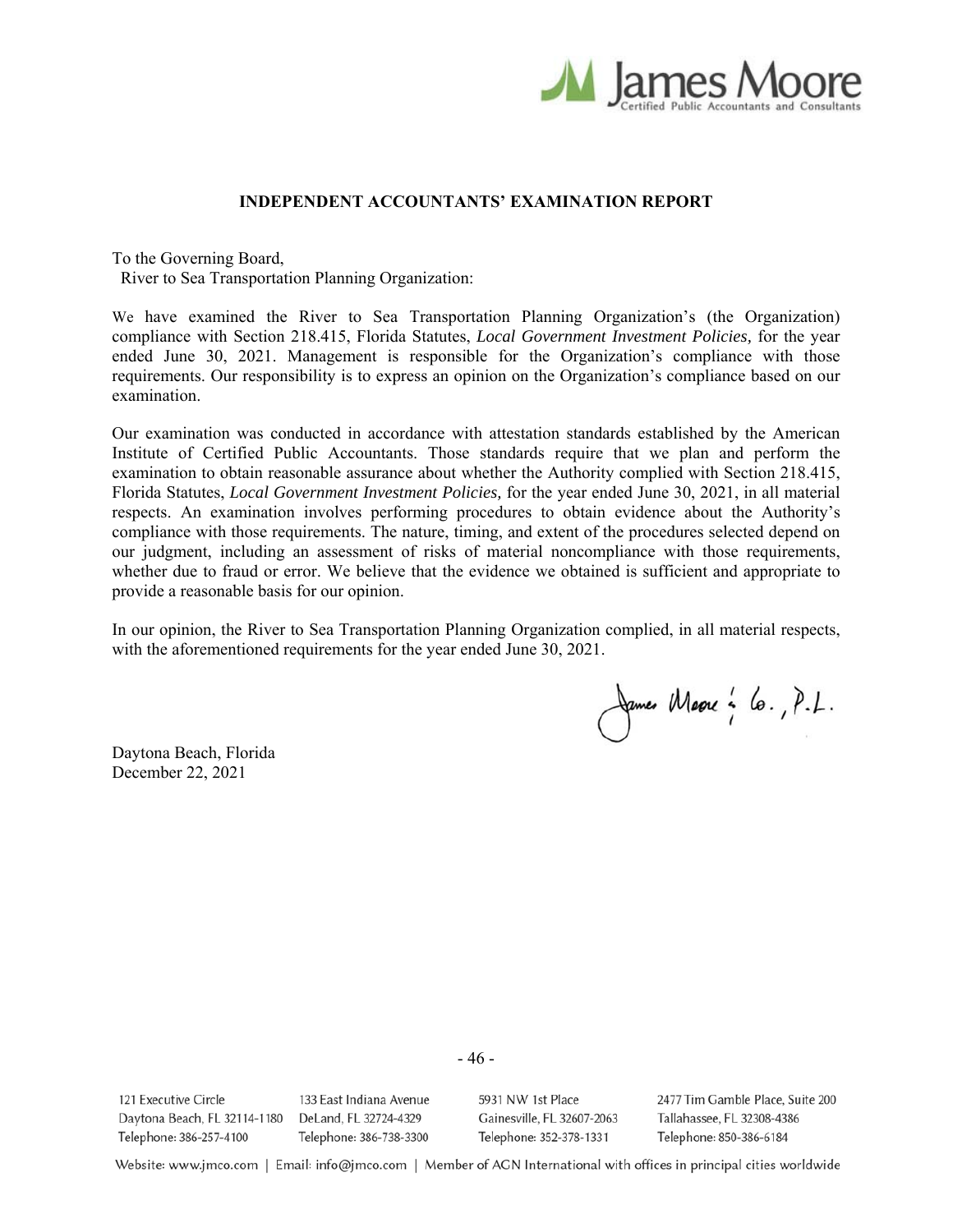# INDEPENDENT ACCOUNTANTS' EXAMINATION REPORT

To the Governing Board,
River to Sea Transportation Planning Organization:

We have examined the River to Sea Transportation Planning Organization's (the Organization) compliance with Section 218.415, Florida Statutes, *Local Government Investment Policies,* for the year ended June 30, 2021. Management is responsible for the Organization's compliance with those requirements. Our responsibility is to express an opinion on the Organization's compliance based on our examination.

Our examination was conducted in accordance with attestation standards established by the American Institute of Certified Public Accountants. Those standards require that we plan and perform the examination to obtain reasonable assurance about whether the Authority complied with Section 218.415, Florida Statutes, *Local Government Investment Policies,* for the year ended June 30, 2021, in all material respects. An examination involves performing procedures to obtain evidence about the Authority's compliance with those requirements. The nature, timing, and extent of the procedures selected depend on our judgment, including an assessment of risks of material noncompliance with those requirements, whether due to fraud or error. We believe that the evidence we obtained is sufficient and appropriate to provide a reasonable basis for our opinion.

In our opinion, the River to Sea Transportation Planning Organization complied, in all material respects, with the aforementioned requirements for the year ended June 30, 2021.

James Moore & Co., P.L.

Daytona Beach, Florida
December 22, 2021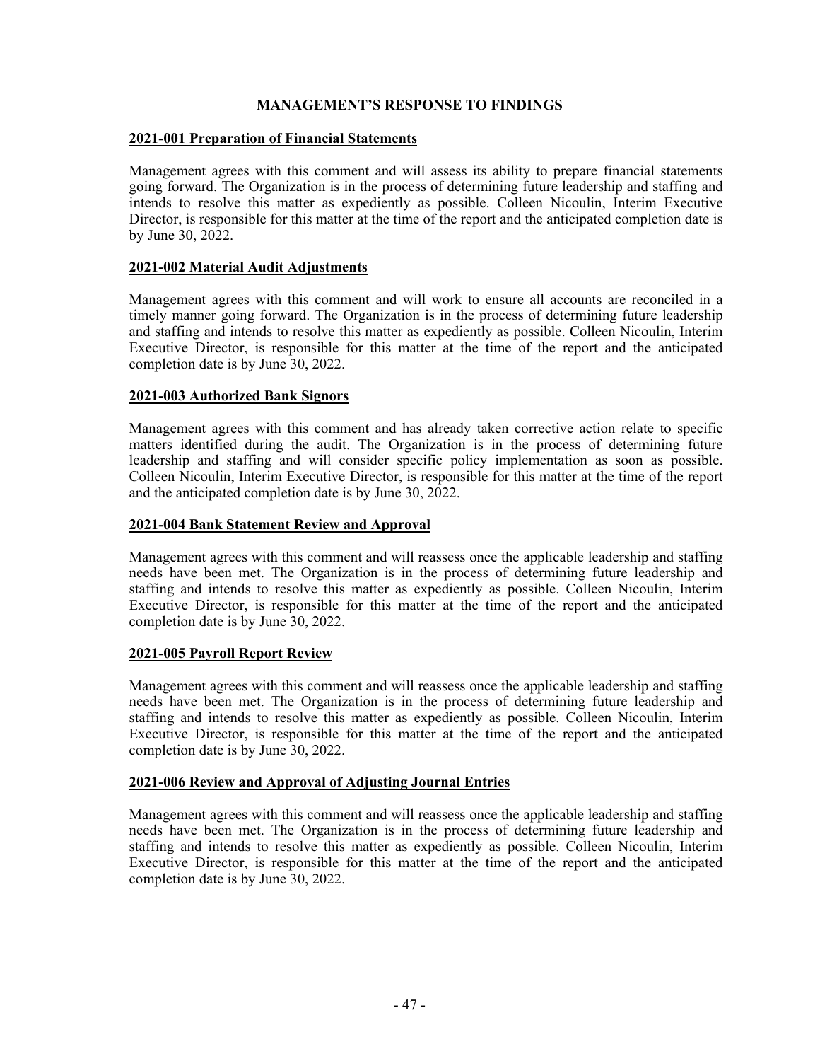# MANAGEMENT'S RESPONSE TO FINDINGS

## 2021-001 Preparation of Financial Statements

Management agrees with this comment and will assess its ability to prepare financial statements going forward. The Organization is in the process of determining future leadership and staffing and intends to resolve this matter as expediently as possible. Colleen Nicoulin, Interim Executive Director, is responsible for this matter at the time of the report and the anticipated completion date is by June 30, 2022.

## 2021-002 Material Audit Adjustments

Management agrees with this comment and will work to ensure all accounts are reconciled in a timely manner going forward. The Organization is in the process of determining future leadership and staffing and intends to resolve this matter as expediently as possible. Colleen Nicoulin, Interim Executive Director, is responsible for this matter at the time of the report and the anticipated completion date is by June 30, 2022.

## 2021-003 Authorized Bank Signors

Management agrees with this comment and has already taken corrective action relate to specific matters identified during the audit. The Organization is in the process of determining future leadership and staffing and will consider specific policy implementation as soon as possible. Colleen Nicoulin, Interim Executive Director, is responsible for this matter at the time of the report and the anticipated completion date is by June 30, 2022.

## 2021-004 Bank Statement Review and Approval

Management agrees with this comment and will reassess once the applicable leadership and staffing needs have been met. The Organization is in the process of determining future leadership and staffing and intends to resolve this matter as expediently as possible. Colleen Nicoulin, Interim Executive Director, is responsible for this matter at the time of the report and the anticipated completion date is by June 30, 2022.

## 2021-005 Payroll Report Review

Management agrees with this comment and will reassess once the applicable leadership and staffing needs have been met. The Organization is in the process of determining future leadership and staffing and intends to resolve this matter as expediently as possible. Colleen Nicoulin, Interim Executive Director, is responsible for this matter at the time of the report and the anticipated completion date is by June 30, 2022.

## 2021-006 Review and Approval of Adjusting Journal Entries

Management agrees with this comment and will reassess once the applicable leadership and staffing needs have been met. The Organization is in the process of determining future leadership and staffing and intends to resolve this matter as expediently as possible. Colleen Nicoulin, Interim Executive Director, is responsible for this matter at the time of the report and the anticipated completion date is by June 30, 2022.